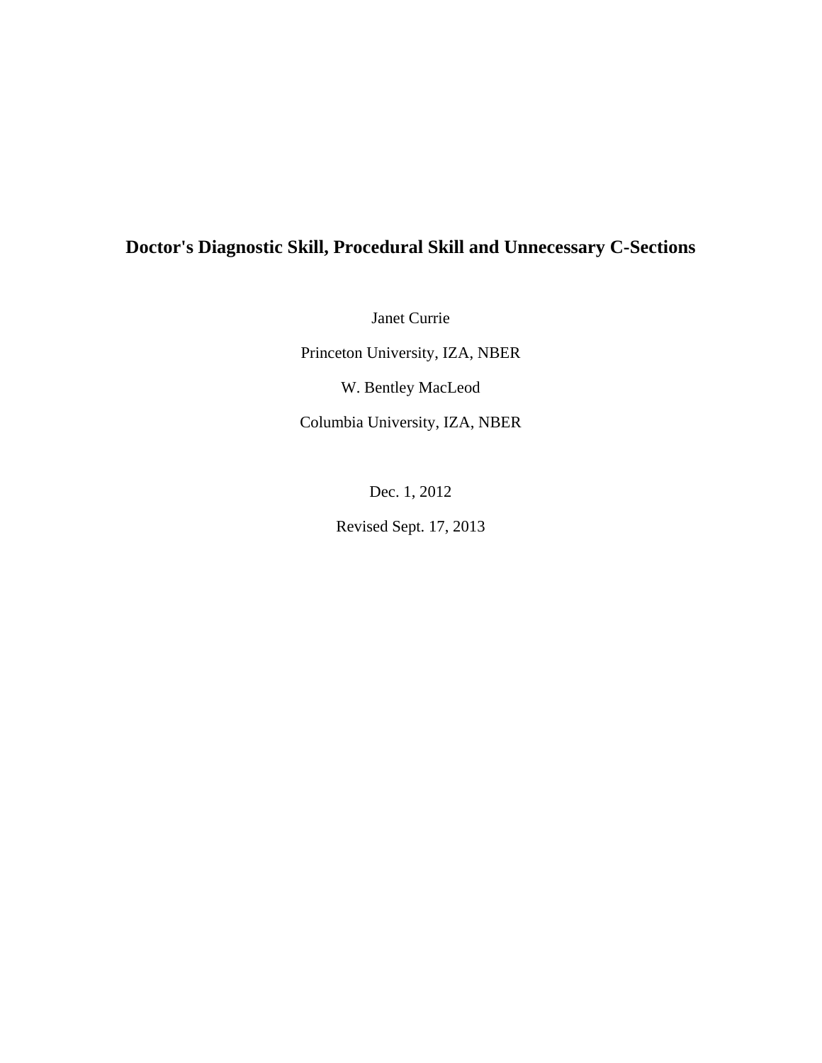# Doctor's Diagnostic Skill, Procedural Skill and Unnecessary C-Sections

Janet Currie

Princeton University, IZA, NBER

W. Bentley MacLeod

Columbia University, IZA, NBER

Dec. 1, 2012

Revised Sept. 17, 2013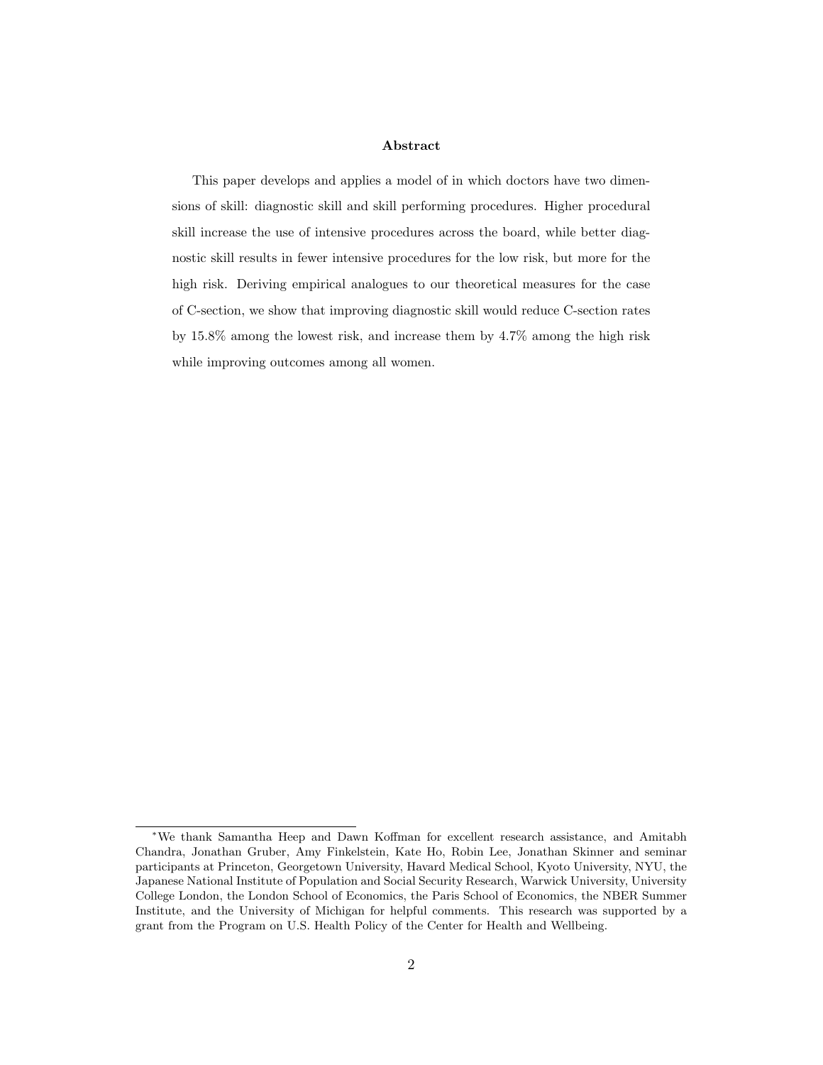### Abstract

This paper develops and applies a model of in which doctors have two dimensions of skill: diagnostic skill and skill performing procedures. Higher procedural skill increase the use of intensive procedures across the board, while better diagnostic skill results in fewer intensive procedures for the low risk, but more for the high risk. Deriving empirical analogues to our theoretical measures for the case of C-section, we show that improving diagnostic skill would reduce C-section rates by 15.8% among the lowest risk, and increase them by 4.7% among the high risk while improving outcomes among all women.

---

*We thank Samantha Heep and Dawn Koffman for excellent research assistance, and Amitabh Chandra, Jonathan Gruber, Amy Finkelstein, Kate Ho, Robin Lee, Jonathan Skinner and seminar participants at Princeton, Georgetown University, Havard Medical School, Kyoto University, NYU, the Japanese National Institute of Population and Social Security Research, Warwick University, University College London, the London School of Economics, the Paris School of Economics, the NBER Summer Institute, and the University of Michigan for helpful comments. This research was supported by a grant from the Program on U.S. Health Policy of the Center for Health and Wellbeing.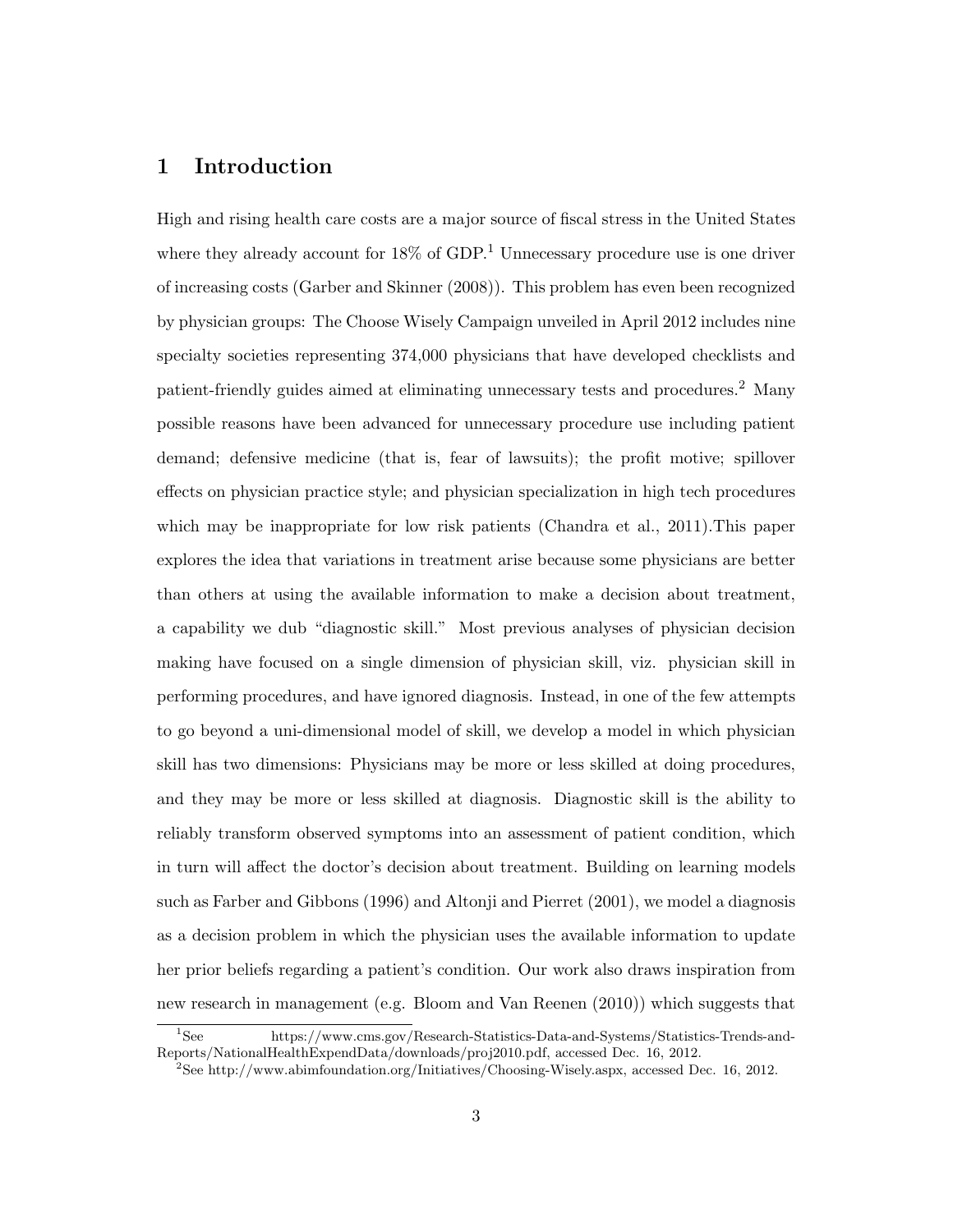# 1 Introduction

High and rising health care costs are a major source of fiscal stress in the United States where they already account for 18% of GDP.[1] Unnecessary procedure use is one driver of increasing costs (Garber and Skinner (2008)). This problem has even been recognized by physician groups: The Choose Wisely Campaign unveiled in April 2012 includes nine specialty societies representing 374,000 physicians that have developed checklists and patient-friendly guides aimed at eliminating unnecessary tests and procedures.[2] Many possible reasons have been advanced for unnecessary procedure use including patient demand; defensive medicine (that is, fear of lawsuits); the profit motive; spillover effects on physician practice style; and physician specialization in high tech procedures which may be inappropriate for low risk patients (Chandra et al., 2011).This paper explores the idea that variations in treatment arise because some physicians are better than others at using the available information to make a decision about treatment, a capability we dub "diagnostic skill." Most previous analyses of physician decision making have focused on a single dimension of physician skill, viz. physician skill in performing procedures, and have ignored diagnosis. Instead, in one of the few attempts to go beyond a uni-dimensional model of skill, we develop a model in which physician skill has two dimensions: Physicians may be more or less skilled at doing procedures, and they may be more or less skilled at diagnosis. Diagnostic skill is the ability to reliably transform observed symptoms into an assessment of patient condition, which in turn will affect the doctor's decision about treatment. Building on learning models such as Farber and Gibbons (1996) and Altonji and Pierret (2001), we model a diagnosis as a decision problem in which the physician uses the available information to update her prior beliefs regarding a patient's condition. Our work also draws inspiration from new research in management (e.g. Bloom and Van Reenen (2010)) which suggests that

[1] See https://www.cms.gov/Research-Statistics-Data-and-Systems/Statistics-Trends-and-Reports/NationalHealthExpendData/downloads/proj2010.pdf, accessed Dec. 16, 2012.

[2] See http://www.abimfoundation.org/Initiatives/Choosing-Wisely.aspx, accessed Dec. 16, 2012.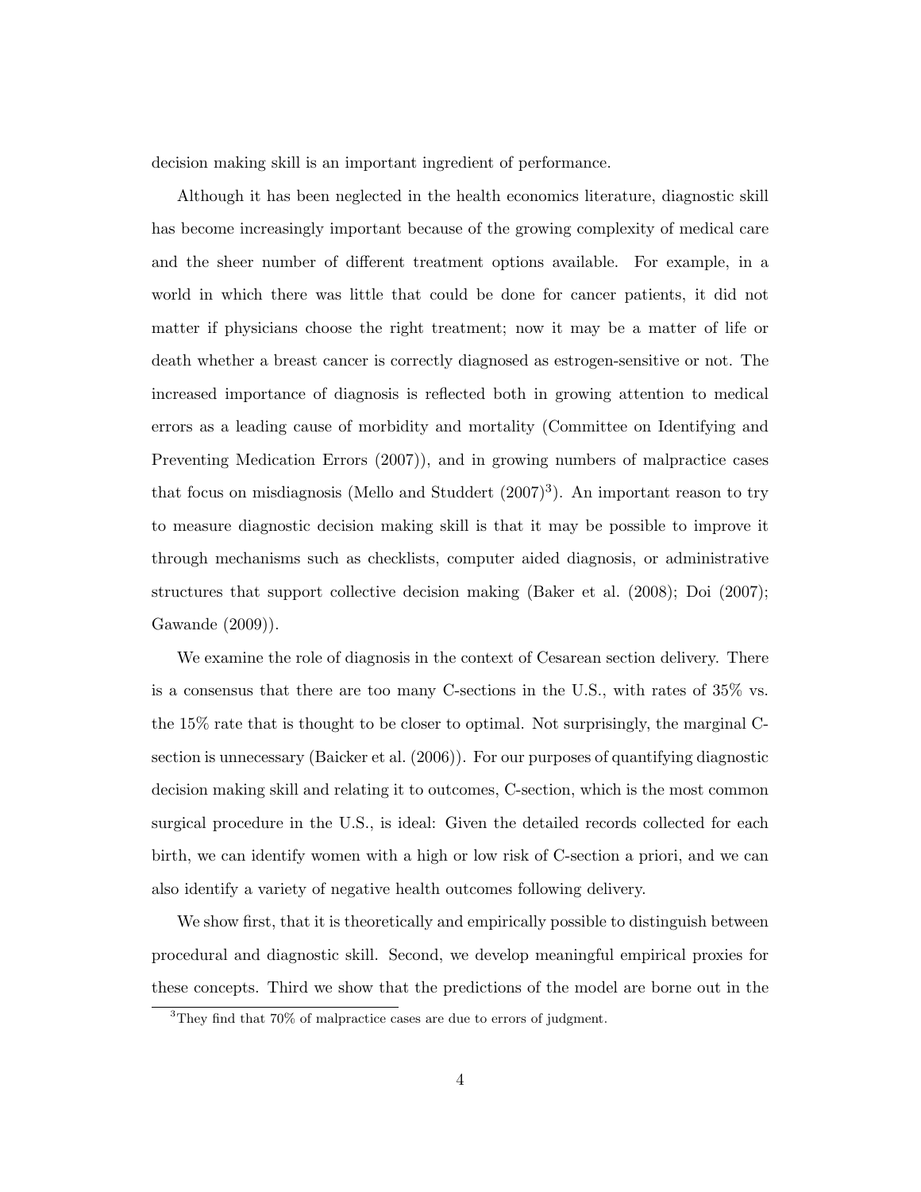decision making skill is an important ingredient of performance.

Although it has been neglected in the health economics literature, diagnostic skill has become increasingly important because of the growing complexity of medical care and the sheer number of different treatment options available. For example, in a world in which there was little that could be done for cancer patients, it did not matter if physicians choose the right treatment; now it may be a matter of life or death whether a breast cancer is correctly diagnosed as estrogen-sensitive or not. The increased importance of diagnosis is reflected both in growing attention to medical errors as a leading cause of morbidity and mortality (Committee on Identifying and Preventing Medication Errors (2007)), and in growing numbers of malpractice cases that focus on misdiagnosis (Mello and Studdert (2007)[3]). An important reason to try to measure diagnostic decision making skill is that it may be possible to improve it through mechanisms such as checklists, computer aided diagnosis, or administrative structures that support collective decision making (Baker et al. (2008); Doi (2007); Gawande (2009)).

We examine the role of diagnosis in the context of Cesarean section delivery. There is a consensus that there are too many C-sections in the U.S., with rates of 35% vs. the 15% rate that is thought to be closer to optimal. Not surprisingly, the marginal C-section is unnecessary (Baicker et al. (2006)). For our purposes of quantifying diagnostic decision making skill and relating it to outcomes, C-section, which is the most common surgical procedure in the U.S., is ideal: Given the detailed records collected for each birth, we can identify women with a high or low risk of C-section a priori, and we can also identify a variety of negative health outcomes following delivery.

We show first, that it is theoretically and empirically possible to distinguish between procedural and diagnostic skill. Second, we develop meaningful empirical proxies for these concepts. Third we show that the predictions of the model are borne out in the

[3] They find that 70% of malpractice cases are due to errors of judgment.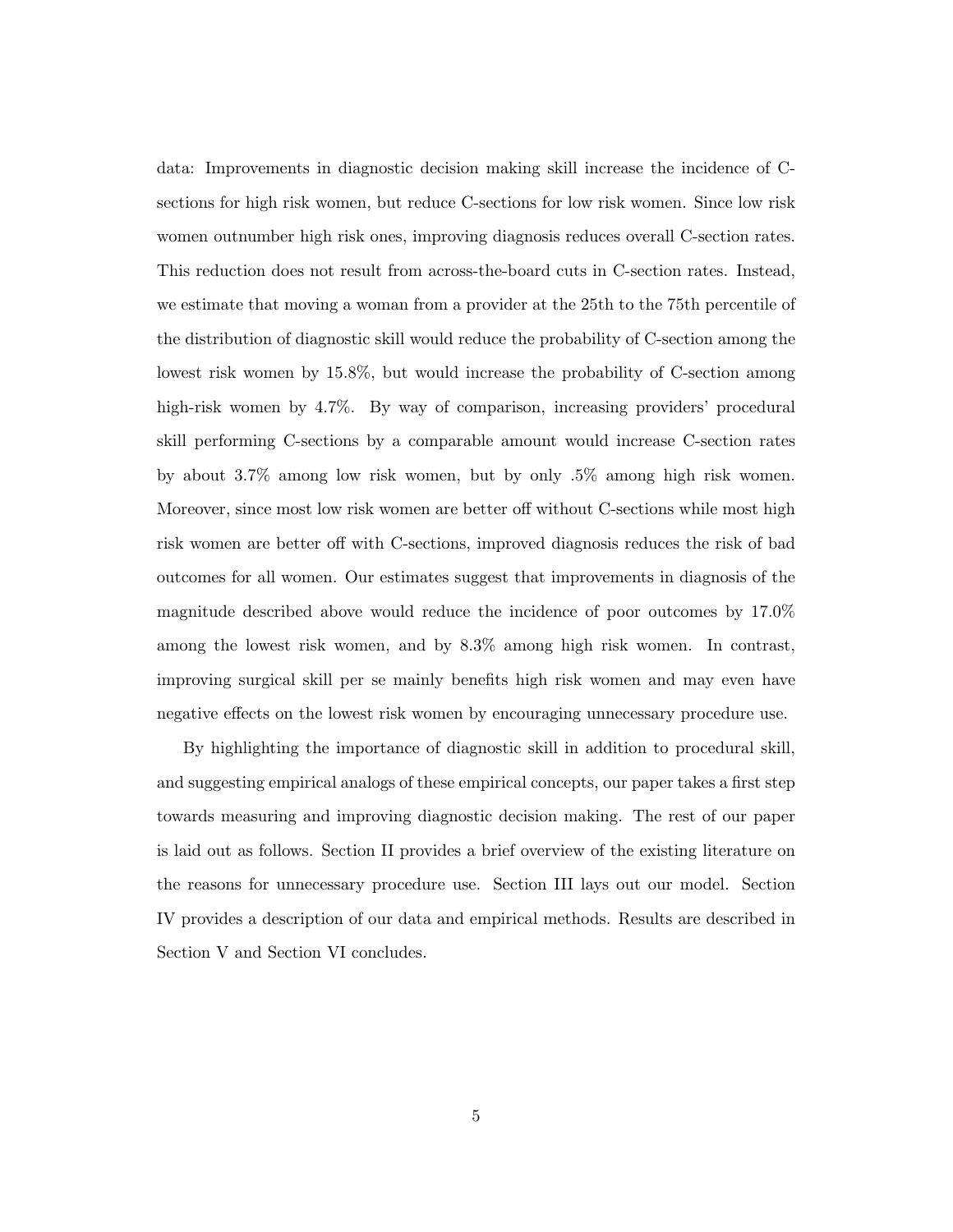data: Improvements in diagnostic decision making skill increase the incidence of C-sections for high risk women, but reduce C-sections for low risk women. Since low risk women outnumber high risk ones, improving diagnosis reduces overall C-section rates. This reduction does not result from across-the-board cuts in C-section rates. Instead, we estimate that moving a woman from a provider at the 25th to the 75th percentile of the distribution of diagnostic skill would reduce the probability of C-section among the lowest risk women by 15.8%, but would increase the probability of C-section among high-risk women by 4.7%. By way of comparison, increasing providers' procedural skill performing C-sections by a comparable amount would increase C-section rates by about 3.7% among low risk women, but by only .5% among high risk women. Moreover, since most low risk women are better off without C-sections while most high risk women are better off with C-sections, improved diagnosis reduces the risk of bad outcomes for all women. Our estimates suggest that improvements in diagnosis of the magnitude described above would reduce the incidence of poor outcomes by 17.0% among the lowest risk women, and by 8.3% among high risk women. In contrast, improving surgical skill per se mainly benefits high risk women and may even have negative effects on the lowest risk women by encouraging unnecessary procedure use.

By highlighting the importance of diagnostic skill in addition to procedural skill, and suggesting empirical analogs of these empirical concepts, our paper takes a first step towards measuring and improving diagnostic decision making. The rest of our paper is laid out as follows. Section II provides a brief overview of the existing literature on the reasons for unnecessary procedure use. Section III lays out our model. Section IV provides a description of our data and empirical methods. Results are described in Section V and Section VI concludes.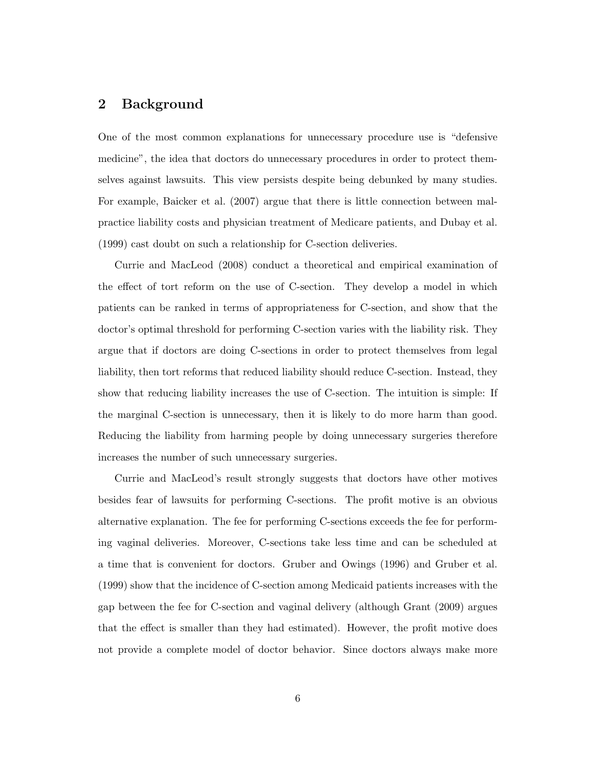## 2 Background

One of the most common explanations for unnecessary procedure use is "defensive medicine", the idea that doctors do unnecessary procedures in order to protect themselves against lawsuits. This view persists despite being debunked by many studies. For example, Baicker et al. (2007) argue that there is little connection between malpractice liability costs and physician treatment of Medicare patients, and Dubay et al. (1999) cast doubt on such a relationship for C-section deliveries.

Currie and MacLeod (2008) conduct a theoretical and empirical examination of the effect of tort reform on the use of C-section. They develop a model in which patients can be ranked in terms of appropriateness for C-section, and show that the doctor's optimal threshold for performing C-section varies with the liability risk. They argue that if doctors are doing C-sections in order to protect themselves from legal liability, then tort reforms that reduced liability should reduce C-section. Instead, they show that reducing liability increases the use of C-section. The intuition is simple: If the marginal C-section is unnecessary, then it is likely to do more harm than good. Reducing the liability from harming people by doing unnecessary surgeries therefore increases the number of such unnecessary surgeries.

Currie and MacLeod's result strongly suggests that doctors have other motives besides fear of lawsuits for performing C-sections. The profit motive is an obvious alternative explanation. The fee for performing C-sections exceeds the fee for performing vaginal deliveries. Moreover, C-sections take less time and can be scheduled at a time that is convenient for doctors. Gruber and Owings (1996) and Gruber et al. (1999) show that the incidence of C-section among Medicaid patients increases with the gap between the fee for C-section and vaginal delivery (although Grant (2009) argues that the effect is smaller than they had estimated). However, the profit motive does not provide a complete model of doctor behavior. Since doctors always make more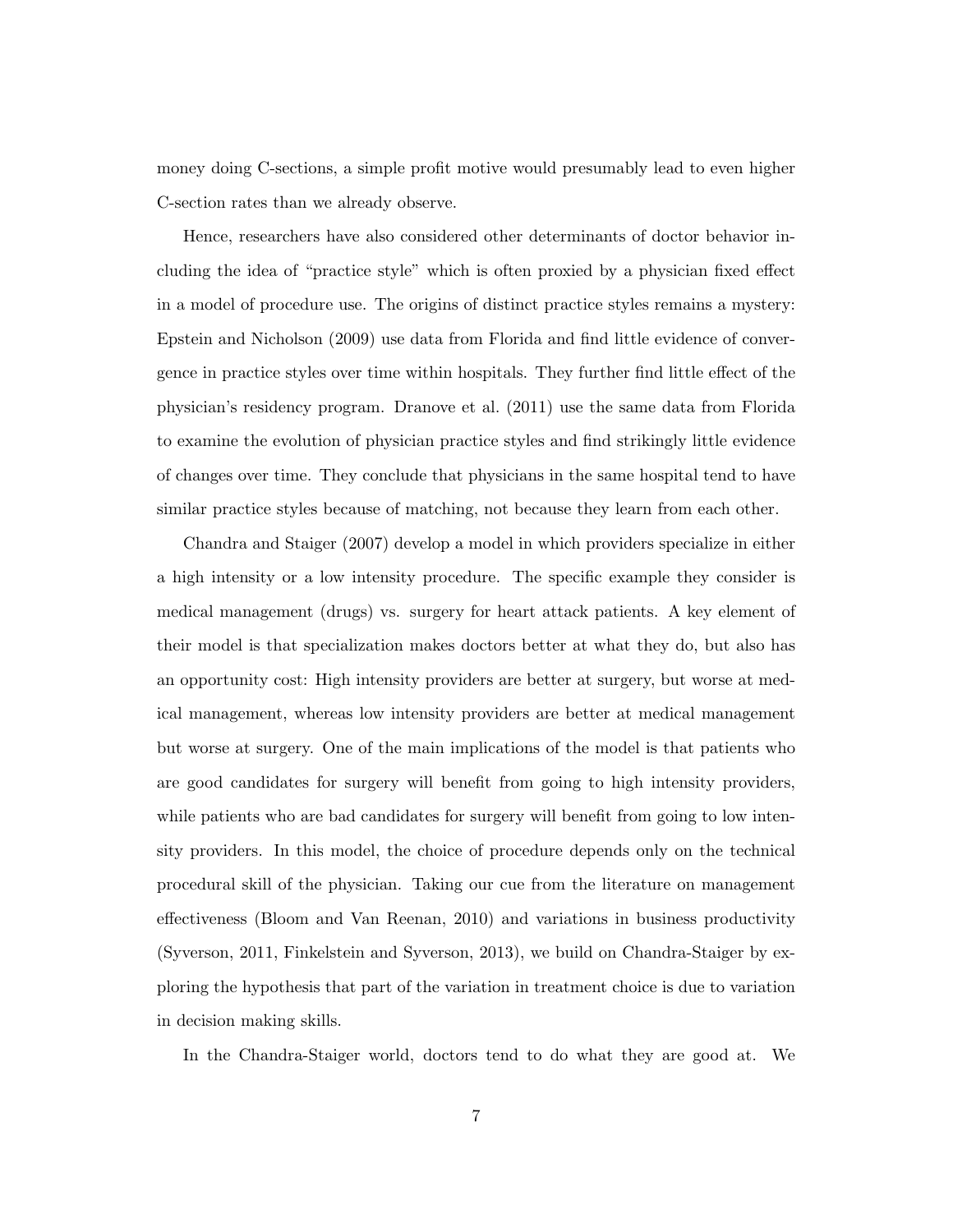money doing C-sections, a simple profit motive would presumably lead to even higher C-section rates than we already observe.

Hence, researchers have also considered other determinants of doctor behavior including the idea of "practice style" which is often proxied by a physician fixed effect in a model of procedure use. The origins of distinct practice styles remains a mystery: Epstein and Nicholson (2009) use data from Florida and find little evidence of convergence in practice styles over time within hospitals. They further find little effect of the physician's residency program. Dranove et al. (2011) use the same data from Florida to examine the evolution of physician practice styles and find strikingly little evidence of changes over time. They conclude that physicians in the same hospital tend to have similar practice styles because of matching, not because they learn from each other.

Chandra and Staiger (2007) develop a model in which providers specialize in either a high intensity or a low intensity procedure. The specific example they consider is medical management (drugs) vs. surgery for heart attack patients. A key element of their model is that specialization makes doctors better at what they do, but also has an opportunity cost: High intensity providers are better at surgery, but worse at medical management, whereas low intensity providers are better at medical management but worse at surgery. One of the main implications of the model is that patients who are good candidates for surgery will benefit from going to high intensity providers, while patients who are bad candidates for surgery will benefit from going to low intensity providers. In this model, the choice of procedure depends only on the technical procedural skill of the physician. Taking our cue from the literature on management effectiveness (Bloom and Van Reenan, 2010) and variations in business productivity (Syverson, 2011, Finkelstein and Syverson, 2013), we build on Chandra-Staiger by exploring the hypothesis that part of the variation in treatment choice is due to variation in decision making skills.

In the Chandra-Staiger world, doctors tend to do what they are good at. We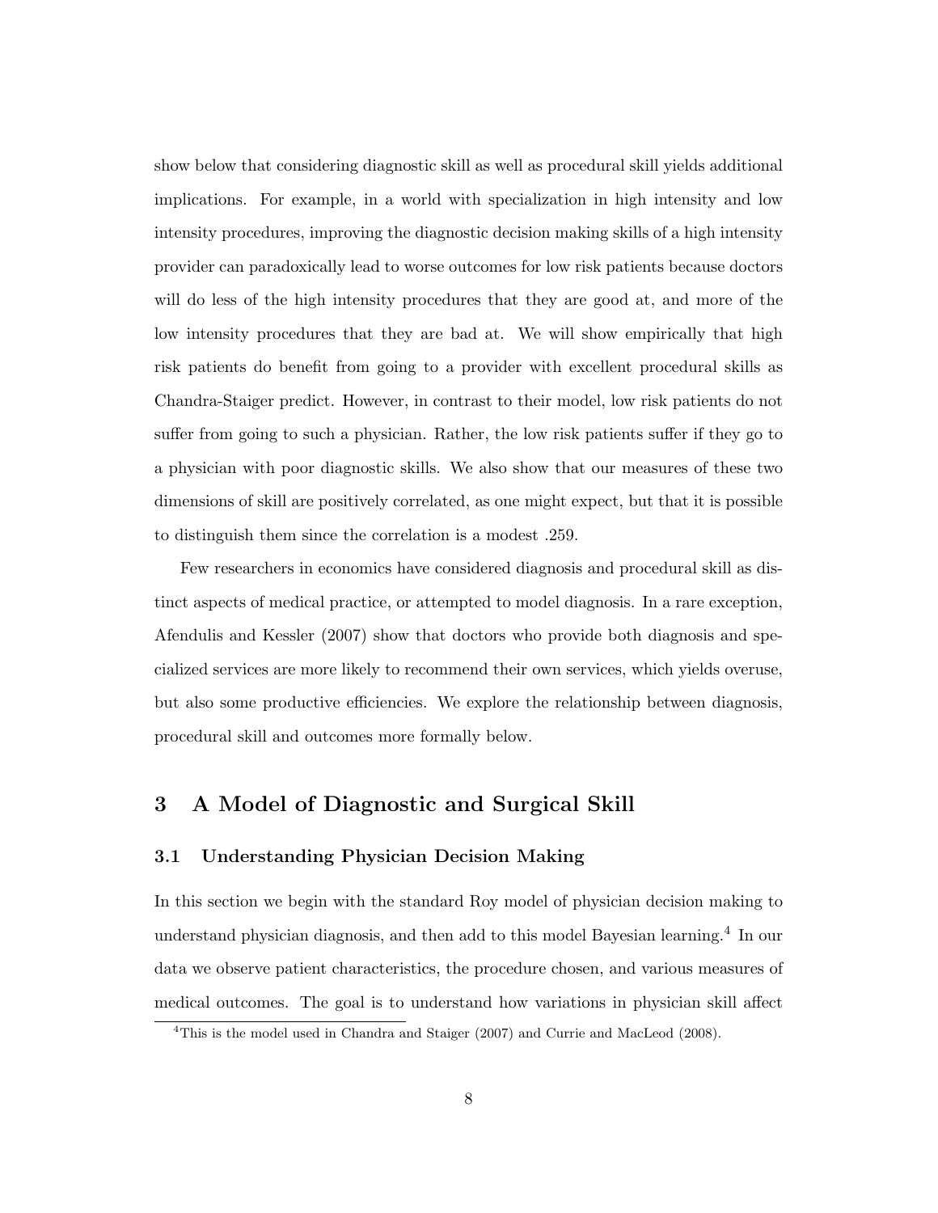show below that considering diagnostic skill as well as procedural skill yields additional implications. For example, in a world with specialization in high intensity and low intensity procedures, improving the diagnostic decision making skills of a high intensity provider can paradoxically lead to worse outcomes for low risk patients because doctors will do less of the high intensity procedures that they are good at, and more of the low intensity procedures that they are bad at. We will show empirically that high risk patients do benefit from going to a provider with excellent procedural skills as Chandra-Staiger predict. However, in contrast to their model, low risk patients do not suffer from going to such a physician. Rather, the low risk patients suffer if they go to a physician with poor diagnostic skills. We also show that our measures of these two dimensions of skill are positively correlated, as one might expect, but that it is possible to distinguish them since the correlation is a modest .259.

Few researchers in economics have considered diagnosis and procedural skill as distinct aspects of medical practice, or attempted to model diagnosis. In a rare exception, Afendulis and Kessler (2007) show that doctors who provide both diagnosis and specialized services are more likely to recommend their own services, which yields overuse, but also some productive efficiencies. We explore the relationship between diagnosis, procedural skill and outcomes more formally below.

## 3 A Model of Diagnostic and Surgical Skill

### 3.1 Understanding Physician Decision Making

In this section we begin with the standard Roy model of physician decision making to understand physician diagnosis, and then add to this model Bayesian learning.[4] In our data we observe patient characteristics, the procedure chosen, and various measures of medical outcomes. The goal is to understand how variations in physician skill affect

[4] This is the model used in Chandra and Staiger (2007) and Currie and MacLeod (2008).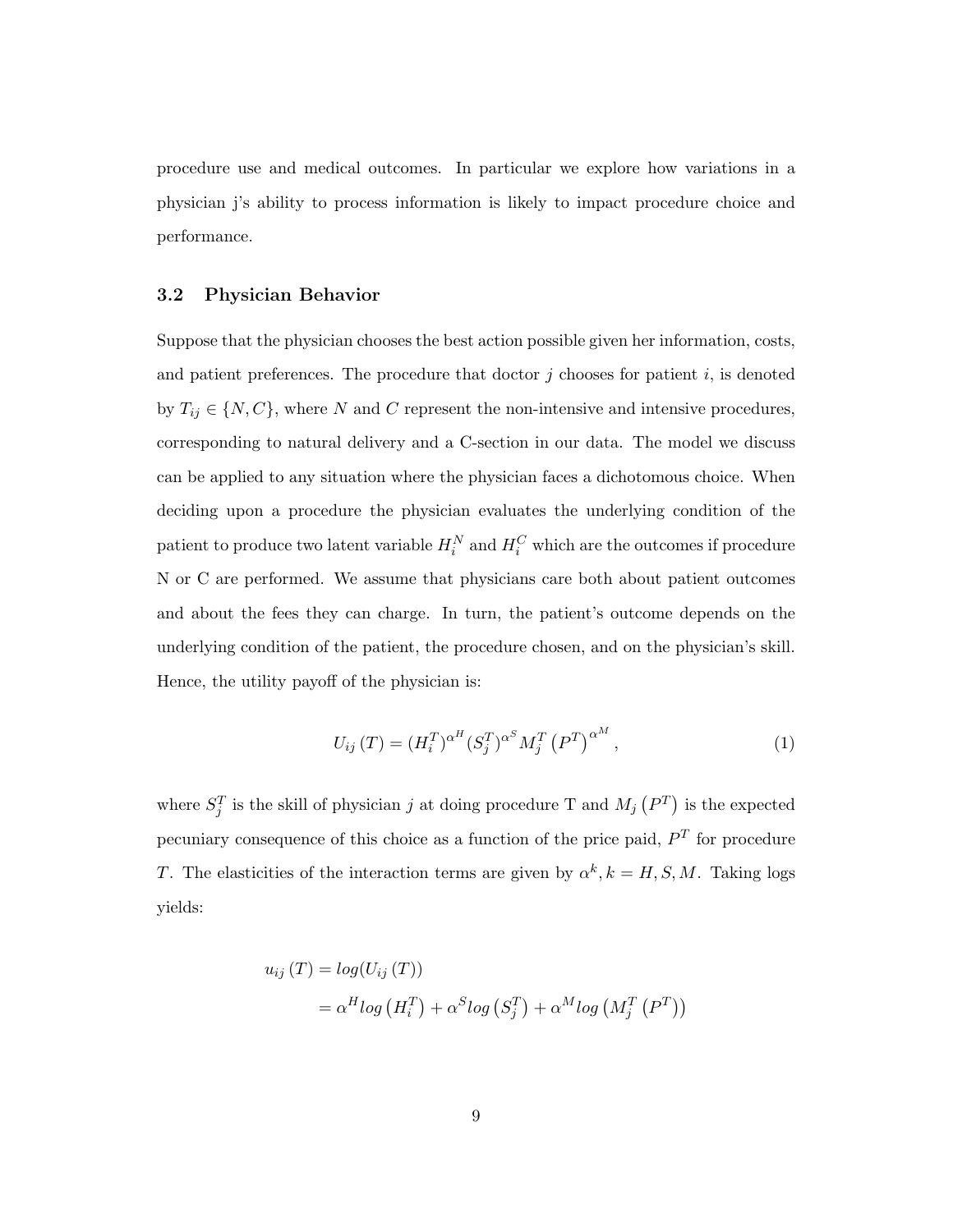procedure use and medical outcomes. In particular we explore how variations in a physician j's ability to process information is likely to impact procedure choice and performance.

### 3.2 Physician Behavior

Suppose that the physician chooses the best action possible given her information, costs, and patient preferences. The procedure that doctor $j$ chooses for patient $i$, is denoted by $T_{ij} \in \{N, C\}$, where $N$ and $C$ represent the non-intensive and intensive procedures, corresponding to natural delivery and a C-section in our data. The model we discuss can be applied to any situation where the physician faces a dichotomous choice. When deciding upon a procedure the physician evaluates the underlying condition of the patient to produce two latent variable $H_i^N$ and $H_i^C$ which are the outcomes if procedure N or C are performed. We assume that physicians care both about patient outcomes and about the fees they can charge. In turn, the patient's outcome depends on the underlying condition of the patient, the procedure chosen, and on the physician's skill. Hence, the utility payoff of the physician is:

$$U_{ij}\left(T\right) = (H_i^T)^{\alpha^H} (S_j^T)^{\alpha^S} M_j^T \left(P^T\right)^{\alpha^M}, \tag{1}$$

where $S_j^T$ is the skill of physician $j$ at doing procedure T and $M_j\left(P^T\right)$ is the expected pecuniary consequence of this choice as a function of the price paid, $P^T$ for procedure $T$. The elasticities of the interaction terms are given by $\alpha^k, k = H, S, M$. Taking logs yields:

$$\begin{aligned} u_{ij}\left(T\right) &= log(U_{ij}\left(T\right)) \\ &= \alpha^H log\left(H_i^T\right) + \alpha^S log\left(S_j^T\right) + \alpha^M log\left(M_j^T\left(P^T\right)\right) \end{aligned}$$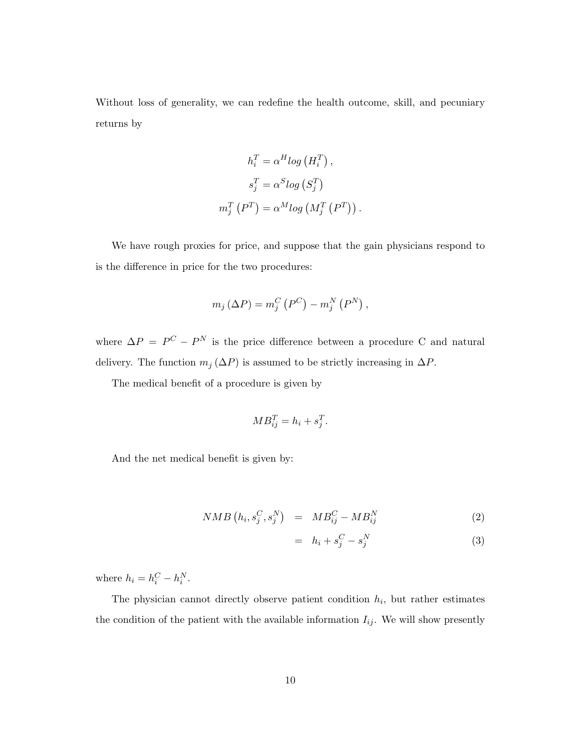Without loss of generality, we can redefine the health outcome, skill, and pecuniary returns by

$$
\begin{aligned}
h_i^T &= \alpha^H log\left(H_i^T\right), \\
s_j^T &= \alpha^S log\left(S_j^T\right) \\
m_j^T\left(P^T\right) &= \alpha^M log\left(M_j^T\left(P^T\right)\right).
\end{aligned}
$$

We have rough proxies for price, and suppose that the gain physicians respond to is the difference in price for the two procedures:

$$
m_j\left(\Delta P\right) = m_j^C\left(P^C\right) - m_j^N\left(P^N\right),
$$

where $\Delta P = P^C - P^N$ is the price difference between a procedure C and natural delivery. The function $m_j\left(\Delta P\right)$ is assumed to be strictly increasing in $\Delta P$.

The medical benefit of a procedure is given by

$$
MB_{ij}^T = h_i + s_j^T.
$$

And the net medical benefit is given by:

$$
\begin{aligned}
NMB\left(h_i, s_j^C, s_j^N\right) &= MB_{ij}^C - MB_{ij}^N && (2) \\
&= h_i + s_j^C - s_j^N && (3)
\end{aligned}
$$

where $h_i = h_i^C - h_i^N$.

The physician cannot directly observe patient condition $h_i$, but rather estimates the condition of the patient with the available information $I_{ij}$. We will show presently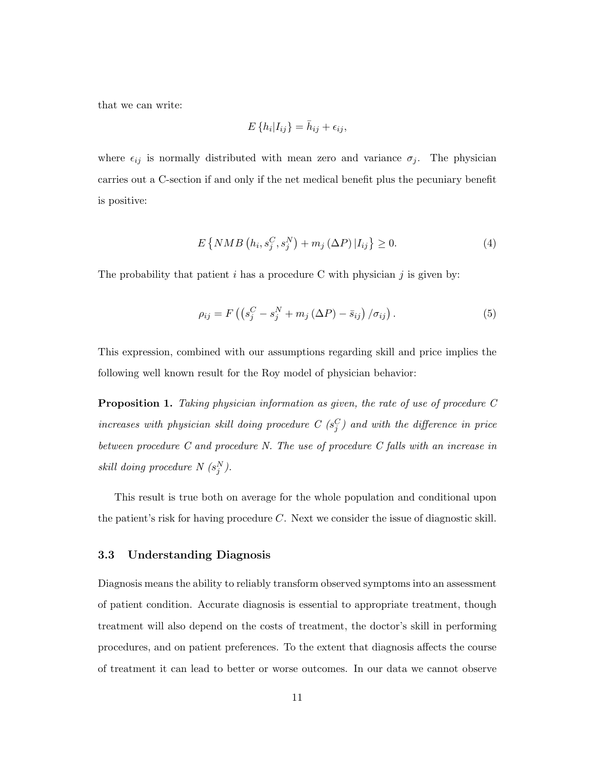that we can write:

$$E\left\{h_i|I_{ij}\right\} = \bar{h}_{ij} + \epsilon_{ij},$$

where $\epsilon_{ij}$ is normally distributed with mean zero and variance $\sigma_j$. The physician carries out a C-section if and only if the net medical benefit plus the pecuniary benefit is positive:

$$E\left\{NMB\left(h_i, s_j^C, s_j^N\right) + m_j\left(\Delta P\right)|I_{ij}\right\} \geq 0. \tag{4}$$

The probability that patient $i$ has a procedure C with physician $j$ is given by:

$$\rho_{ij} = F\left(\left(s_j^C - s_j^N + m_j\left(\Delta P\right) - \bar{s}_{ij}\right)/\sigma_{ij}\right). \tag{5}$$

This expression, combined with our assumptions regarding skill and price implies the following well known result for the Roy model of physician behavior:

**Proposition 1.** *Taking physician information as given, the rate of use of procedure C increases with physician skill doing procedure C ($s_j^C$) and with the difference in price between procedure C and procedure N. The use of procedure C falls with an increase in skill doing procedure N ($s_j^N$).*

This result is true both on average for the whole population and conditional upon the patient's risk for having procedure $C$. Next we consider the issue of diagnostic skill.

### 3.3 Understanding Diagnosis

Diagnosis means the ability to reliably transform observed symptoms into an assessment of patient condition. Accurate diagnosis is essential to appropriate treatment, though treatment will also depend on the costs of treatment, the doctor's skill in performing procedures, and on patient preferences. To the extent that diagnosis affects the course of treatment it can lead to better or worse outcomes. In our data we cannot observe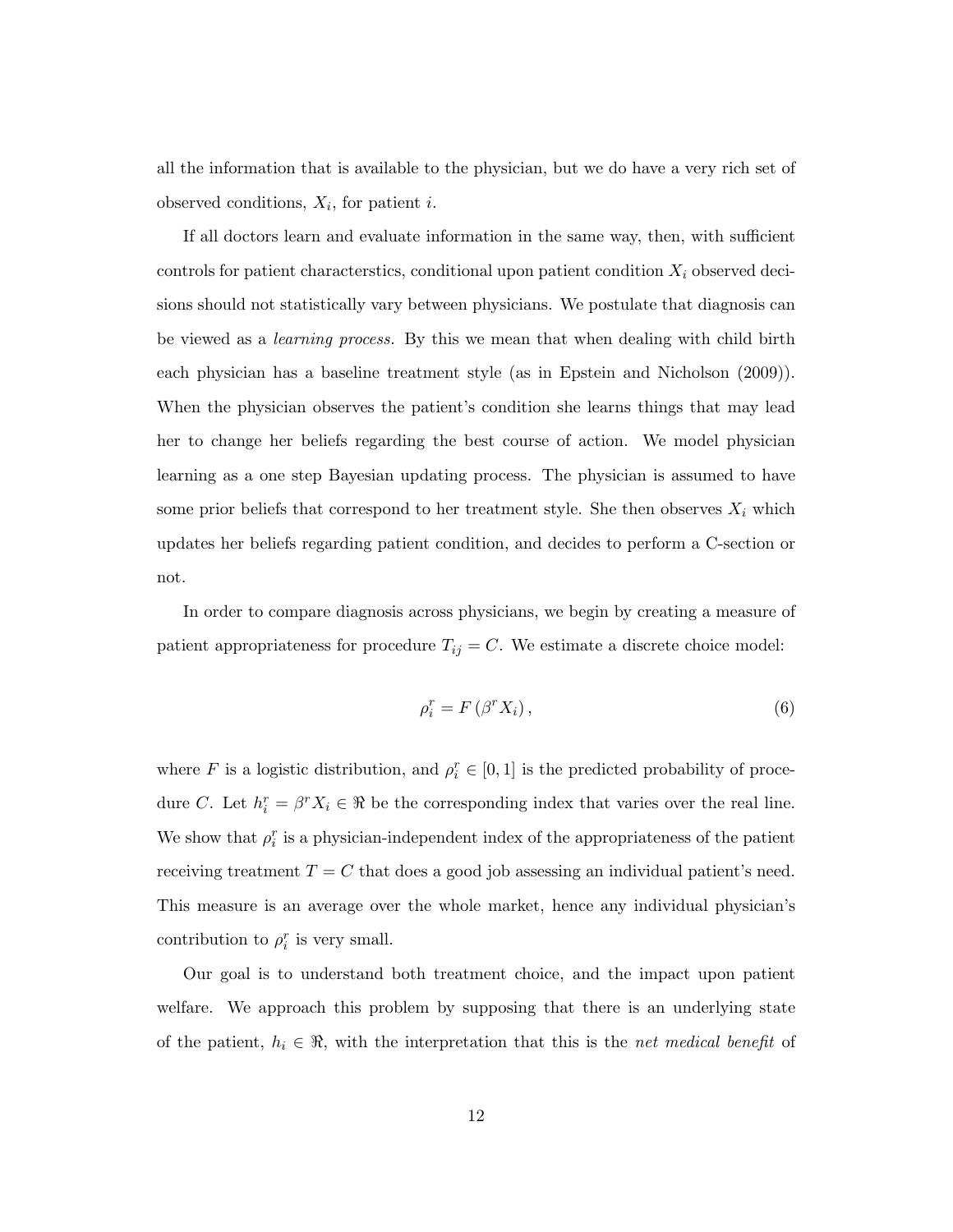all the information that is available to the physician, but we do have a very rich set of observed conditions, $X_i$, for patient $i$.

If all doctors learn and evaluate information in the same way, then, with sufficient controls for patient characterstics, conditional upon patient condition $X_i$ observed decisions should not statistically vary between physicians. We postulate that diagnosis can be viewed as a *learning process.* By this we mean that when dealing with child birth each physician has a baseline treatment style (as in Epstein and Nicholson (2009)). When the physician observes the patient's condition she learns things that may lead her to change her beliefs regarding the best course of action. We model physician learning as a one step Bayesian updating process. The physician is assumed to have some prior beliefs that correspond to her treatment style. She then observes $X_i$ which updates her beliefs regarding patient condition, and decides to perform a C-section or not.

In order to compare diagnosis across physicians, we begin by creating a measure of patient appropriateness for procedure $T_{ij} = C$. We estimate a discrete choice model:

$$\rho_i^r = F\left(\beta^r X_i\right), \tag{6}$$

where $F$ is a logistic distribution, and $\rho_i^r \in [0, 1]$ is the predicted probability of procedure $C$. Let $h_i^r = \beta^r X_i \in \Re$ be the corresponding index that varies over the real line. We show that $\rho_i^r$ is a physician-independent index of the appropriateness of the patient receiving treatment $T = C$ that does a good job assessing an individual patient's need. This measure is an average over the whole market, hence any individual physician's contribution to $\rho_i^r$ is very small.

Our goal is to understand both treatment choice, and the impact upon patient welfare. We approach this problem by supposing that there is an underlying state of the patient, $h_i \in \Re$, with the interpretation that this is the *net medical benefit* of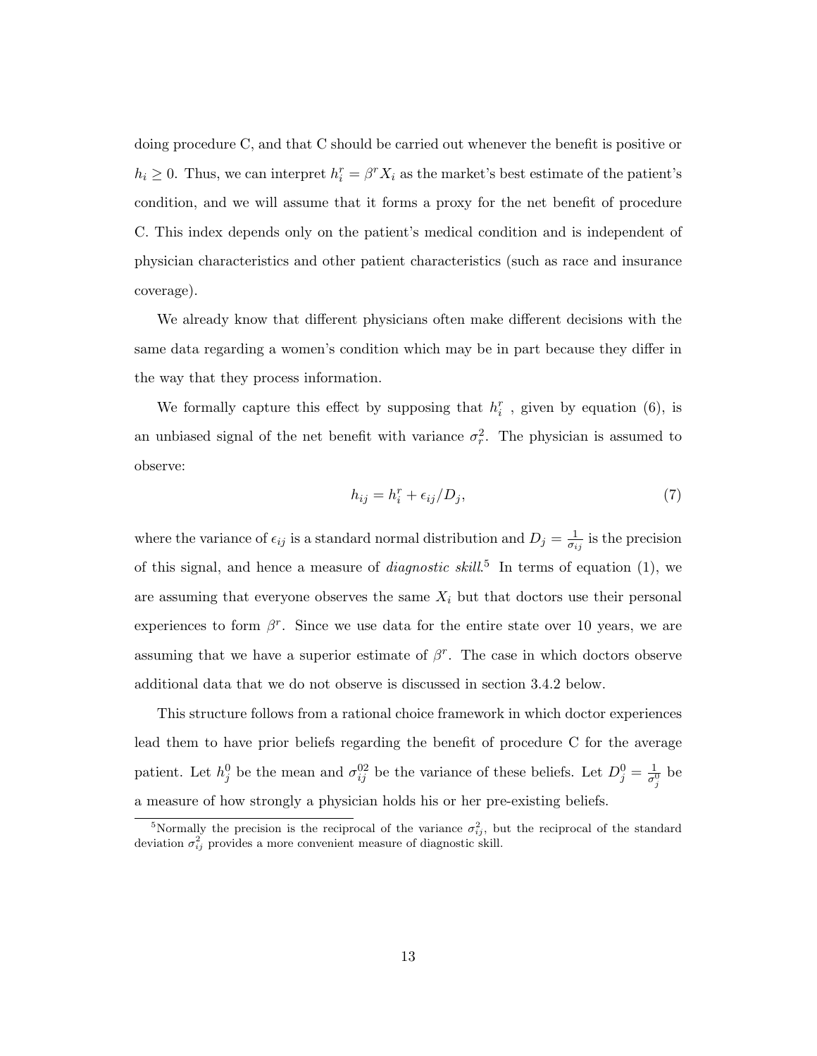doing procedure C, and that C should be carried out whenever the benefit is positive or $h_i \geq 0$. Thus, we can interpret $h_i^r = \beta^r X_i$ as the market's best estimate of the patient's condition, and we will assume that it forms a proxy for the net benefit of procedure C. This index depends only on the patient's medical condition and is independent of physician characteristics and other patient characteristics (such as race and insurance coverage).

We already know that different physicians often make different decisions with the same data regarding a women's condition which may be in part because they differ in the way that they process information.

We formally capture this effect by supposing that $h_i^r$ , given by equation (6), is an unbiased signal of the net benefit with variance $\sigma_r^2$. The physician is assumed to observe:

$$h_{ij} = h_i^r + \epsilon_{ij}/D_j, \tag{7}$$

where the variance of $\epsilon_{ij}$ is a standard normal distribution and $D_j = \frac{1}{\sigma_{ij}}$ is the precision of this signal, and hence a measure of *diagnostic skill*.[5] In terms of equation (1), we are assuming that everyone observes the same $X_i$ but that doctors use their personal experiences to form $\beta^r$. Since we use data for the entire state over 10 years, we are assuming that we have a superior estimate of $\beta^r$. The case in which doctors observe additional data that we do not observe is discussed in section 3.4.2 below.

This structure follows from a rational choice framework in which doctor experiences lead them to have prior beliefs regarding the benefit of procedure C for the average patient. Let $h_j^0$ be the mean and $\sigma_{ij}^{02}$ be the variance of these beliefs. Let $D_j^0 = \frac{1}{\sigma_j^0}$ be a measure of how strongly a physician holds his or her pre-existing beliefs.

[5]Normally the precision is the reciprocal of the variance $\sigma_{ij}^2$, but the reciprocal of the standard deviation $\sigma_{ij}^2$ provides a more convenient measure of diagnostic skill.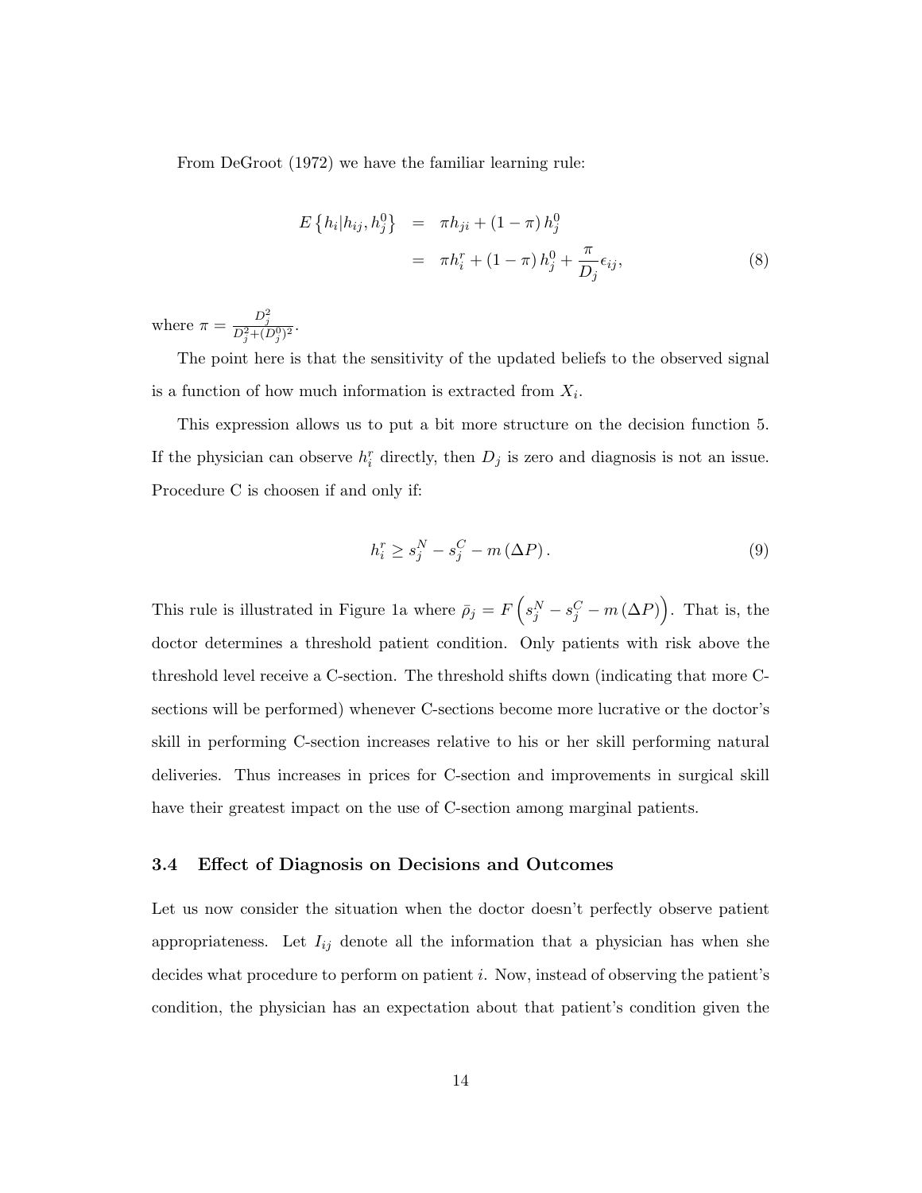From DeGroot (1972) we have the familiar learning rule:

$$
\begin{aligned}
E\left\{h_i | h_{ij}, h_j^0\right\} &= \pi h_{ji} + (1-\pi) h_j^0 \\
&= \pi h_i^r + (1-\pi) h_j^0 + \frac{\pi}{D_j} \epsilon_{ij},
\end{aligned} \tag{8}
$$

where $\pi = \frac{D_j^2}{D_j^2 + (D_j^0)^2}$.

The point here is that the sensitivity of the updated beliefs to the observed signal is a function of how much information is extracted from $X_i$.

This expression allows us to put a bit more structure on the decision function 5. If the physician can observe $h_i^r$ directly, then $D_j$ is zero and diagnosis is not an issue. Procedure C is choosen if and only if:

$$
h_i^r \geq s_j^N - s_j^C - m(\Delta P). \tag{9}
$$

This rule is illustrated in Figure 1a where $\bar{\rho}_j = F\left(s_j^N - s_j^C - m(\Delta P)\right)$. That is, the doctor determines a threshold patient condition. Only patients with risk above the threshold level receive a C-section. The threshold shifts down (indicating that more C-sections will be performed) whenever C-sections become more lucrative or the doctor's skill in performing C-section increases relative to his or her skill performing natural deliveries. Thus increases in prices for C-section and improvements in surgical skill have their greatest impact on the use of C-section among marginal patients.

### 3.4 Effect of Diagnosis on Decisions and Outcomes

Let us now consider the situation when the doctor doesn't perfectly observe patient appropriateness. Let $I_{ij}$ denote all the information that a physician has when she decides what procedure to perform on patient $i$. Now, instead of observing the patient's condition, the physician has an expectation about that patient's condition given the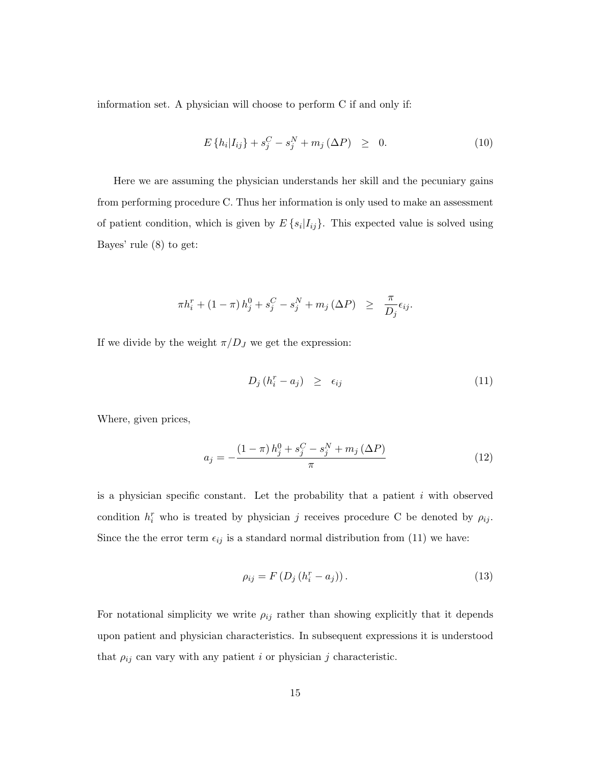information set. A physician will choose to perform C if and only if:

$$E\left\{h_i|I_{ij}\right\} + s_j^C - s_j^N + m_j\left(\Delta P\right) \quad \geq \quad 0. \tag{10}$$

Here we are assuming the physician understands her skill and the pecuniary gains from performing procedure C. Thus her information is only used to make an assessment of patient condition, which is given by $E\left\{s_i|I_{ij}\right\}$. This expected value is solved using Bayes' rule (8) to get:

$$\pi h_i^r + (1-\pi)\, h_j^0 + s_j^C - s_j^N + m_j\left(\Delta P\right) \quad \geq \quad \frac{\pi}{D_j}\epsilon_{ij}.$$

If we divide by the weight $\pi/D_J$ we get the expression:

$$D_j\left(h_i^r - a_j\right) \quad \geq \quad \epsilon_{ij} \tag{11}$$

Where, given prices,

$$a_j = -\frac{(1-\pi)\, h_j^0 + s_j^C - s_j^N + m_j\left(\Delta P\right)}{\pi} \tag{12}$$

is a physician specific constant. Let the probability that a patient $i$ with observed condition $h_i^r$ who is treated by physician $j$ receives procedure C be denoted by $\rho_{ij}$. Since the the error term $\epsilon_{ij}$ is a standard normal distribution from (11) we have:

$$\rho_{ij} = F\left(D_j\left(h_i^r - a_j\right)\right). \tag{13}$$

For notational simplicity we write $\rho_{ij}$ rather than showing explicitly that it depends upon patient and physician characteristics. In subsequent expressions it is understood that $\rho_{ij}$ can vary with any patient $i$ or physician $j$ characteristic.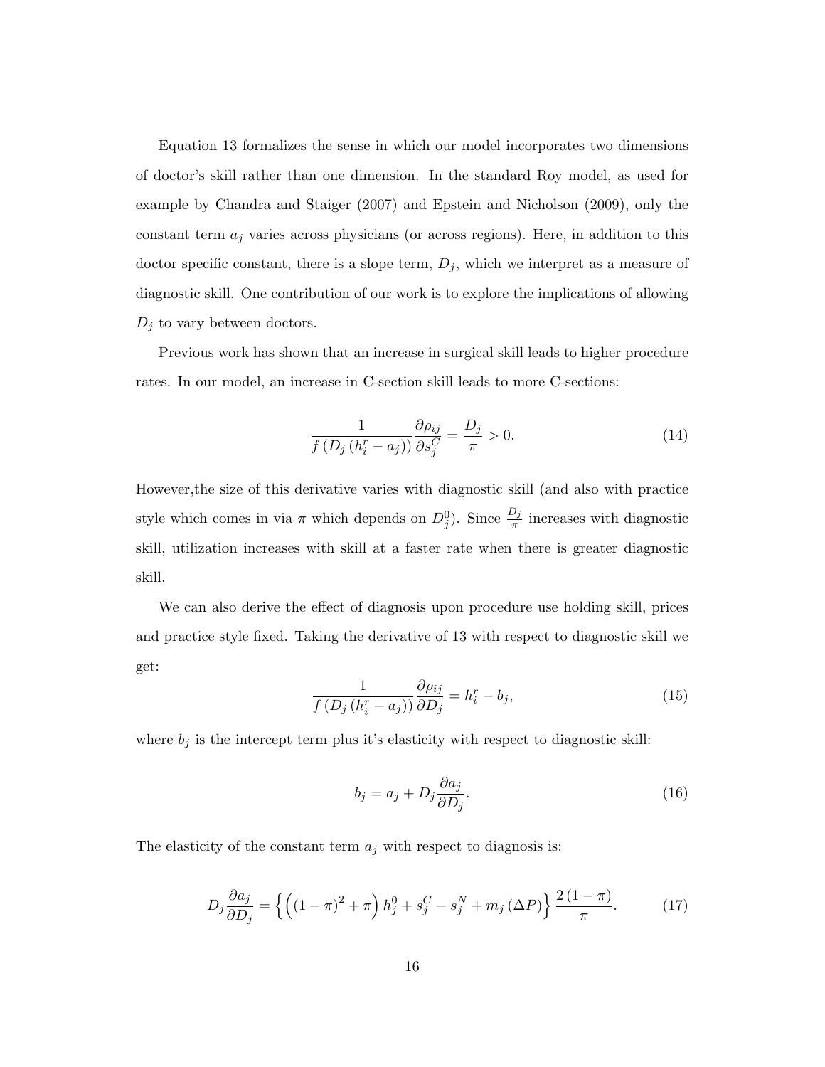Equation 13 formalizes the sense in which our model incorporates two dimensions of doctor's skill rather than one dimension. In the standard Roy model, as used for example by Chandra and Staiger (2007) and Epstein and Nicholson (2009), only the constant term $a_j$ varies across physicians (or across regions). Here, in addition to this doctor specific constant, there is a slope term, $D_j$, which we interpret as a measure of diagnostic skill. One contribution of our work is to explore the implications of allowing $D_j$ to vary between doctors.

Previous work has shown that an increase in surgical skill leads to higher procedure rates. In our model, an increase in C-section skill leads to more C-sections:

$$\frac{1}{f\left(D_j\left(h_i^r - a_j\right)\right)} \frac{\partial \rho_{ij}}{\partial s_j^C} = \frac{D_j}{\pi} > 0. \tag{14}$$

However,the size of this derivative varies with diagnostic skill (and also with practice style which comes in via $\pi$ which depends on $D_j^0$). Since $\frac{D_j}{\pi}$ increases with diagnostic skill, utilization increases with skill at a faster rate when there is greater diagnostic skill.

We can also derive the effect of diagnosis upon procedure use holding skill, prices and practice style fixed. Taking the derivative of 13 with respect to diagnostic skill we get:

$$\frac{1}{f\left(D_j\left(h_i^r - a_j\right)\right)} \frac{\partial \rho_{ij}}{\partial D_j} = h_i^r - b_j, \tag{15}$$

where $b_j$ is the intercept term plus it's elasticity with respect to diagnostic skill:

$$b_j = a_j + D_j \frac{\partial a_j}{\partial D_j}. \tag{16}$$

The elasticity of the constant term $a_j$ with respect to diagnosis is:

$$D_j \frac{\partial a_j}{\partial D_j} = \left\{ \left( (1-\pi)^2 + \pi \right) h_j^0 + s_j^C - s_j^N + m_j\left(\Delta P\right) \right\} \frac{2\left(1-\pi\right)}{\pi}. \tag{17}$$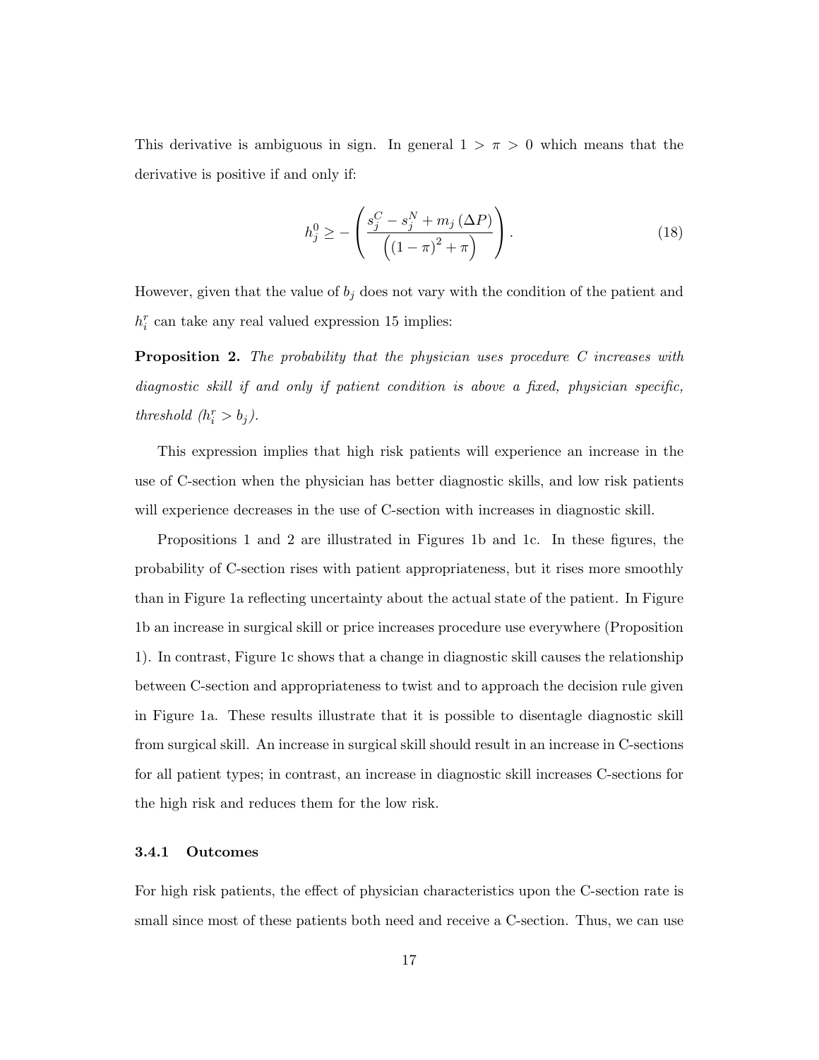This derivative is ambiguous in sign. In general $1 > \pi > 0$ which means that the derivative is positive if and only if:

$$h_j^0 \geq -\left(\frac{s_j^C - s_j^N + m_j\left(\Delta P\right)}{\left(\left(1-\pi\right)^2 + \pi\right)}\right). \tag{18}$$

However, given that the value of $b_j$ does not vary with the condition of the patient and $h_i^r$ can take any real valued expression 15 implies:

**Proposition 2.** *The probability that the physician uses procedure C increases with diagnostic skill if and only if patient condition is above a fixed, physician specific, threshold ($h_i^r > b_j$).*

This expression implies that high risk patients will experience an increase in the use of C-section when the physician has better diagnostic skills, and low risk patients will experience decreases in the use of C-section with increases in diagnostic skill.

Propositions 1 and 2 are illustrated in Figures 1b and 1c. In these figures, the probability of C-section rises with patient appropriateness, but it rises more smoothly than in Figure 1a reflecting uncertainty about the actual state of the patient. In Figure 1b an increase in surgical skill or price increases procedure use everywhere (Proposition 1). In contrast, Figure 1c shows that a change in diagnostic skill causes the relationship between C-section and appropriateness to twist and to approach the decision rule given in Figure 1a. These results illustrate that it is possible to disentagle diagnostic skill from surgical skill. An increase in surgical skill should result in an increase in C-sections for all patient types; in contrast, an increase in diagnostic skill increases C-sections for the high risk and reduces them for the low risk.

#### 3.4.1 Outcomes

For high risk patients, the effect of physician characteristics upon the C-section rate is small since most of these patients both need and receive a C-section. Thus, we can use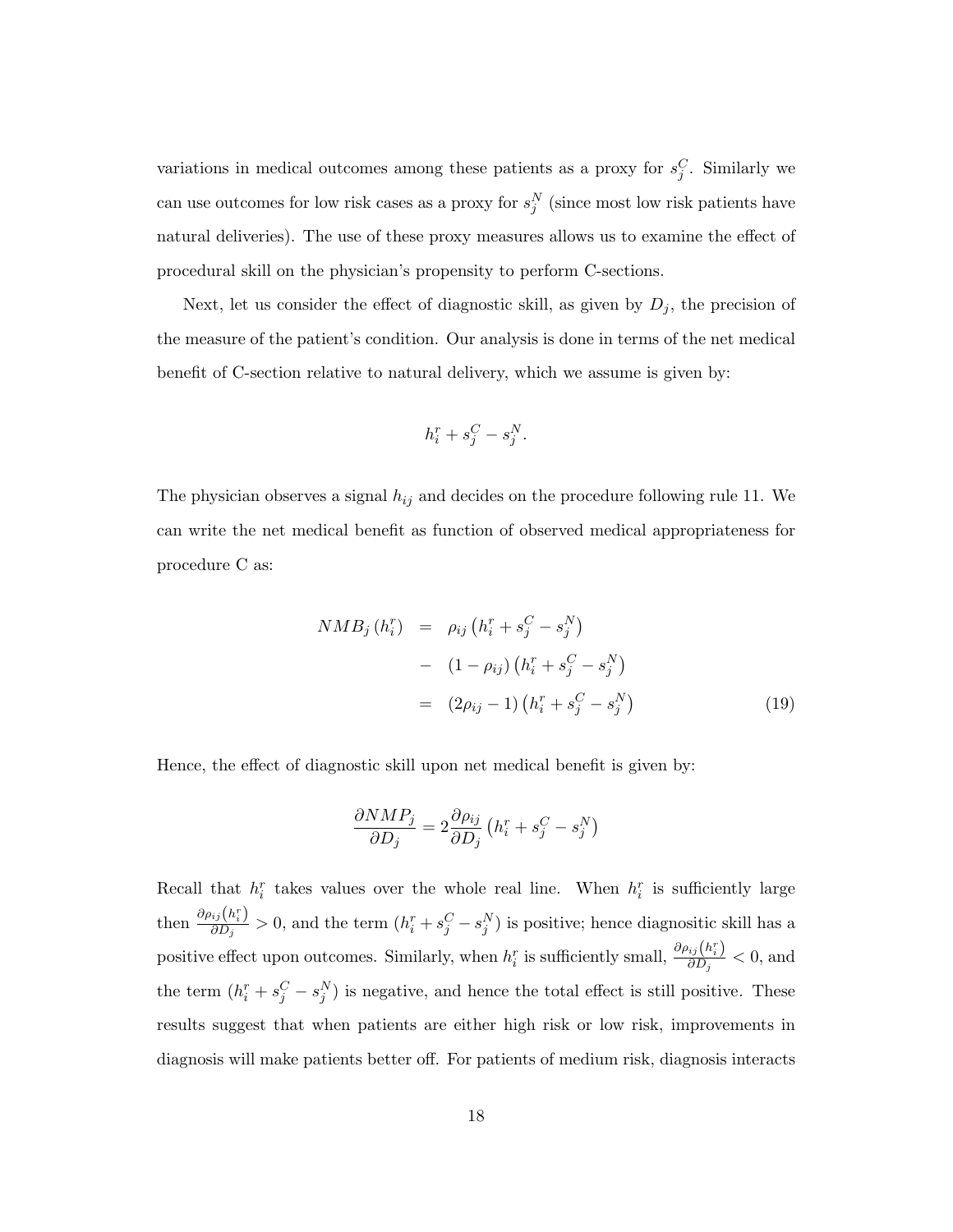variations in medical outcomes among these patients as a proxy for $s_j^C$. Similarly we can use outcomes for low risk cases as a proxy for $s_j^N$ (since most low risk patients have natural deliveries). The use of these proxy measures allows us to examine the effect of procedural skill on the physician's propensity to perform C-sections.

Next, let us consider the effect of diagnostic skill, as given by $D_j$, the precision of the measure of the patient's condition. Our analysis is done in terms of the net medical benefit of C-section relative to natural delivery, which we assume is given by:

$$h_i^r + s_j^C - s_j^N.$$

The physician observes a signal $h_{ij}$ and decides on the procedure following rule 11. We can write the net medical benefit as function of observed medical appropriateness for procedure C as:

$$\begin{aligned} NMB_j\left(h_i^r\right) &= \rho_{ij}\left(h_i^r + s_j^C - s_j^N\right) \\ &- \left(1-\rho_{ij}\right)\left(h_i^r + s_j^C - s_j^N\right) \\ &= \left(2\rho_{ij}-1\right)\left(h_i^r + s_j^C - s_j^N\right) \end{aligned} \tag{19}$$

Hence, the effect of diagnostic skill upon net medical benefit is given by:

$$\frac{\partial NMP_j}{\partial D_j} = 2\frac{\partial \rho_{ij}}{\partial D_j}\left(h_i^r + s_j^C - s_j^N\right)$$

Recall that $h_i^r$ takes values over the whole real line. When $h_i^r$ is sufficiently large then $\frac{\partial \rho_{ij}\left(h_i^r\right)}{\partial D_j} > 0$, and the term $\left(h_i^r + s_j^C - s_j^N\right)$ is positive; hence diagnositic skill has a positive effect upon outcomes. Similarly, when $h_i^r$ is sufficiently small, $\frac{\partial \rho_{ij}\left(h_i^r\right)}{\partial D_j} < 0$, and the term $\left(h_i^r + s_j^C - s_j^N\right)$ is negative, and hence the total effect is still positive. These results suggest that when patients are either high risk or low risk, improvements in diagnosis will make patients better off. For patients of medium risk, diagnosis interacts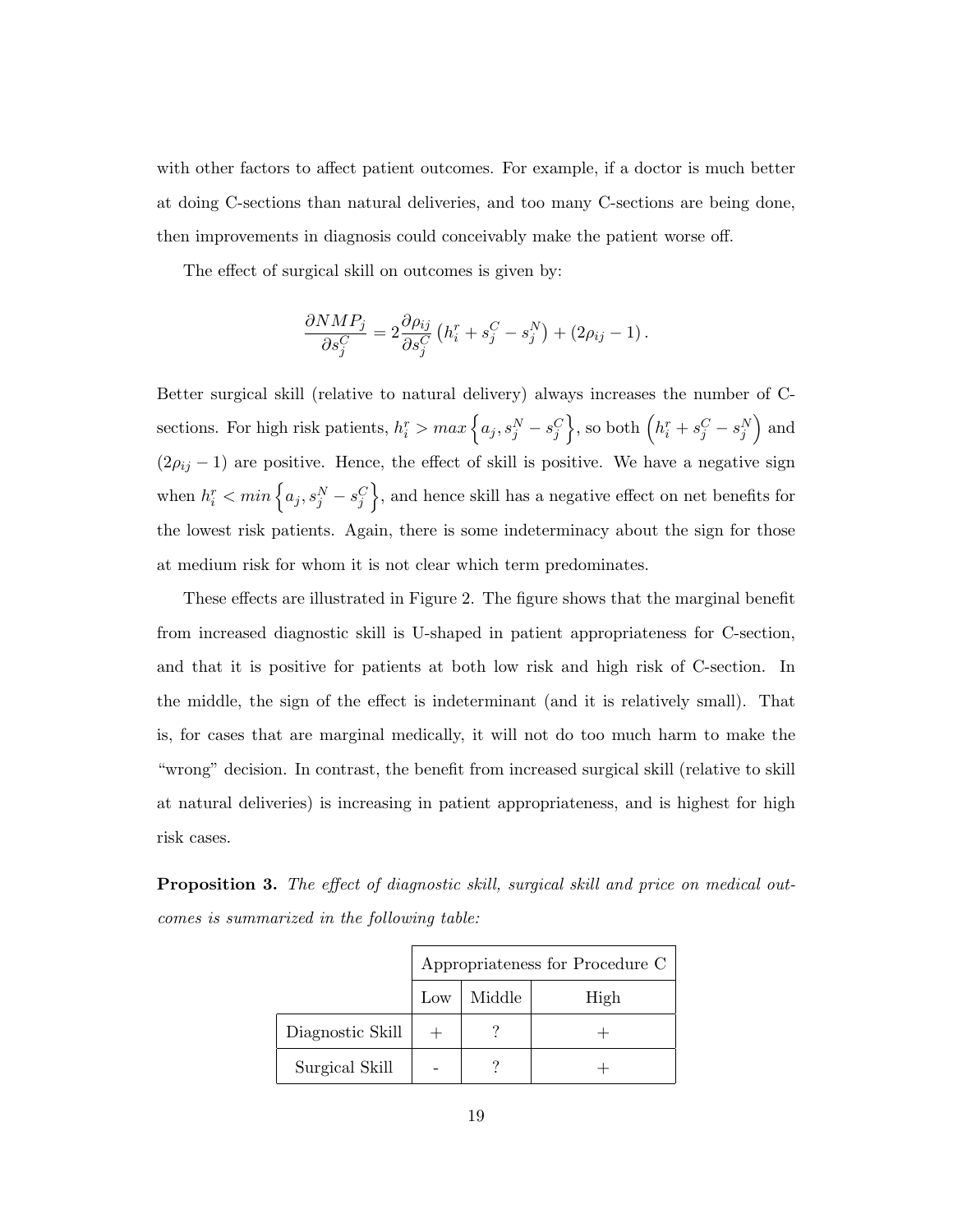with other factors to affect patient outcomes. For example, if a doctor is much better at doing C-sections than natural deliveries, and too many C-sections are being done, then improvements in diagnosis could conceivably make the patient worse off.

The effect of surgical skill on outcomes is given by:

$$\frac{\partial NMP_j}{\partial s_j^C} = 2\frac{\partial \rho_{ij}}{\partial s_j^C}\left(h_i^r + s_j^C - s_j^N\right) + (2\rho_{ij} - 1).$$

Better surgical skill (relative to natural delivery) always increases the number of C-sections. For high risk patients, $h_i^r > max\left\{a_j, s_j^N - s_j^C\right\}$, so both $\left(h_i^r + s_j^C - s_j^N\right)$ and $(2\rho_{ij} - 1)$ are positive. Hence, the effect of skill is positive. We have a negative sign when $h_i^r < min\left\{a_j, s_j^N - s_j^C\right\}$, and hence skill has a negative effect on net benefits for the lowest risk patients. Again, there is some indeterminacy about the sign for those at medium risk for whom it is not clear which term predominates.

These effects are illustrated in Figure 2. The figure shows that the marginal benefit from increased diagnostic skill is U-shaped in patient appropriateness for C-section, and that it is positive for patients at both low risk and high risk of C-section. In the middle, the sign of the effect is indeterminant (and it is relatively small). That is, for cases that are marginal medically, it will not do too much harm to make the "wrong" decision. In contrast, the benefit from increased surgical skill (relative to skill at natural deliveries) is increasing in patient appropriateness, and is highest for high risk cases.

**Proposition 3.** *The effect of diagnostic skill, surgical skill and price on medical outcomes is summarized in the following table:*

| | Appropriateness for Procedure C | | |
|---|---|---|---|
| | Low | Middle | High |
| Diagnostic Skill | + | ? | + |
| Surgical Skill | - | ? | + |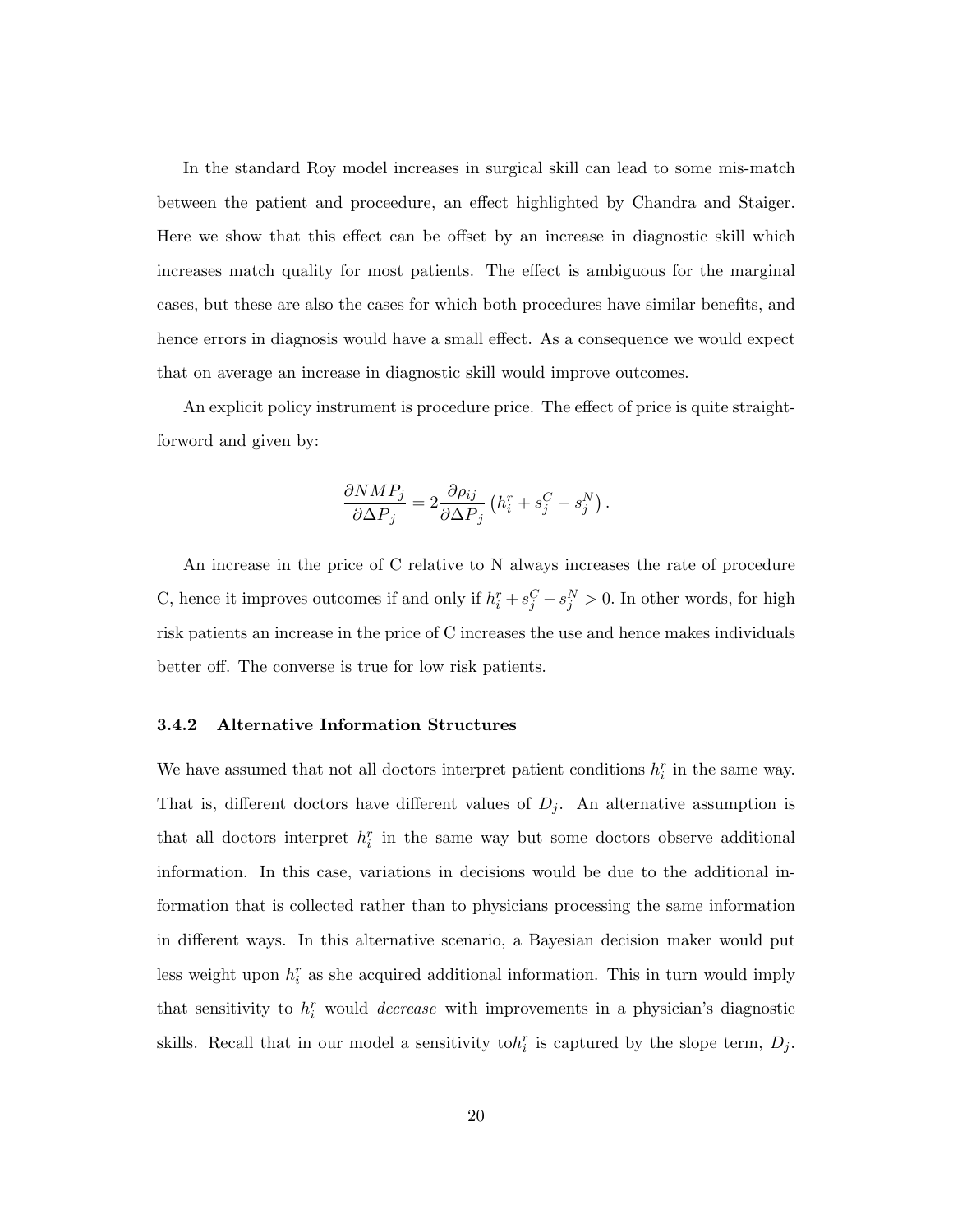In the standard Roy model increases in surgical skill can lead to some mis-match between the patient and proceedure, an effect highlighted by Chandra and Staiger. Here we show that this effect can be offset by an increase in diagnostic skill which increases match quality for most patients. The effect is ambiguous for the marginal cases, but these are also the cases for which both procedures have similar benefits, and hence errors in diagnosis would have a small effect. As a consequence we would expect that on average an increase in diagnostic skill would improve outcomes.

An explicit policy instrument is procedure price. The effect of price is quite straightforword and given by:

$$\frac{\partial NMP_j}{\partial \Delta P_j} = 2\frac{\partial \rho_{ij}}{\partial \Delta P_j}\left(h_i^r + s_j^C - s_j^N\right).$$

An increase in the price of C relative to N always increases the rate of procedure C, hence it improves outcomes if and only if $h_i^r + s_j^C - s_j^N > 0$. In other words, for high risk patients an increase in the price of C increases the use and hence makes individuals better off. The converse is true for low risk patients.

### 3.4.2 Alternative Information Structures

We have assumed that not all doctors interpret patient conditions $h_i^r$ in the same way. That is, different doctors have different values of $D_j$. An alternative assumption is that all doctors interpret $h_i^r$ in the same way but some doctors observe additional information. In this case, variations in decisions would be due to the additional information that is collected rather than to physicians processing the same information in different ways. In this alternative scenario, a Bayesian decision maker would put less weight upon $h_i^r$ as she acquired additional information. This in turn would imply that sensitivity to $h_i^r$ would *decrease* with improvements in a physician's diagnostic skills. Recall that in our model a sensitivity to$h_i^r$ is captured by the slope term, $D_j$.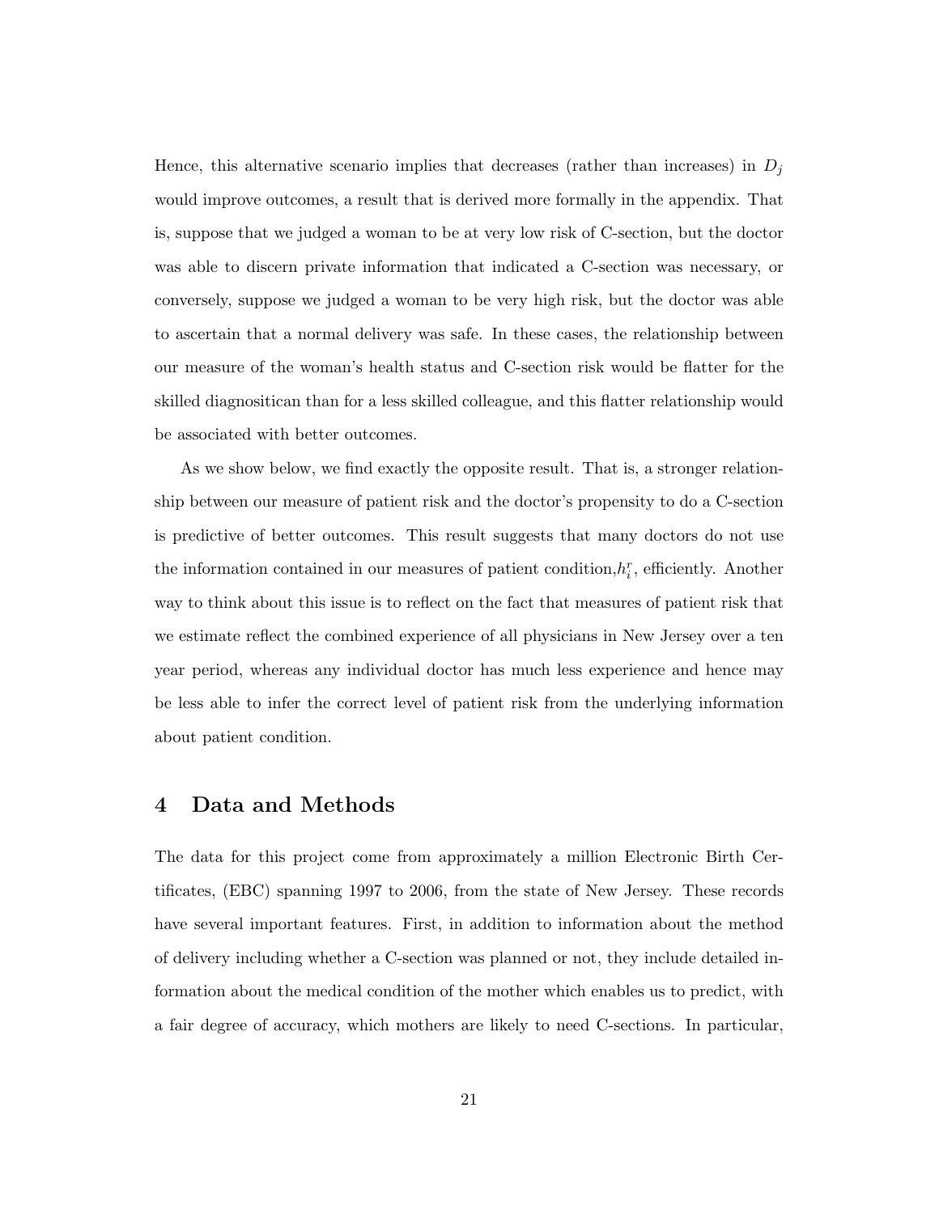Hence, this alternative scenario implies that decreases (rather than increases) in $D_j$ would improve outcomes, a result that is derived more formally in the appendix. That is, suppose that we judged a woman to be at very low risk of C-section, but the doctor was able to discern private information that indicated a C-section was necessary, or conversely, suppose we judged a woman to be very high risk, but the doctor was able to ascertain that a normal delivery was safe. In these cases, the relationship between our measure of the woman's health status and C-section risk would be flatter for the skilled diagnositican than for a less skilled colleague, and this flatter relationship would be associated with better outcomes.

As we show below, we find exactly the opposite result. That is, a stronger relationship between our measure of patient risk and the doctor's propensity to do a C-section is predictive of better outcomes. This result suggests that many doctors do not use the information contained in our measures of patient condition,$h_i^r$, efficiently. Another way to think about this issue is to reflect on the fact that measures of patient risk that we estimate reflect the combined experience of all physicians in New Jersey over a ten year period, whereas any individual doctor has much less experience and hence may be less able to infer the correct level of patient risk from the underlying information about patient condition.

## 4 Data and Methods

The data for this project come from approximately a million Electronic Birth Certificates, (EBC) spanning 1997 to 2006, from the state of New Jersey. These records have several important features. First, in addition to information about the method of delivery including whether a C-section was planned or not, they include detailed information about the medical condition of the mother which enables us to predict, with a fair degree of accuracy, which mothers are likely to need C-sections. In particular,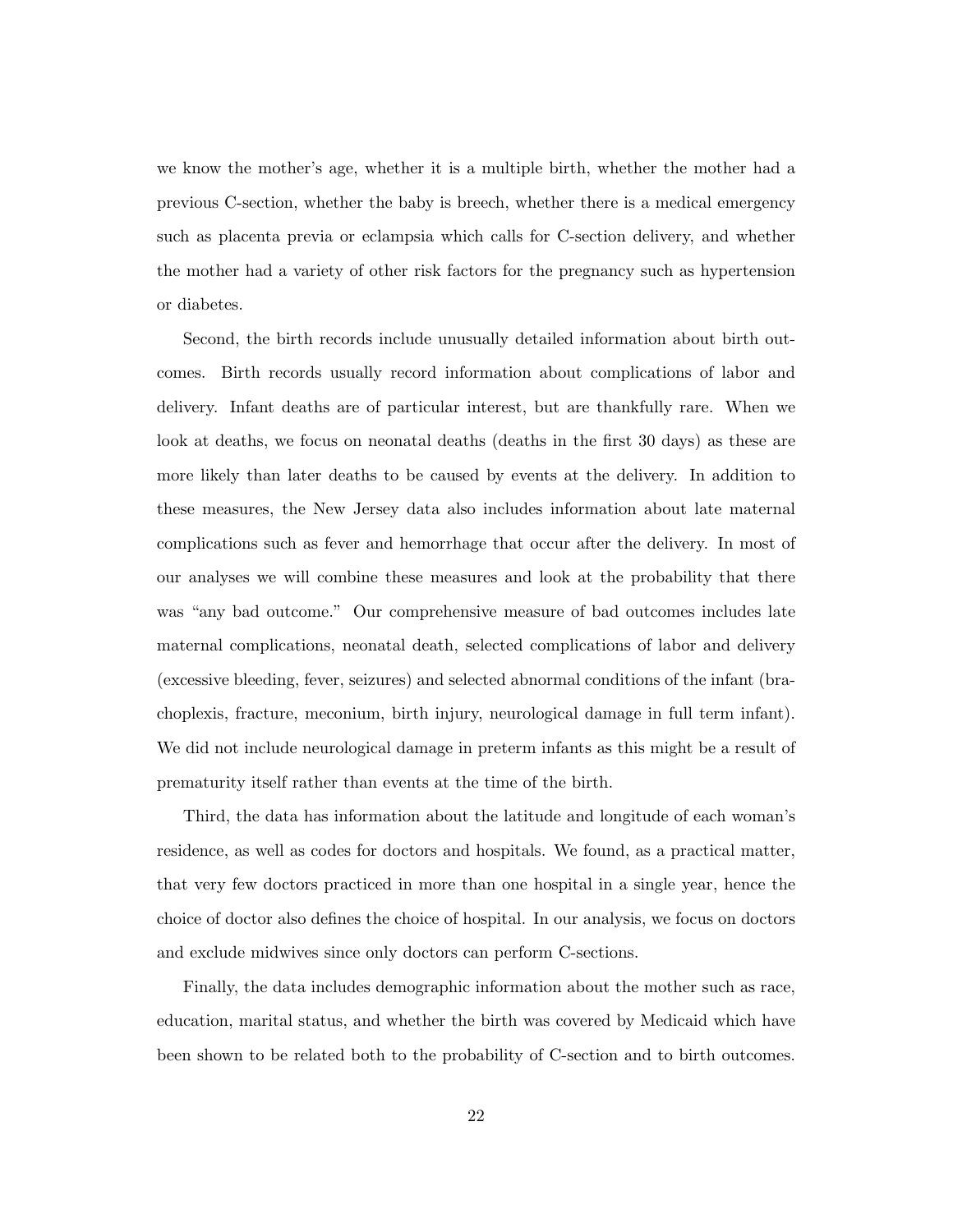we know the mother's age, whether it is a multiple birth, whether the mother had a previous C-section, whether the baby is breech, whether there is a medical emergency such as placenta previa or eclampsia which calls for C-section delivery, and whether the mother had a variety of other risk factors for the pregnancy such as hypertension or diabetes.

Second, the birth records include unusually detailed information about birth outcomes. Birth records usually record information about complications of labor and delivery. Infant deaths are of particular interest, but are thankfully rare. When we look at deaths, we focus on neonatal deaths (deaths in the first 30 days) as these are more likely than later deaths to be caused by events at the delivery. In addition to these measures, the New Jersey data also includes information about late maternal complications such as fever and hemorrhage that occur after the delivery. In most of our analyses we will combine these measures and look at the probability that there was "any bad outcome." Our comprehensive measure of bad outcomes includes late maternal complications, neonatal death, selected complications of labor and delivery (excessive bleeding, fever, seizures) and selected abnormal conditions of the infant (brachoplexis, fracture, meconium, birth injury, neurological damage in full term infant). We did not include neurological damage in preterm infants as this might be a result of prematurity itself rather than events at the time of the birth.

Third, the data has information about the latitude and longitude of each woman's residence, as well as codes for doctors and hospitals. We found, as a practical matter, that very few doctors practiced in more than one hospital in a single year, hence the choice of doctor also defines the choice of hospital. In our analysis, we focus on doctors and exclude midwives since only doctors can perform C-sections.

Finally, the data includes demographic information about the mother such as race, education, marital status, and whether the birth was covered by Medicaid which have been shown to be related both to the probability of C-section and to birth outcomes.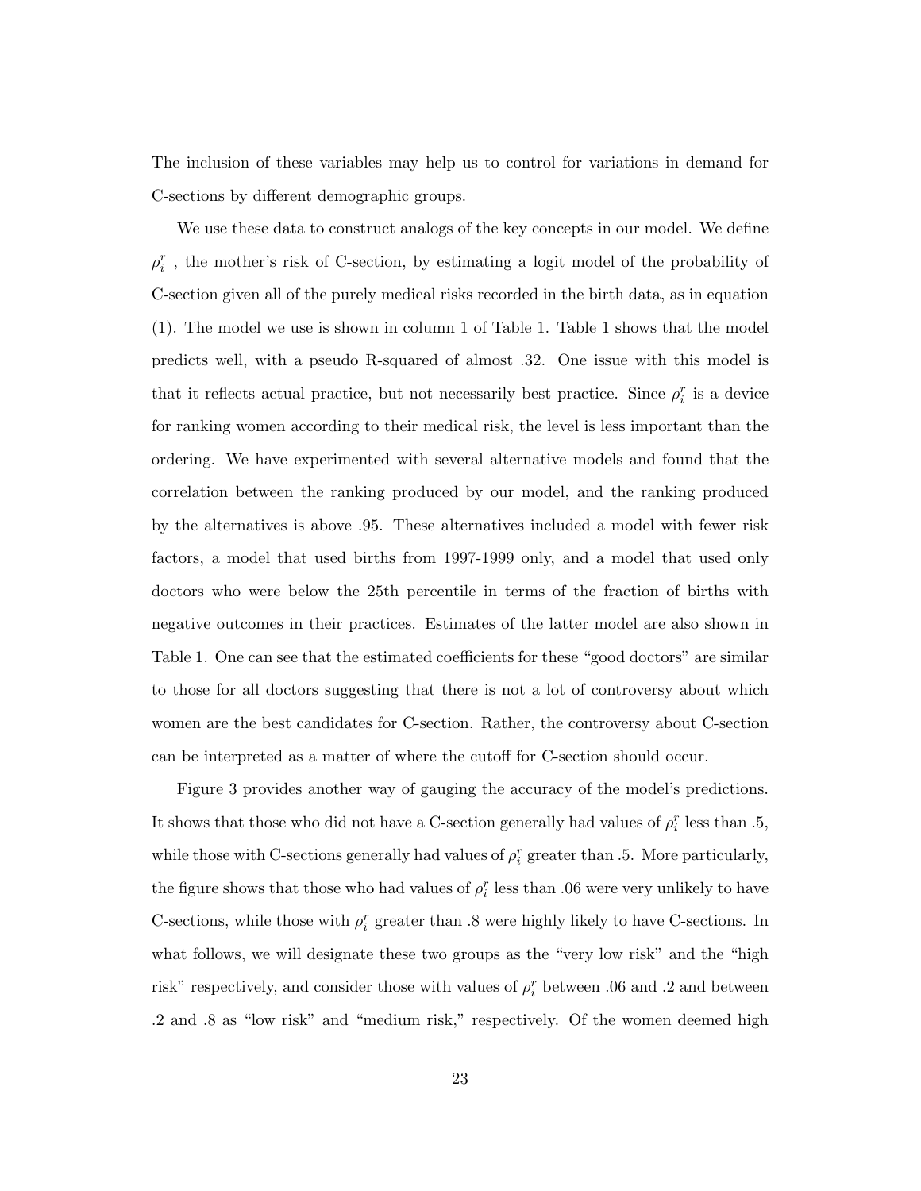The inclusion of these variables may help us to control for variations in demand for C-sections by different demographic groups.

We use these data to construct analogs of the key concepts in our model. We define $\rho_i^r$ , the mother's risk of C-section, by estimating a logit model of the probability of C-section given all of the purely medical risks recorded in the birth data, as in equation (1). The model we use is shown in column 1 of Table 1. Table 1 shows that the model predicts well, with a pseudo R-squared of almost .32. One issue with this model is that it reflects actual practice, but not necessarily best practice. Since $\rho_i^r$ is a device for ranking women according to their medical risk, the level is less important than the ordering. We have experimented with several alternative models and found that the correlation between the ranking produced by our model, and the ranking produced by the alternatives is above .95. These alternatives included a model with fewer risk factors, a model that used births from 1997-1999 only, and a model that used only doctors who were below the 25th percentile in terms of the fraction of births with negative outcomes in their practices. Estimates of the latter model are also shown in Table 1. One can see that the estimated coefficients for these "good doctors" are similar to those for all doctors suggesting that there is not a lot of controversy about which women are the best candidates for C-section. Rather, the controversy about C-section can be interpreted as a matter of where the cutoff for C-section should occur.

Figure 3 provides another way of gauging the accuracy of the model's predictions. It shows that those who did not have a C-section generally had values of $\rho_i^r$ less than .5, while those with C-sections generally had values of $\rho_i^r$ greater than .5. More particularly, the figure shows that those who had values of $\rho_i^r$ less than .06 were very unlikely to have C-sections, while those with $\rho_i^r$ greater than .8 were highly likely to have C-sections. In what follows, we will designate these two groups as the "very low risk" and the "high risk" respectively, and consider those with values of $\rho_i^r$ between .06 and .2 and between .2 and .8 as "low risk" and "medium risk," respectively. Of the women deemed high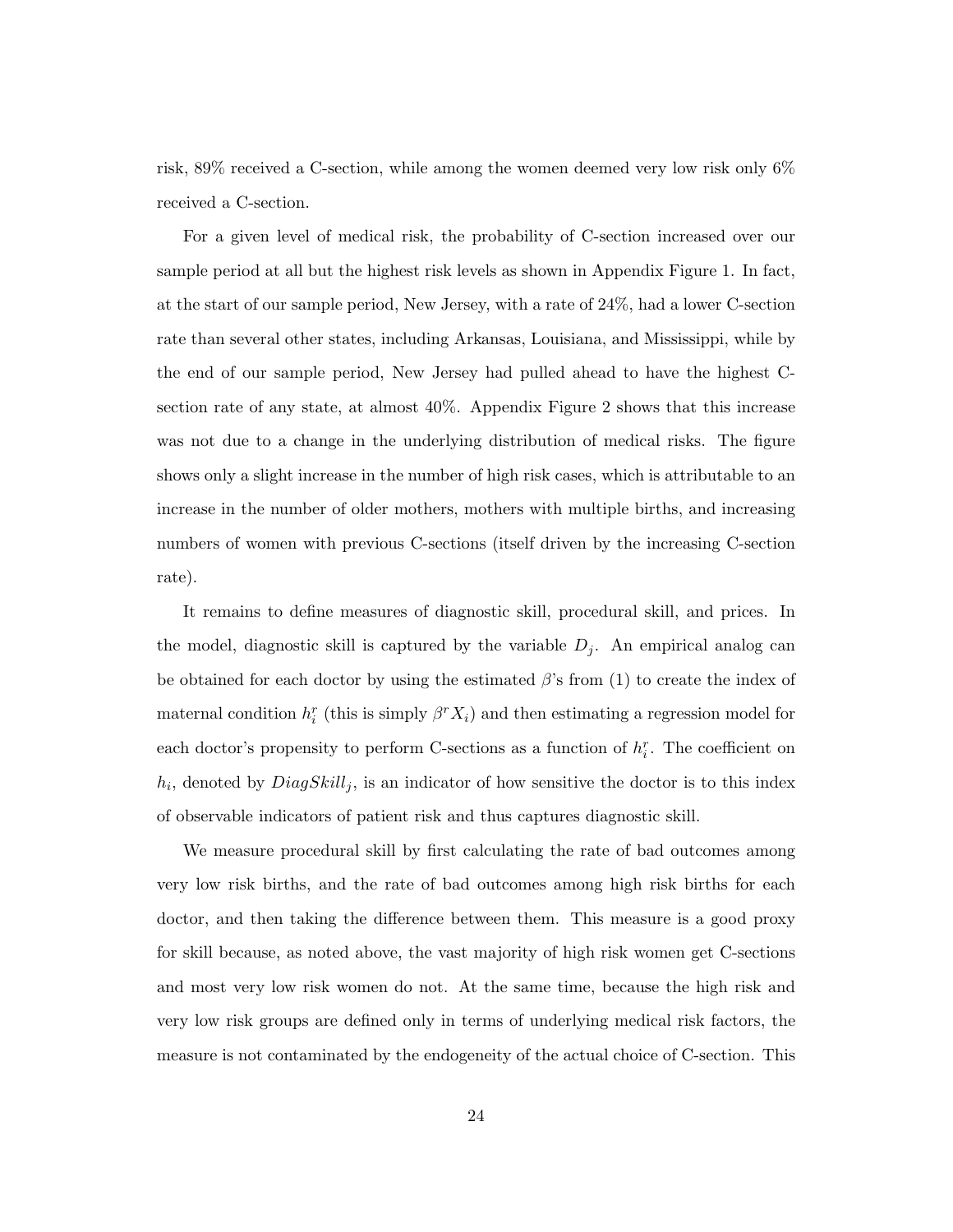risk, 89% received a C-section, while among the women deemed very low risk only 6% received a C-section.

For a given level of medical risk, the probability of C-section increased over our sample period at all but the highest risk levels as shown in Appendix Figure 1. In fact, at the start of our sample period, New Jersey, with a rate of 24%, had a lower C-section rate than several other states, including Arkansas, Louisiana, and Mississippi, while by the end of our sample period, New Jersey had pulled ahead to have the highest C-section rate of any state, at almost 40%. Appendix Figure 2 shows that this increase was not due to a change in the underlying distribution of medical risks. The figure shows only a slight increase in the number of high risk cases, which is attributable to an increase in the number of older mothers, mothers with multiple births, and increasing numbers of women with previous C-sections (itself driven by the increasing C-section rate).

It remains to define measures of diagnostic skill, procedural skill, and prices. In the model, diagnostic skill is captured by the variable $D_j$. An empirical analog can be obtained for each doctor by using the estimated $\beta$'s from (1) to create the index of maternal condition $h_i^r$ (this is simply $\beta^r X_i$) and then estimating a regression model for each doctor's propensity to perform C-sections as a function of $h_i^r$. The coefficient on $h_i$, denoted by $DiagSkill_j$, is an indicator of how sensitive the doctor is to this index of observable indicators of patient risk and thus captures diagnostic skill.

We measure procedural skill by first calculating the rate of bad outcomes among very low risk births, and the rate of bad outcomes among high risk births for each doctor, and then taking the difference between them. This measure is a good proxy for skill because, as noted above, the vast majority of high risk women get C-sections and most very low risk women do not. At the same time, because the high risk and very low risk groups are defined only in terms of underlying medical risk factors, the measure is not contaminated by the endogeneity of the actual choice of C-section. This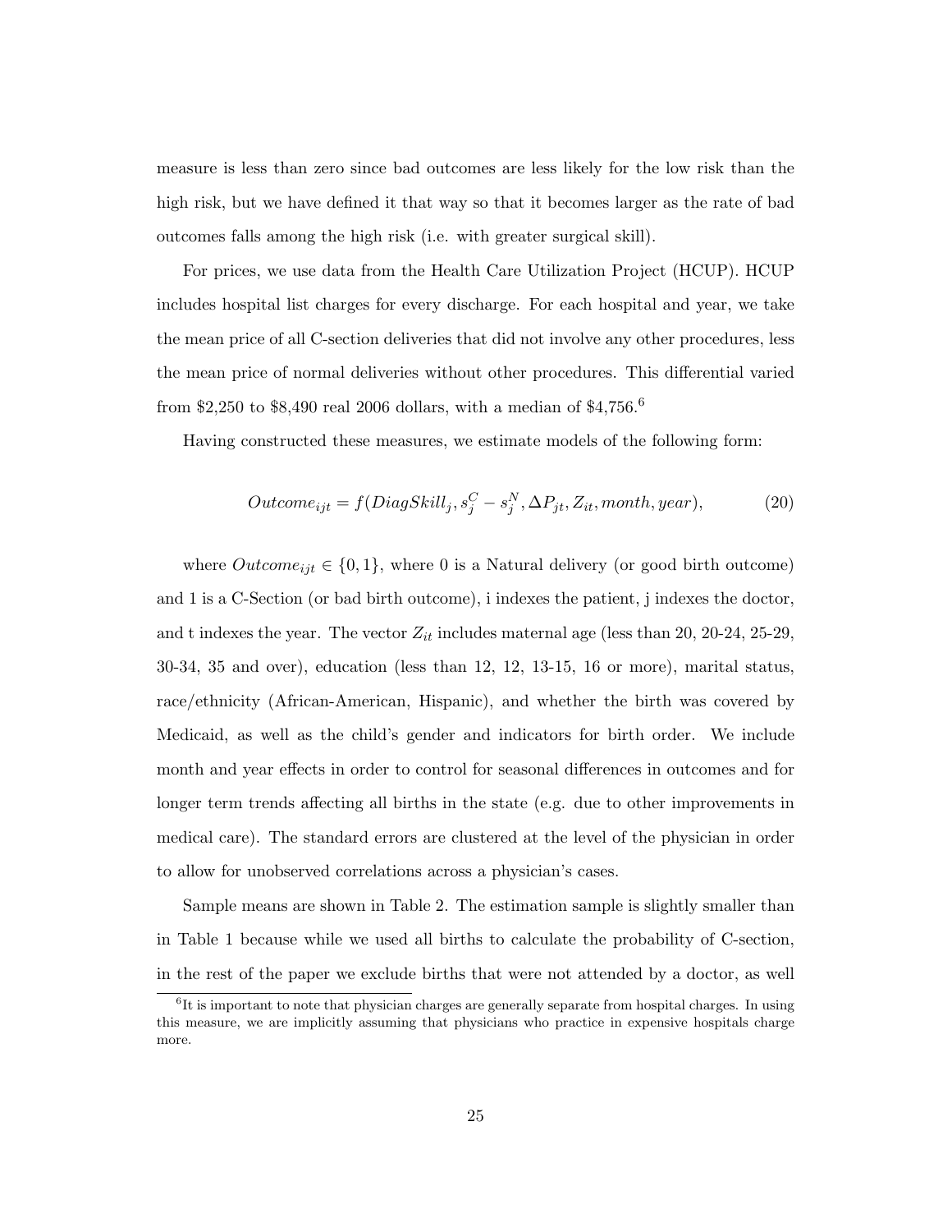measure is less than zero since bad outcomes are less likely for the low risk than the high risk, but we have defined it that way so that it becomes larger as the rate of bad outcomes falls among the high risk (i.e. with greater surgical skill).

For prices, we use data from the Health Care Utilization Project (HCUP). HCUP includes hospital list charges for every discharge. For each hospital and year, we take the mean price of all C-section deliveries that did not involve any other procedures, less the mean price of normal deliveries without other procedures. This differential varied from \$2,250 to \$8,490 real 2006 dollars, with a median of \$4,756.[6]

Having constructed these measures, we estimate models of the following form:

$$Outcome_{ijt} = f(DiagSkill_j, s_j^C - s_j^N, \Delta P_{jt}, Z_{it}, month, year), \tag{20}$$

where $Outcome_{ijt} \in \{0, 1\}$, where 0 is a Natural delivery (or good birth outcome) and 1 is a C-Section (or bad birth outcome), i indexes the patient, j indexes the doctor, and t indexes the year. The vector $Z_{it}$ includes maternal age (less than 20, 20-24, 25-29, 30-34, 35 and over), education (less than 12, 12, 13-15, 16 or more), marital status, race/ethnicity (African-American, Hispanic), and whether the birth was covered by Medicaid, as well as the child's gender and indicators for birth order. We include month and year effects in order to control for seasonal differences in outcomes and for longer term trends affecting all births in the state (e.g. due to other improvements in medical care). The standard errors are clustered at the level of the physician in order to allow for unobserved correlations across a physician's cases.

Sample means are shown in Table 2. The estimation sample is slightly smaller than in Table 1 because while we used all births to calculate the probability of C-section, in the rest of the paper we exclude births that were not attended by a doctor, as well

[6] It is important to note that physician charges are generally separate from hospital charges. In using this measure, we are implicitly assuming that physicians who practice in expensive hospitals charge more.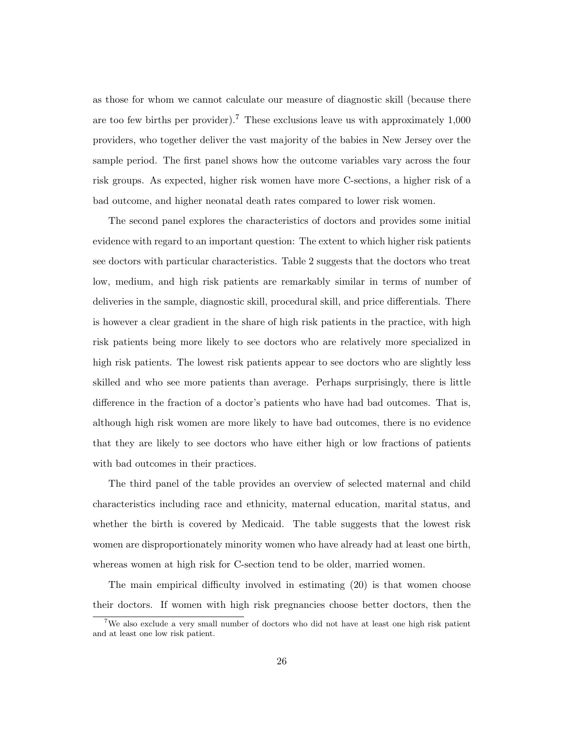as those for whom we cannot calculate our measure of diagnostic skill (because there are too few births per provider).[7] These exclusions leave us with approximately 1,000 providers, who together deliver the vast majority of the babies in New Jersey over the sample period. The first panel shows how the outcome variables vary across the four risk groups. As expected, higher risk women have more C-sections, a higher risk of a bad outcome, and higher neonatal death rates compared to lower risk women.

The second panel explores the characteristics of doctors and provides some initial evidence with regard to an important question: The extent to which higher risk patients see doctors with particular characteristics. Table 2 suggests that the doctors who treat low, medium, and high risk patients are remarkably similar in terms of number of deliveries in the sample, diagnostic skill, procedural skill, and price differentials. There is however a clear gradient in the share of high risk patients in the practice, with high risk patients being more likely to see doctors who are relatively more specialized in high risk patients. The lowest risk patients appear to see doctors who are slightly less skilled and who see more patients than average. Perhaps surprisingly, there is little difference in the fraction of a doctor's patients who have had bad outcomes. That is, although high risk women are more likely to have bad outcomes, there is no evidence that they are likely to see doctors who have either high or low fractions of patients with bad outcomes in their practices.

The third panel of the table provides an overview of selected maternal and child characteristics including race and ethnicity, maternal education, marital status, and whether the birth is covered by Medicaid. The table suggests that the lowest risk women are disproportionately minority women who have already had at least one birth, whereas women at high risk for C-section tend to be older, married women.

The main empirical difficulty involved in estimating (20) is that women choose their doctors. If women with high risk pregnancies choose better doctors, then the

[7] We also exclude a very small number of doctors who did not have at least one high risk patient and at least one low risk patient.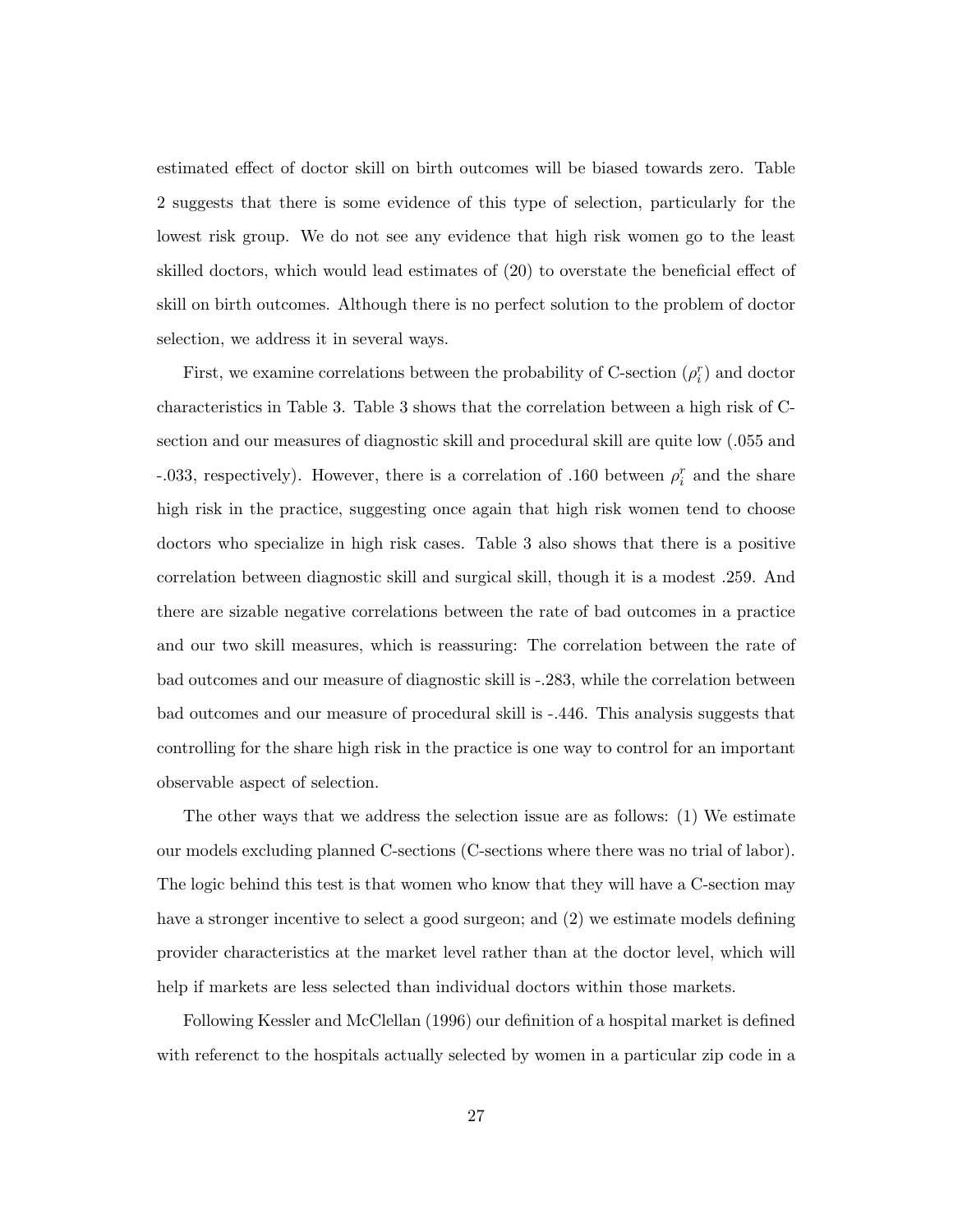estimated effect of doctor skill on birth outcomes will be biased towards zero. Table 2 suggests that there is some evidence of this type of selection, particularly for the lowest risk group. We do not see any evidence that high risk women go to the least skilled doctors, which would lead estimates of (20) to overstate the beneficial effect of skill on birth outcomes. Although there is no perfect solution to the problem of doctor selection, we address it in several ways.

First, we examine correlations between the probability of C-section ($\rho_i^r$) and doctor characteristics in Table 3. Table 3 shows that the correlation between a high risk of C-section and our measures of diagnostic skill and procedural skill are quite low (.055 and -.033, respectively). However, there is a correlation of .160 between $\rho_i^r$ and the share high risk in the practice, suggesting once again that high risk women tend to choose doctors who specialize in high risk cases. Table 3 also shows that there is a positive correlation between diagnostic skill and surgical skill, though it is a modest .259. And there are sizable negative correlations between the rate of bad outcomes in a practice and our two skill measures, which is reassuring: The correlation between the rate of bad outcomes and our measure of diagnostic skill is -.283, while the correlation between bad outcomes and our measure of procedural skill is -.446. This analysis suggests that controlling for the share high risk in the practice is one way to control for an important observable aspect of selection.

The other ways that we address the selection issue are as follows: (1) We estimate our models excluding planned C-sections (C-sections where there was no trial of labor). The logic behind this test is that women who know that they will have a C-section may have a stronger incentive to select a good surgeon; and (2) we estimate models defining provider characteristics at the market level rather than at the doctor level, which will help if markets are less selected than individual doctors within those markets.

Following Kessler and McClellan (1996) our definition of a hospital market is defined with referenct to the hospitals actually selected by women in a particular zip code in a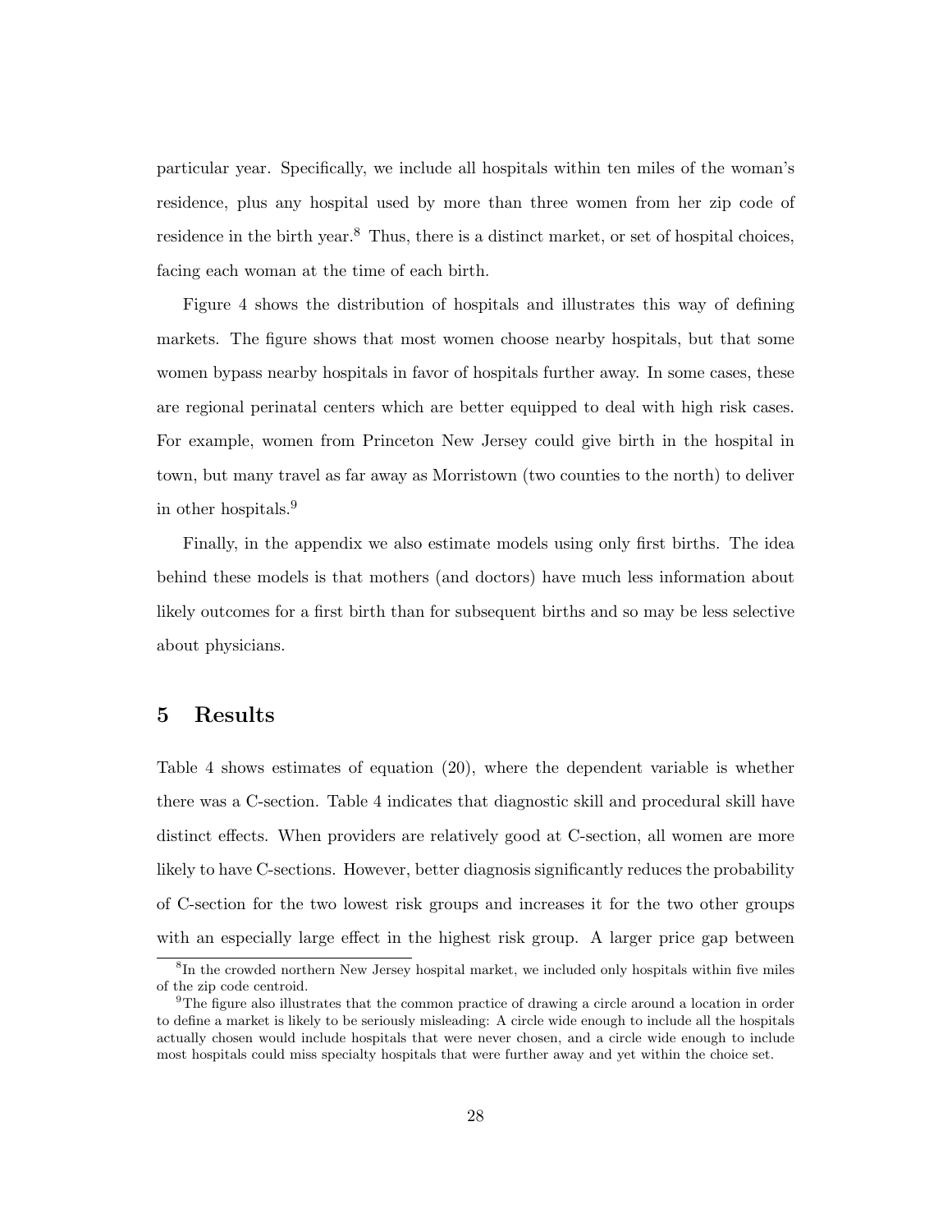particular year. Specifically, we include all hospitals within ten miles of the woman's residence, plus any hospital used by more than three women from her zip code of residence in the birth year.[8] Thus, there is a distinct market, or set of hospital choices, facing each woman at the time of each birth.

Figure 4 shows the distribution of hospitals and illustrates this way of defining markets. The figure shows that most women choose nearby hospitals, but that some women bypass nearby hospitals in favor of hospitals further away. In some cases, these are regional perinatal centers which are better equipped to deal with high risk cases. For example, women from Princeton New Jersey could give birth in the hospital in town, but many travel as far away as Morristown (two counties to the north) to deliver in other hospitals.[9]

Finally, in the appendix we also estimate models using only first births. The idea behind these models is that mothers (and doctors) have much less information about likely outcomes for a first birth than for subsequent births and so may be less selective about physicians.

## 5 Results

Table 4 shows estimates of equation (20), where the dependent variable is whether there was a C-section. Table 4 indicates that diagnostic skill and procedural skill have distinct effects. When providers are relatively good at C-section, all women are more likely to have C-sections. However, better diagnosis significantly reduces the probability of C-section for the two lowest risk groups and increases it for the two other groups with an especially large effect in the highest risk group. A larger price gap between

[8] In the crowded northern New Jersey hospital market, we included only hospitals within five miles of the zip code centroid.

[9] The figure also illustrates that the common practice of drawing a circle around a location in order to define a market is likely to be seriously misleading: A circle wide enough to include all the hospitals actually chosen would include hospitals that were never chosen, and a circle wide enough to include most hospitals could miss specialty hospitals that were further away and yet within the choice set.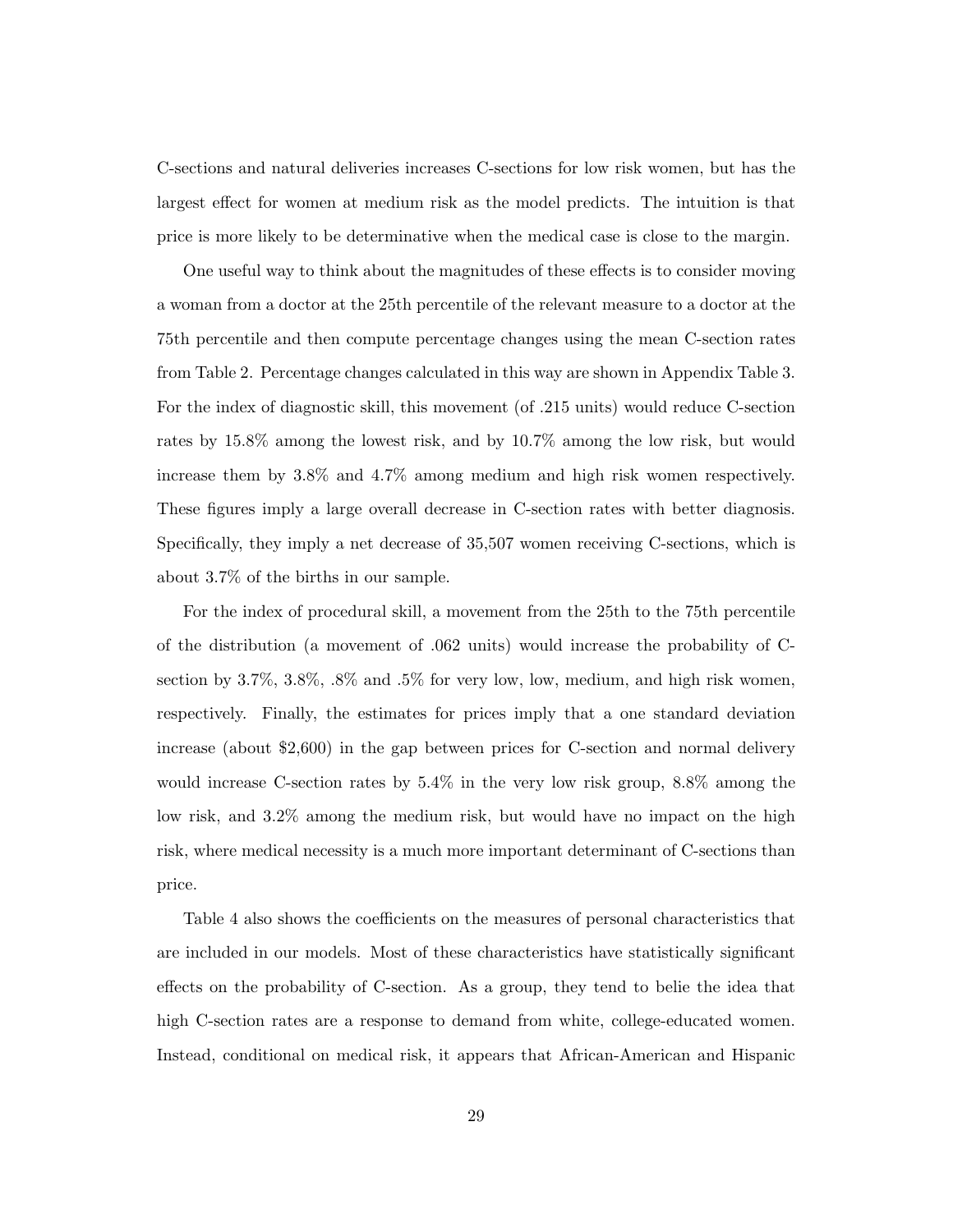C-sections and natural deliveries increases C-sections for low risk women, but has the largest effect for women at medium risk as the model predicts. The intuition is that price is more likely to be determinative when the medical case is close to the margin.

One useful way to think about the magnitudes of these effects is to consider moving a woman from a doctor at the 25th percentile of the relevant measure to a doctor at the 75th percentile and then compute percentage changes using the mean C-section rates from Table 2. Percentage changes calculated in this way are shown in Appendix Table 3. For the index of diagnostic skill, this movement (of .215 units) would reduce C-section rates by 15.8% among the lowest risk, and by 10.7% among the low risk, but would increase them by 3.8% and 4.7% among medium and high risk women respectively. These figures imply a large overall decrease in C-section rates with better diagnosis. Specifically, they imply a net decrease of 35,507 women receiving C-sections, which is about 3.7% of the births in our sample.

For the index of procedural skill, a movement from the 25th to the 75th percentile of the distribution (a movement of .062 units) would increase the probability of C-section by 3.7%, 3.8%, .8% and .5% for very low, low, medium, and high risk women, respectively. Finally, the estimates for prices imply that a one standard deviation increase (about $2,600) in the gap between prices for C-section and normal delivery would increase C-section rates by 5.4% in the very low risk group, 8.8% among the low risk, and 3.2% among the medium risk, but would have no impact on the high risk, where medical necessity is a much more important determinant of C-sections than price.

Table 4 also shows the coefficients on the measures of personal characteristics that are included in our models. Most of these characteristics have statistically significant effects on the probability of C-section. As a group, they tend to belie the idea that high C-section rates are a response to demand from white, college-educated women. Instead, conditional on medical risk, it appears that African-American and Hispanic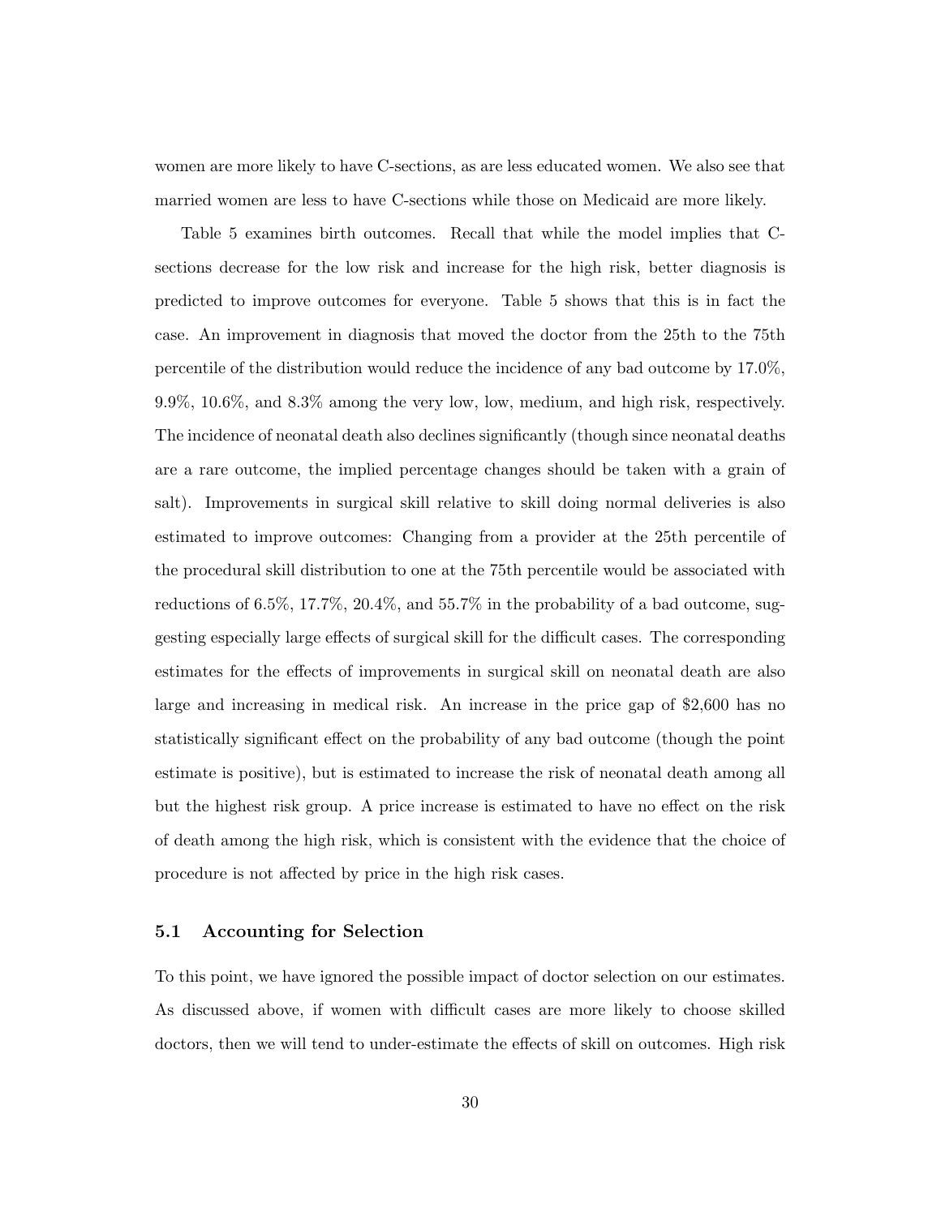women are more likely to have C-sections, as are less educated women. We also see that married women are less to have C-sections while those on Medicaid are more likely.

Table 5 examines birth outcomes. Recall that while the model implies that C-sections decrease for the low risk and increase for the high risk, better diagnosis is predicted to improve outcomes for everyone. Table 5 shows that this is in fact the case. An improvement in diagnosis that moved the doctor from the 25th to the 75th percentile of the distribution would reduce the incidence of any bad outcome by 17.0%, 9.9%, 10.6%, and 8.3% among the very low, low, medium, and high risk, respectively. The incidence of neonatal death also declines significantly (though since neonatal deaths are a rare outcome, the implied percentage changes should be taken with a grain of salt). Improvements in surgical skill relative to skill doing normal deliveries is also estimated to improve outcomes: Changing from a provider at the 25th percentile of the procedural skill distribution to one at the 75th percentile would be associated with reductions of 6.5%, 17.7%, 20.4%, and 55.7% in the probability of a bad outcome, suggesting especially large effects of surgical skill for the difficult cases. The corresponding estimates for the effects of improvements in surgical skill on neonatal death are also large and increasing in medical risk. An increase in the price gap of $2,600 has no statistically significant effect on the probability of any bad outcome (though the point estimate is positive), but is estimated to increase the risk of neonatal death among all but the highest risk group. A price increase is estimated to have no effect on the risk of death among the high risk, which is consistent with the evidence that the choice of procedure is not affected by price in the high risk cases.

## 5.1 Accounting for Selection

To this point, we have ignored the possible impact of doctor selection on our estimates. As discussed above, if women with difficult cases are more likely to choose skilled doctors, then we will tend to under-estimate the effects of skill on outcomes. High risk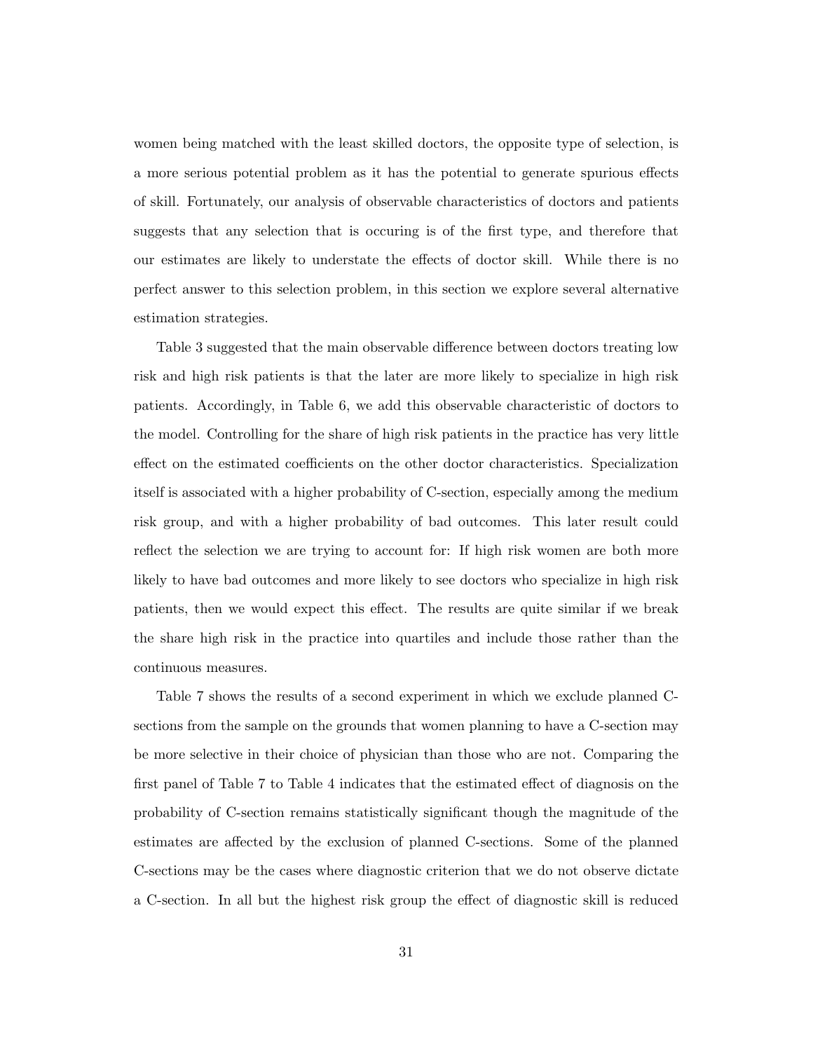women being matched with the least skilled doctors, the opposite type of selection, is a more serious potential problem as it has the potential to generate spurious effects of skill. Fortunately, our analysis of observable characteristics of doctors and patients suggests that any selection that is occuring is of the first type, and therefore that our estimates are likely to understate the effects of doctor skill. While there is no perfect answer to this selection problem, in this section we explore several alternative estimation strategies.

Table 3 suggested that the main observable difference between doctors treating low risk and high risk patients is that the later are more likely to specialize in high risk patients. Accordingly, in Table 6, we add this observable characteristic of doctors to the model. Controlling for the share of high risk patients in the practice has very little effect on the estimated coefficients on the other doctor characteristics. Specialization itself is associated with a higher probability of C-section, especially among the medium risk group, and with a higher probability of bad outcomes. This later result could reflect the selection we are trying to account for: If high risk women are both more likely to have bad outcomes and more likely to see doctors who specialize in high risk patients, then we would expect this effect. The results are quite similar if we break the share high risk in the practice into quartiles and include those rather than the continuous measures.

Table 7 shows the results of a second experiment in which we exclude planned C-sections from the sample on the grounds that women planning to have a C-section may be more selective in their choice of physician than those who are not. Comparing the first panel of Table 7 to Table 4 indicates that the estimated effect of diagnosis on the probability of C-section remains statistically significant though the magnitude of the estimates are affected by the exclusion of planned C-sections. Some of the planned C-sections may be the cases where diagnostic criterion that we do not observe dictate a C-section. In all but the highest risk group the effect of diagnostic skill is reduced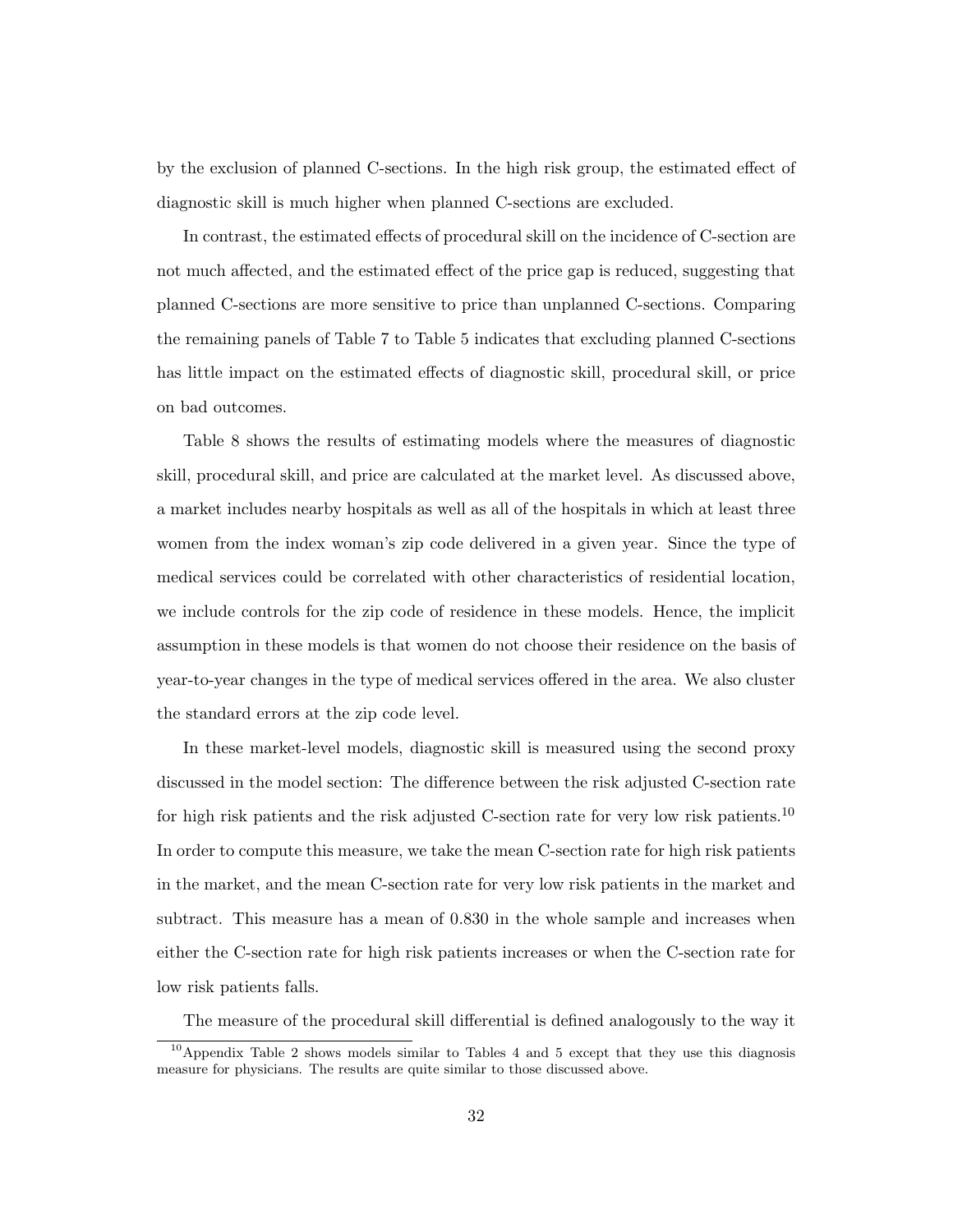by the exclusion of planned C-sections. In the high risk group, the estimated effect of diagnostic skill is much higher when planned C-sections are excluded.

In contrast, the estimated effects of procedural skill on the incidence of C-section are not much affected, and the estimated effect of the price gap is reduced, suggesting that planned C-sections are more sensitive to price than unplanned C-sections. Comparing the remaining panels of Table 7 to Table 5 indicates that excluding planned C-sections has little impact on the estimated effects of diagnostic skill, procedural skill, or price on bad outcomes.

Table 8 shows the results of estimating models where the measures of diagnostic skill, procedural skill, and price are calculated at the market level. As discussed above, a market includes nearby hospitals as well as all of the hospitals in which at least three women from the index woman's zip code delivered in a given year. Since the type of medical services could be correlated with other characteristics of residential location, we include controls for the zip code of residence in these models. Hence, the implicit assumption in these models is that women do not choose their residence on the basis of year-to-year changes in the type of medical services offered in the area. We also cluster the standard errors at the zip code level.

In these market-level models, diagnostic skill is measured using the second proxy discussed in the model section: The difference between the risk adjusted C-section rate for high risk patients and the risk adjusted C-section rate for very low risk patients.[10] In order to compute this measure, we take the mean C-section rate for high risk patients in the market, and the mean C-section rate for very low risk patients in the market and subtract. This measure has a mean of 0.830 in the whole sample and increases when either the C-section rate for high risk patients increases or when the C-section rate for low risk patients falls.

The measure of the procedural skill differential is defined analogously to the way it

[10] Appendix Table 2 shows models similar to Tables 4 and 5 except that they use this diagnosis measure for physicians. The results are quite similar to those discussed above.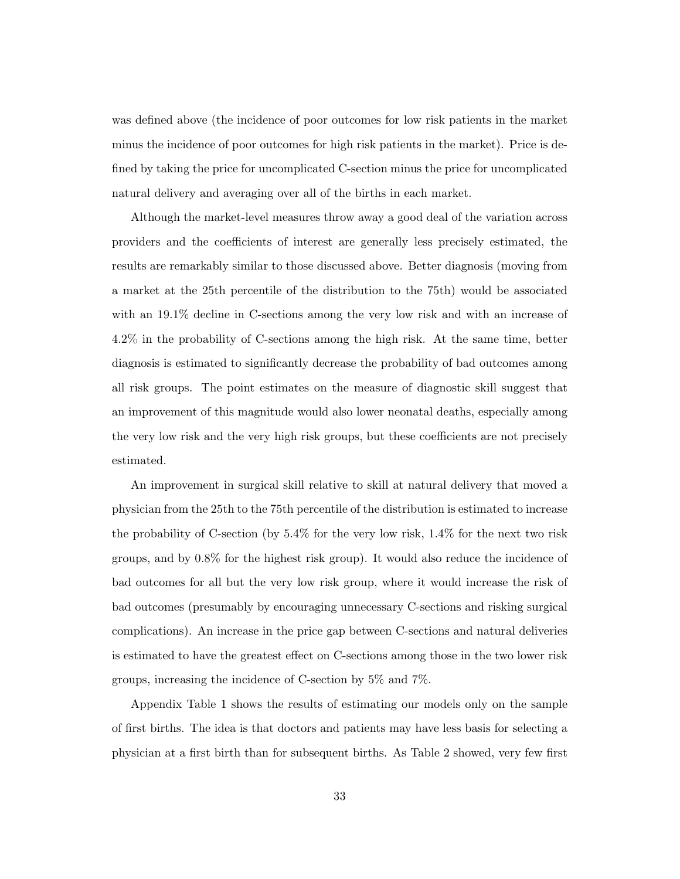was defined above (the incidence of poor outcomes for low risk patients in the market minus the incidence of poor outcomes for high risk patients in the market). Price is defined by taking the price for uncomplicated C-section minus the price for uncomplicated natural delivery and averaging over all of the births in each market.

Although the market-level measures throw away a good deal of the variation across providers and the coefficients of interest are generally less precisely estimated, the results are remarkably similar to those discussed above. Better diagnosis (moving from a market at the 25th percentile of the distribution to the 75th) would be associated with an 19.1% decline in C-sections among the very low risk and with an increase of 4.2% in the probability of C-sections among the high risk. At the same time, better diagnosis is estimated to significantly decrease the probability of bad outcomes among all risk groups. The point estimates on the measure of diagnostic skill suggest that an improvement of this magnitude would also lower neonatal deaths, especially among the very low risk and the very high risk groups, but these coefficients are not precisely estimated.

An improvement in surgical skill relative to skill at natural delivery that moved a physician from the 25th to the 75th percentile of the distribution is estimated to increase the probability of C-section (by 5.4% for the very low risk, 1.4% for the next two risk groups, and by 0.8% for the highest risk group). It would also reduce the incidence of bad outcomes for all but the very low risk group, where it would increase the risk of bad outcomes (presumably by encouraging unnecessary C-sections and risking surgical complications). An increase in the price gap between C-sections and natural deliveries is estimated to have the greatest effect on C-sections among those in the two lower risk groups, increasing the incidence of C-section by 5% and 7%.

Appendix Table 1 shows the results of estimating our models only on the sample of first births. The idea is that doctors and patients may have less basis for selecting a physician at a first birth than for subsequent births. As Table 2 showed, very few first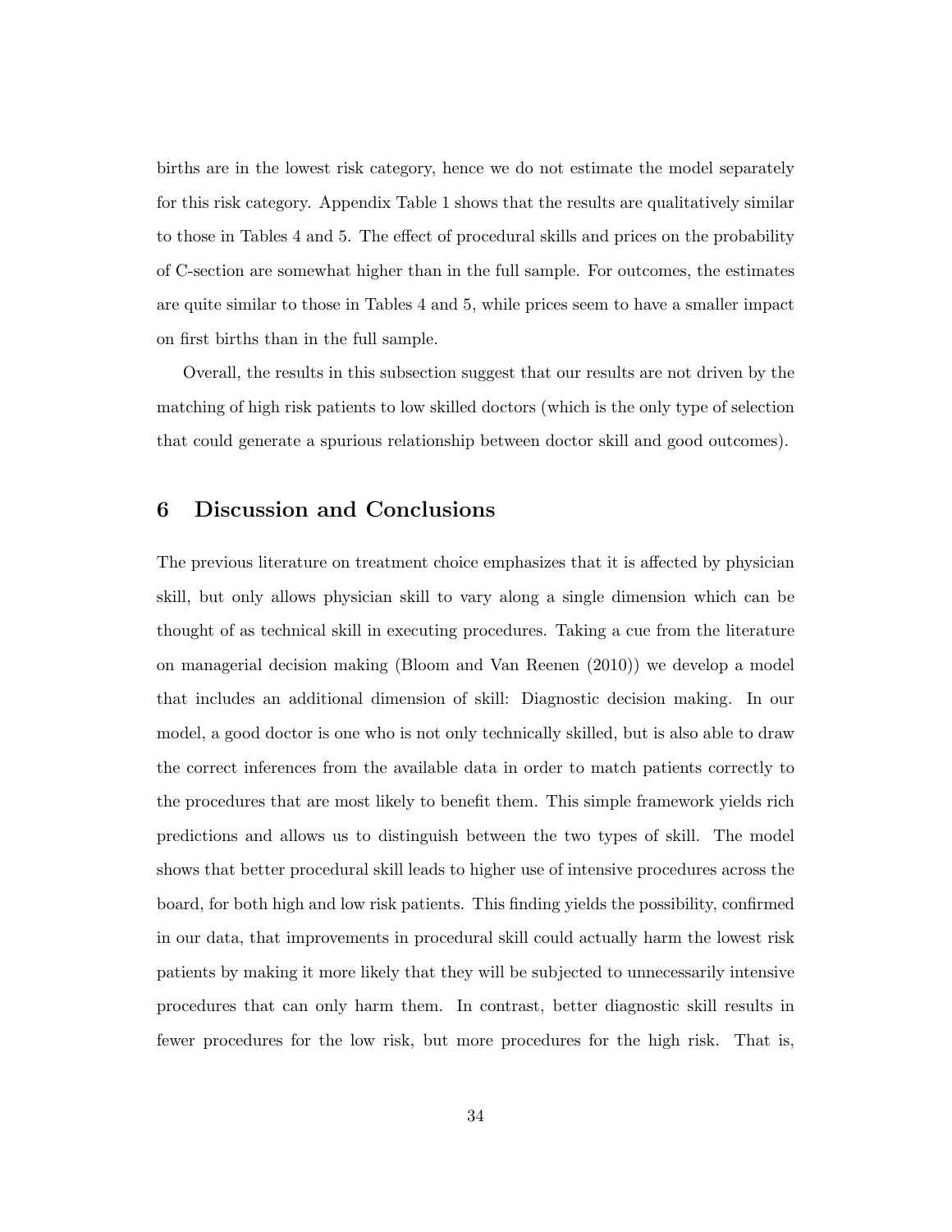births are in the lowest risk category, hence we do not estimate the model separately for this risk category. Appendix Table 1 shows that the results are qualitatively similar to those in Tables 4 and 5. The effect of procedural skills and prices on the probability of C-section are somewhat higher than in the full sample. For outcomes, the estimates are quite similar to those in Tables 4 and 5, while prices seem to have a smaller impact on first births than in the full sample.

Overall, the results in this subsection suggest that our results are not driven by the matching of high risk patients to low skilled doctors (which is the only type of selection that could generate a spurious relationship between doctor skill and good outcomes).

## 6 Discussion and Conclusions

The previous literature on treatment choice emphasizes that it is affected by physician skill, but only allows physician skill to vary along a single dimension which can be thought of as technical skill in executing procedures. Taking a cue from the literature on managerial decision making (Bloom and Van Reenen (2010)) we develop a model that includes an additional dimension of skill: Diagnostic decision making. In our model, a good doctor is one who is not only technically skilled, but is also able to draw the correct inferences from the available data in order to match patients correctly to the procedures that are most likely to benefit them. This simple framework yields rich predictions and allows us to distinguish between the two types of skill. The model shows that better procedural skill leads to higher use of intensive procedures across the board, for both high and low risk patients. This finding yields the possibility, confirmed in our data, that improvements in procedural skill could actually harm the lowest risk patients by making it more likely that they will be subjected to unnecessarily intensive procedures that can only harm them. In contrast, better diagnostic skill results in fewer procedures for the low risk, but more procedures for the high risk. That is,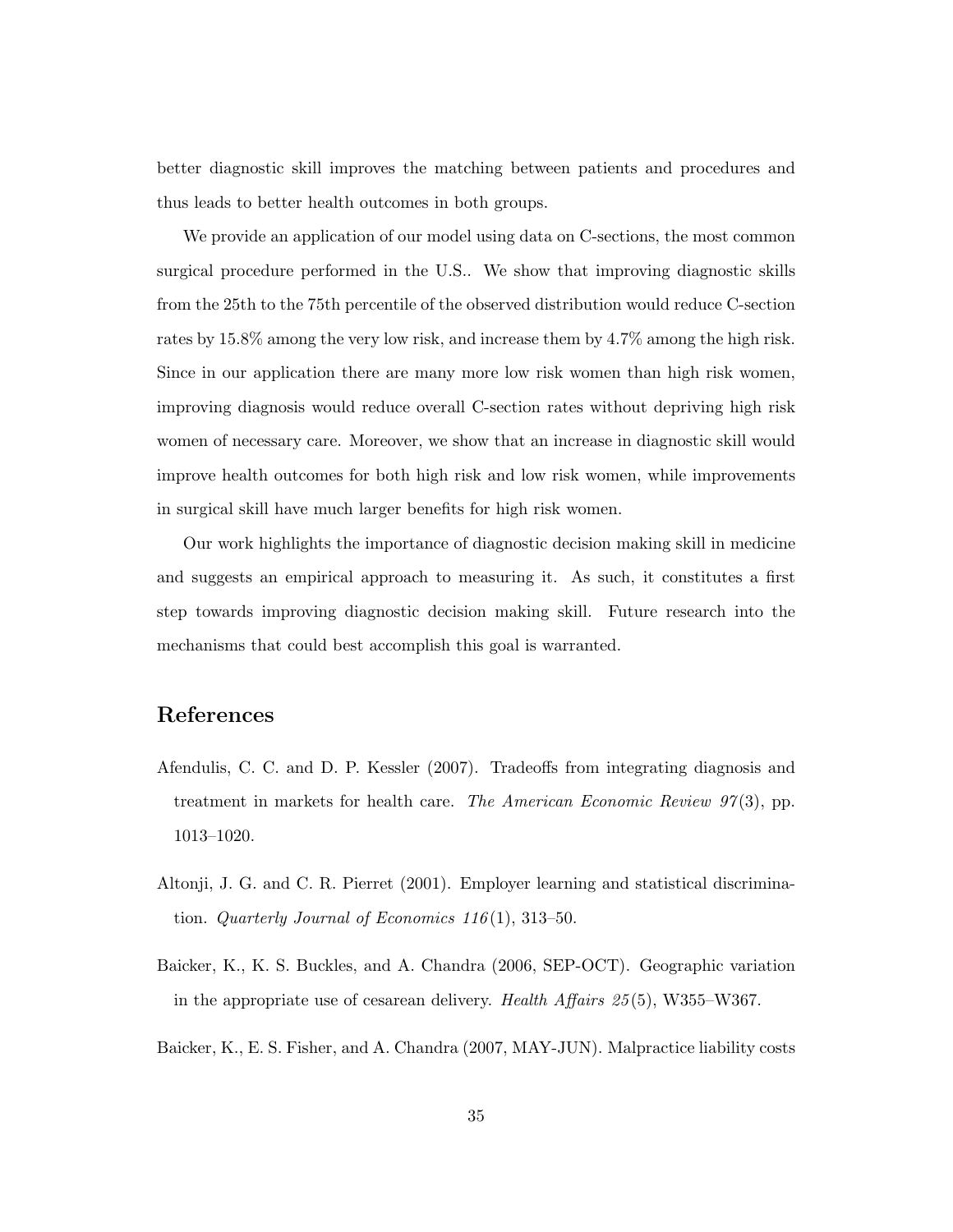better diagnostic skill improves the matching between patients and procedures and thus leads to better health outcomes in both groups.

We provide an application of our model using data on C-sections, the most common surgical procedure performed in the U.S.. We show that improving diagnostic skills from the 25th to the 75th percentile of the observed distribution would reduce C-section rates by 15.8% among the very low risk, and increase them by 4.7% among the high risk. Since in our application there are many more low risk women than high risk women, improving diagnosis would reduce overall C-section rates without depriving high risk women of necessary care. Moreover, we show that an increase in diagnostic skill would improve health outcomes for both high risk and low risk women, while improvements in surgical skill have much larger benefits for high risk women.

Our work highlights the importance of diagnostic decision making skill in medicine and suggests an empirical approach to measuring it. As such, it constitutes a first step towards improving diagnostic decision making skill. Future research into the mechanisms that could best accomplish this goal is warranted.

# References

Afendulis, C. C. and D. P. Kessler (2007). Tradeoffs from integrating diagnosis and treatment in markets for health care. *The American Economic Review 97*(3), pp. 1013–1020.

Altonji, J. G. and C. R. Pierret (2001). Employer learning and statistical discrimination. *Quarterly Journal of Economics 116*(1), 313–50.

Baicker, K., K. S. Buckles, and A. Chandra (2006, SEP-OCT). Geographic variation in the appropriate use of cesarean delivery. *Health Affairs 25*(5), W355–W367.

Baicker, K., E. S. Fisher, and A. Chandra (2007, MAY-JUN). Malpractice liability costs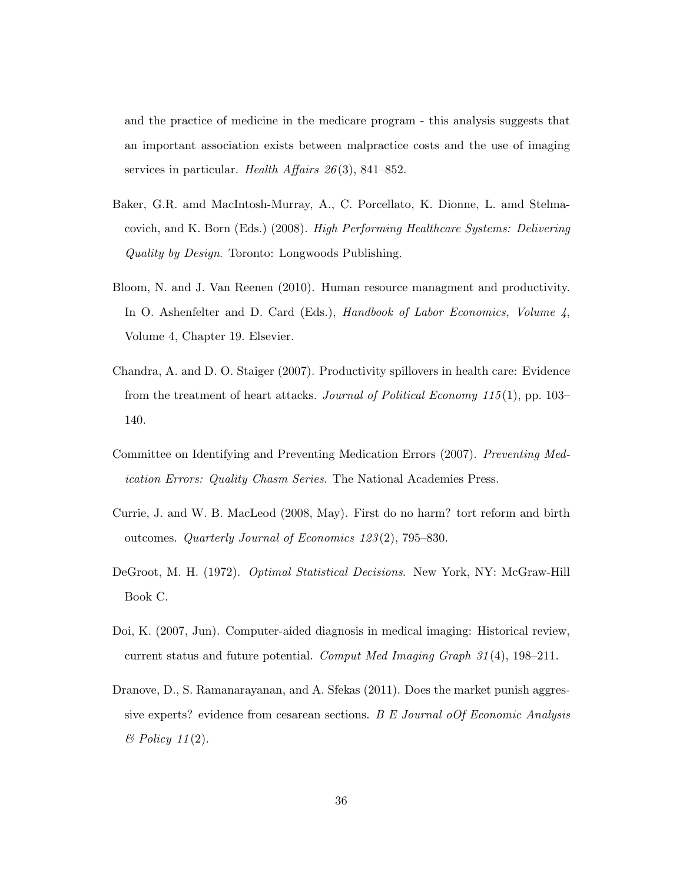and the practice of medicine in the medicare program - this analysis suggests that an important association exists between malpractice costs and the use of imaging services in particular. *Health Affairs 26*(3), 841–852.

Baker, G.R. amd MacIntosh-Murray, A., C. Porcellato, K. Dionne, L. amd Stelmacovich, and K. Born (Eds.) (2008). *High Performing Healthcare Systems: Delivering Quality by Design*. Toronto: Longwoods Publishing.

Bloom, N. and J. Van Reenen (2010). Human resource managment and productivity. In O. Ashenfelter and D. Card (Eds.), *Handbook of Labor Economics, Volume 4*, Volume 4, Chapter 19. Elsevier.

Chandra, A. and D. O. Staiger (2007). Productivity spillovers in health care: Evidence from the treatment of heart attacks. *Journal of Political Economy 115*(1), pp. 103–140.

Committee on Identifying and Preventing Medication Errors (2007). *Preventing Medication Errors: Quality Chasm Series*. The National Academies Press.

Currie, J. and W. B. MacLeod (2008, May). First do no harm? tort reform and birth outcomes. *Quarterly Journal of Economics 123*(2), 795–830.

DeGroot, M. H. (1972). *Optimal Statistical Decisions*. New York, NY: McGraw-Hill Book C.

Doi, K. (2007, Jun). Computer-aided diagnosis in medical imaging: Historical review, current status and future potential. *Comput Med Imaging Graph 31*(4), 198–211.

Dranove, D., S. Ramanarayanan, and A. Sfekas (2011). Does the market punish aggressive experts? evidence from cesarean sections. *B E Journal oOf Economic Analysis & Policy 11*(2).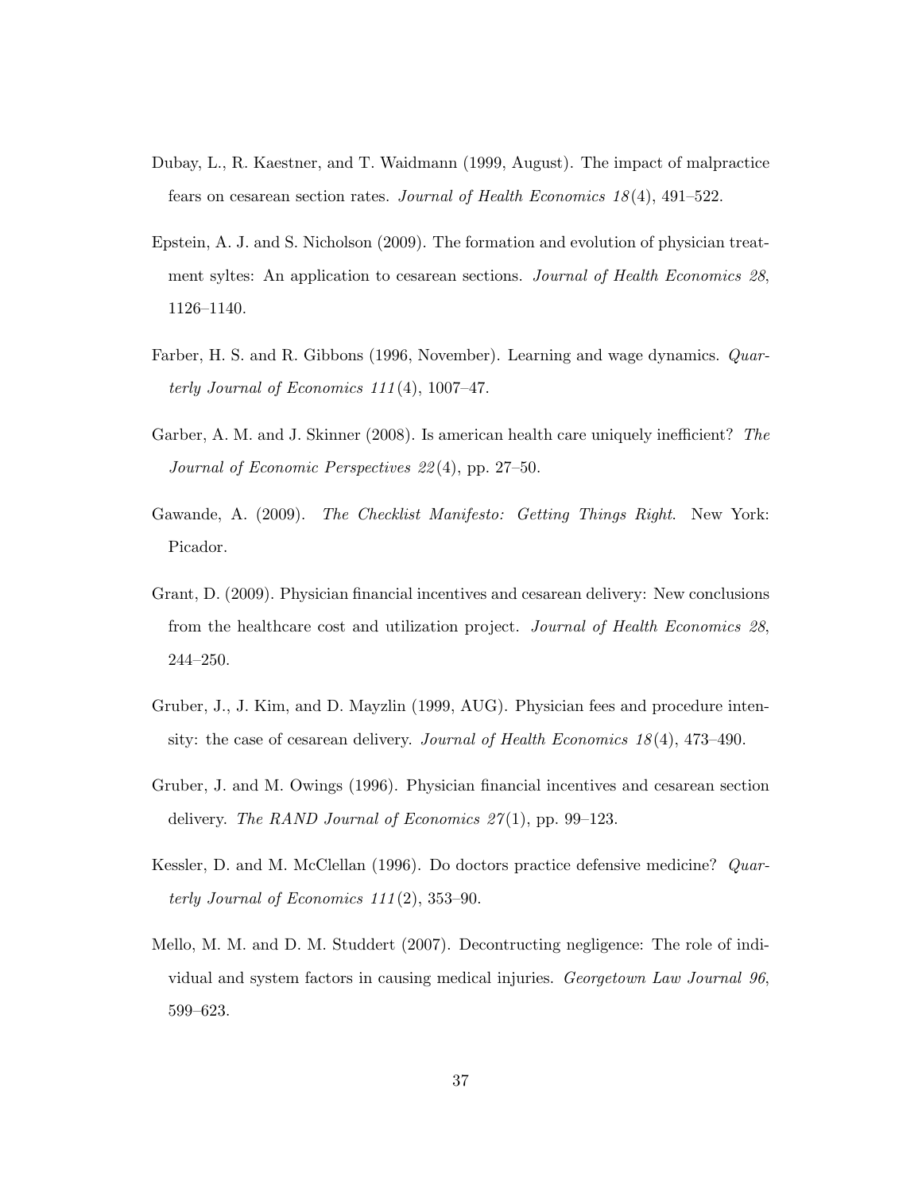Dubay, L., R. Kaestner, and T. Waidmann (1999, August). The impact of malpractice fears on cesarean section rates. *Journal of Health Economics 18*(4), 491–522.

Epstein, A. J. and S. Nicholson (2009). The formation and evolution of physician treatment syltes: An application to cesarean sections. *Journal of Health Economics 28*, 1126–1140.

Farber, H. S. and R. Gibbons (1996, November). Learning and wage dynamics. *Quarterly Journal of Economics 111*(4), 1007–47.

Garber, A. M. and J. Skinner (2008). Is american health care uniquely inefficient? *The Journal of Economic Perspectives 22*(4), pp. 27–50.

Gawande, A. (2009). *The Checklist Manifesto: Getting Things Right.* New York: Picador.

Grant, D. (2009). Physician financial incentives and cesarean delivery: New conclusions from the healthcare cost and utilization project. *Journal of Health Economics 28*, 244–250.

Gruber, J., J. Kim, and D. Mayzlin (1999, AUG). Physician fees and procedure intensity: the case of cesarean delivery. *Journal of Health Economics 18*(4), 473–490.

Gruber, J. and M. Owings (1996). Physician financial incentives and cesarean section delivery. *The RAND Journal of Economics 27*(1), pp. 99–123.

Kessler, D. and M. McClellan (1996). Do doctors practice defensive medicine? *Quarterly Journal of Economics 111*(2), 353–90.

Mello, M. M. and D. M. Studdert (2007). Decontructing negligence: The role of individual and system factors in causing medical injuries. *Georgetown Law Journal 96*, 599–623.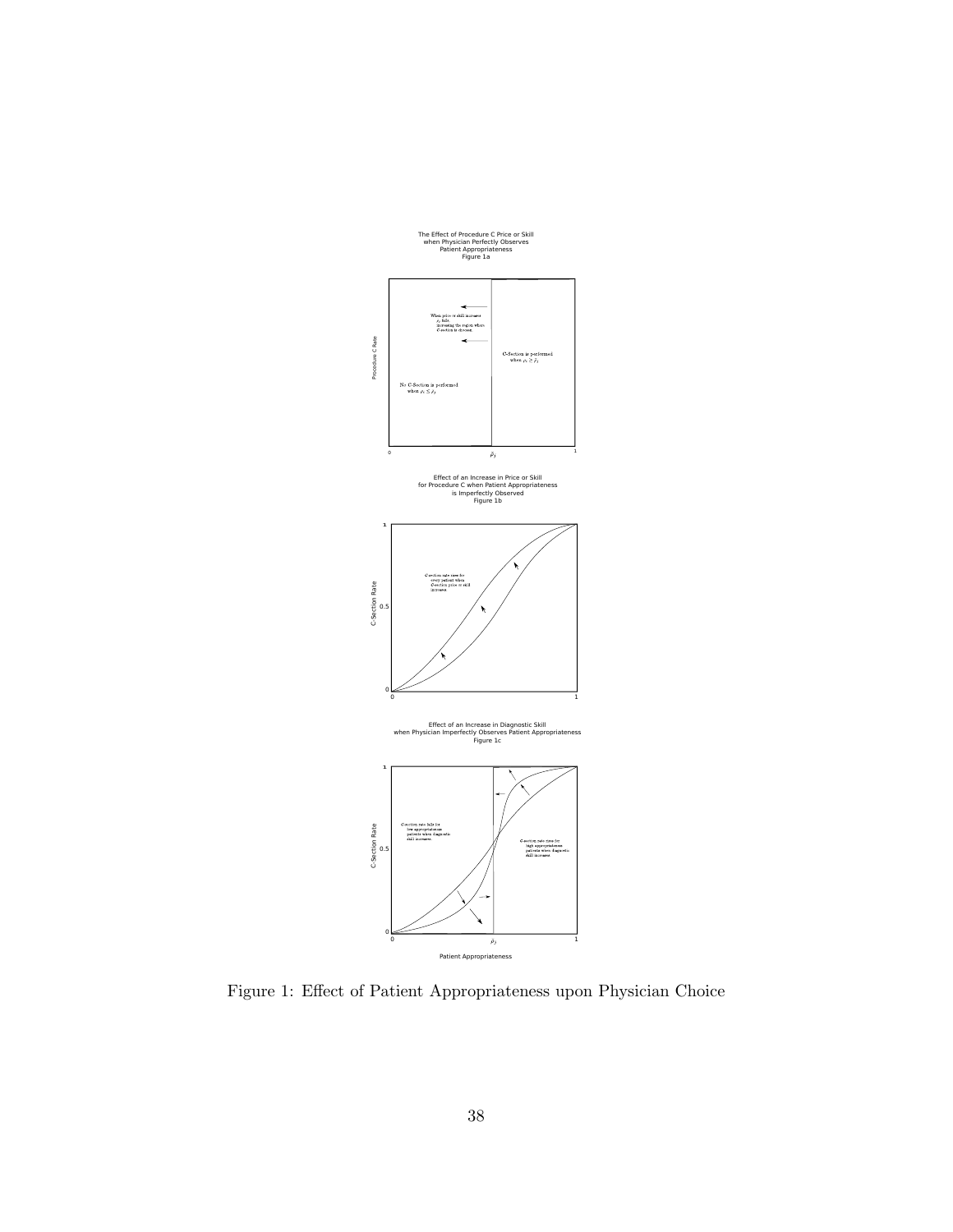The Effect of Procedure C Price or Skill when Physician Perfectly Observes Patient Appropriateness
Figure 1a

Effect of an Increase in Price or Skill for Procedure C when Patient Appropriateness is Imperfectly Observed
Figure 1b

Effect of an Increase in Diagnostic Skill when Physician Imperfectly Observes Patient Appropriateness
Figure 1c

Figure 1: Effect of Patient Appropriateness upon Physician Choice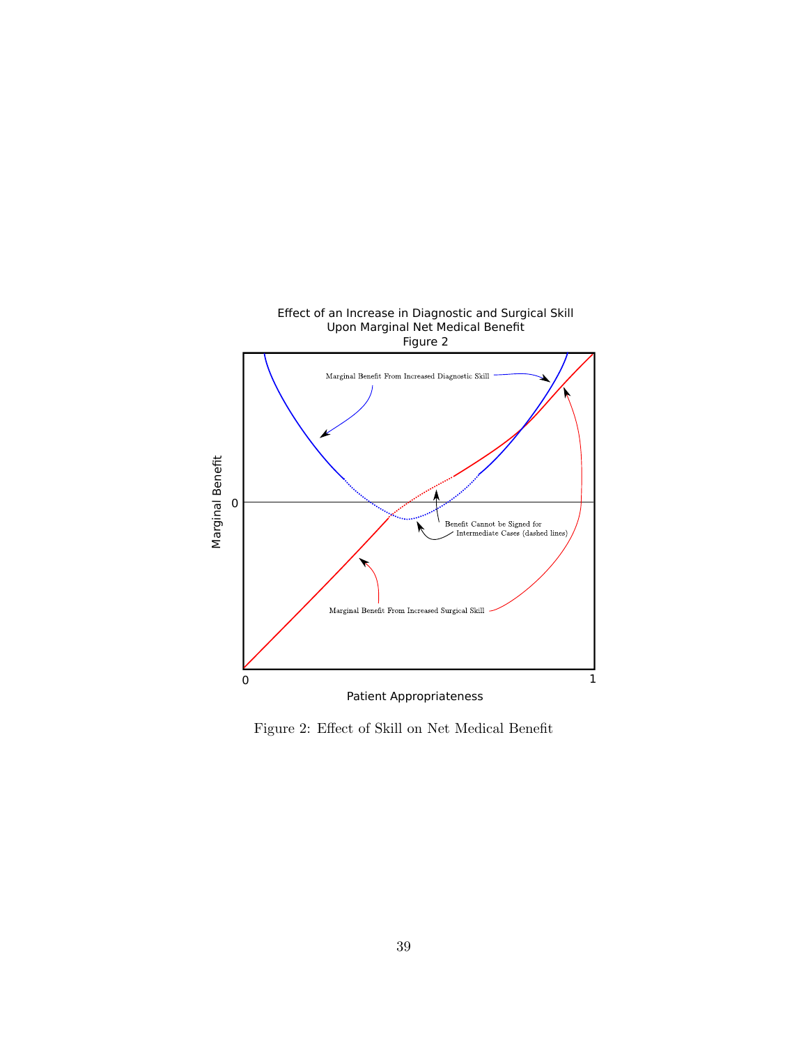Effect of an Increase in Diagnostic and Surgical Skill
Upon Marginal Net Medical Benefit
Figure 2

Marginal Benefit From Increased Diagnostic Skill

Benefit Cannot be Signed for Intermediate Cases (dashed lines)

Marginal Benefit From Increased Surgical Skill

Marginal Benefit

Patient Appropriateness

Figure 2: Effect of Skill on Net Medical Benefit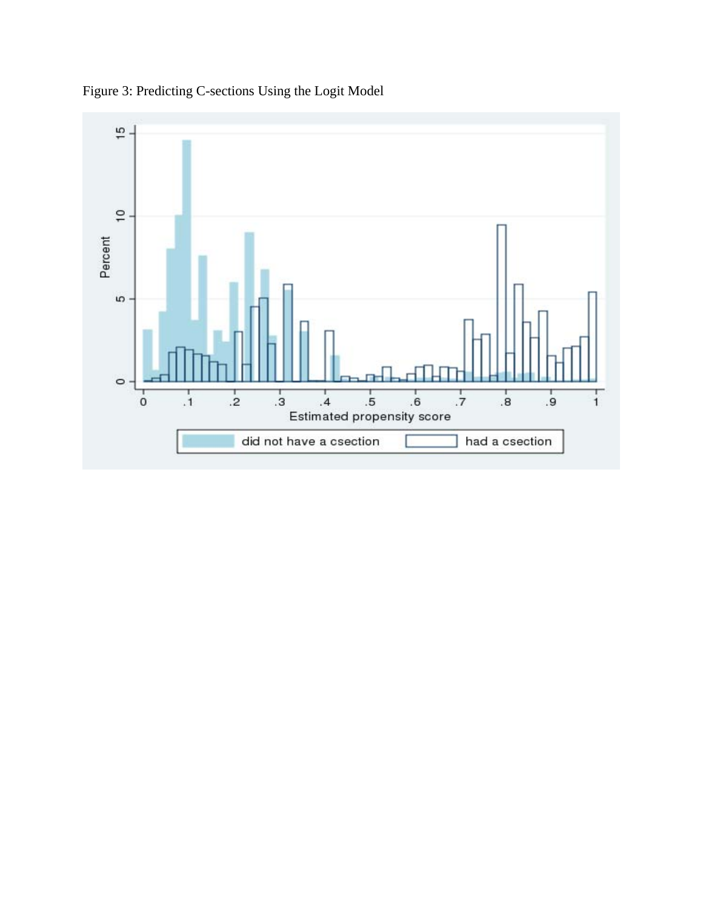Figure 3: Predicting C-sections Using the Logit Model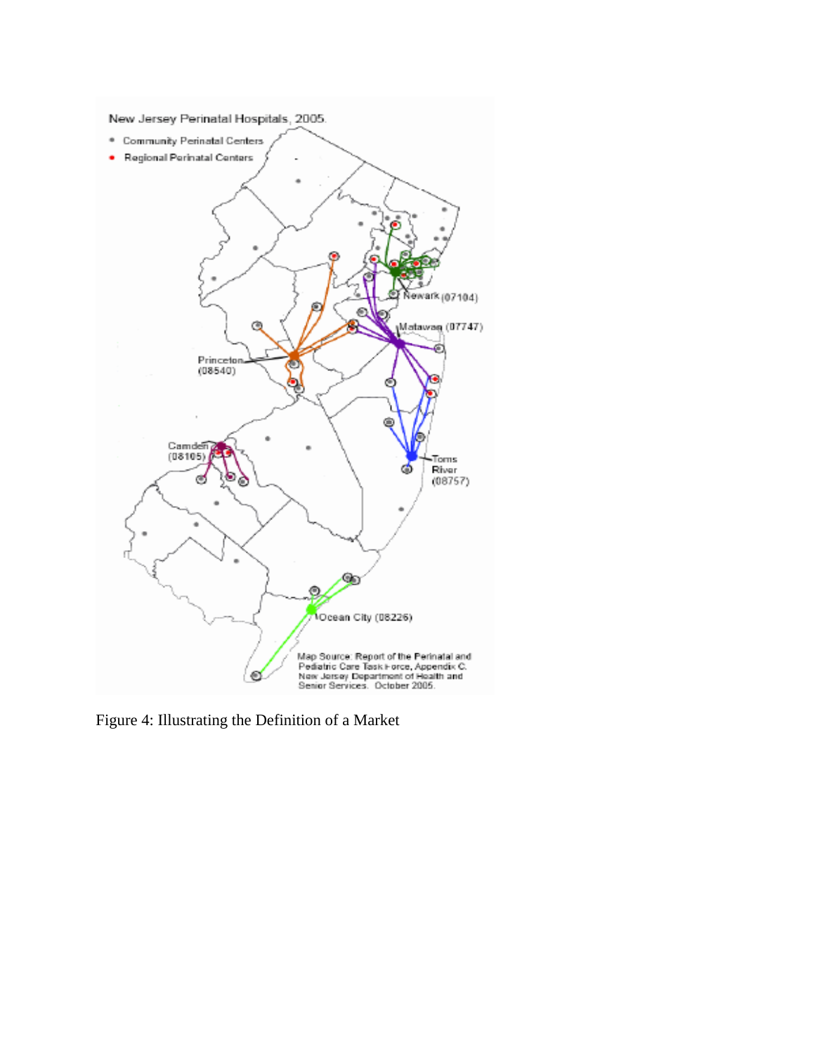Figure 4: Illustrating the Definition of a Market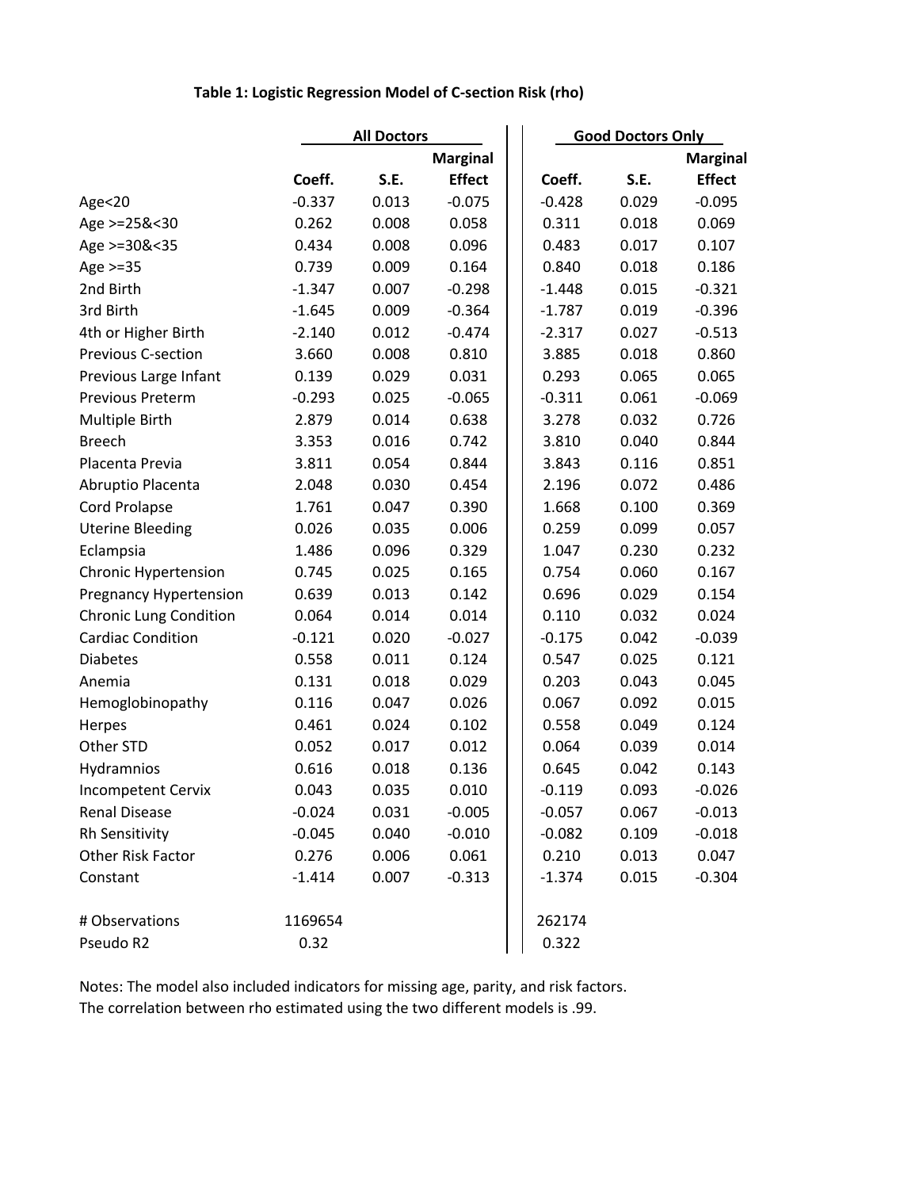### Table 1: Logistic Regression Model of C-section Risk (rho)

| | All Doctors | | | Good Doctors Only | | |
|---|---|---|---|---|---|---|
| | Coeff. | S.E. | Marginal Effect | Coeff. | S.E. | Marginal Effect |
| Age<20 | -0.337 | 0.013 | -0.075 | -0.428 | 0.029 | -0.095 |
| Age >=25&<30 | 0.262 | 0.008 | 0.058 | 0.311 | 0.018 | 0.069 |
| Age >=30&<35 | 0.434 | 0.008 | 0.096 | 0.483 | 0.017 | 0.107 |
| Age >=35 | 0.739 | 0.009 | 0.164 | 0.840 | 0.018 | 0.186 |
| 2nd Birth | -1.347 | 0.007 | -0.298 | -1.448 | 0.015 | -0.321 |
| 3rd Birth | -1.645 | 0.009 | -0.364 | -1.787 | 0.019 | -0.396 |
| 4th or Higher Birth | -2.140 | 0.012 | -0.474 | -2.317 | 0.027 | -0.513 |
| Previous C-section | 3.660 | 0.008 | 0.810 | 3.885 | 0.018 | 0.860 |
| Previous Large Infant | 0.139 | 0.029 | 0.031 | 0.293 | 0.065 | 0.065 |
| Previous Preterm | -0.293 | 0.025 | -0.065 | -0.311 | 0.061 | -0.069 |
| Multiple Birth | 2.879 | 0.014 | 0.638 | 3.278 | 0.032 | 0.726 |
| Breech | 3.353 | 0.016 | 0.742 | 3.810 | 0.040 | 0.844 |
| Placenta Previa | 3.811 | 0.054 | 0.844 | 3.843 | 0.116 | 0.851 |
| Abruptio Placenta | 2.048 | 0.030 | 0.454 | 2.196 | 0.072 | 0.486 |
| Cord Prolapse | 1.761 | 0.047 | 0.390 | 1.668 | 0.100 | 0.369 |
| Uterine Bleeding | 0.026 | 0.035 | 0.006 | 0.259 | 0.099 | 0.057 |
| Eclampsia | 1.486 | 0.096 | 0.329 | 1.047 | 0.230 | 0.232 |
| Chronic Hypertension | 0.745 | 0.025 | 0.165 | 0.754 | 0.060 | 0.167 |
| Pregnancy Hypertension | 0.639 | 0.013 | 0.142 | 0.696 | 0.029 | 0.154 |
| Chronic Lung Condition | 0.064 | 0.014 | 0.014 | 0.110 | 0.032 | 0.024 |
| Cardiac Condition | -0.121 | 0.020 | -0.027 | -0.175 | 0.042 | -0.039 |
| Diabetes | 0.558 | 0.011 | 0.124 | 0.547 | 0.025 | 0.121 |
| Anemia | 0.131 | 0.018 | 0.029 | 0.203 | 0.043 | 0.045 |
| Hemoglobinopathy | 0.116 | 0.047 | 0.026 | 0.067 | 0.092 | 0.015 |
| Herpes | 0.461 | 0.024 | 0.102 | 0.558 | 0.049 | 0.124 |
| Other STD | 0.052 | 0.017 | 0.012 | 0.064 | 0.039 | 0.014 |
| Hydramnios | 0.616 | 0.018 | 0.136 | 0.645 | 0.042 | 0.143 |
| Incompetent Cervix | 0.043 | 0.035 | 0.010 | -0.119 | 0.093 | -0.026 |
| Renal Disease | -0.024 | 0.031 | -0.005 | -0.057 | 0.067 | -0.013 |
| Rh Sensitivity | -0.045 | 0.040 | -0.010 | -0.082 | 0.109 | -0.018 |
| Other Risk Factor | 0.276 | 0.006 | 0.061 | 0.210 | 0.013 | 0.047 |
| Constant | -1.414 | 0.007 | -0.313 | -1.374 | 0.015 | -0.304 |
| | | | | | | |
| # Observations | 1169654 | | | 262174 | | |
| Pseudo R2 | 0.32 | | | 0.322 | | |

Notes: The model also included indicators for missing age, parity, and risk factors.
The correlation between rho estimated using the two different models is .99.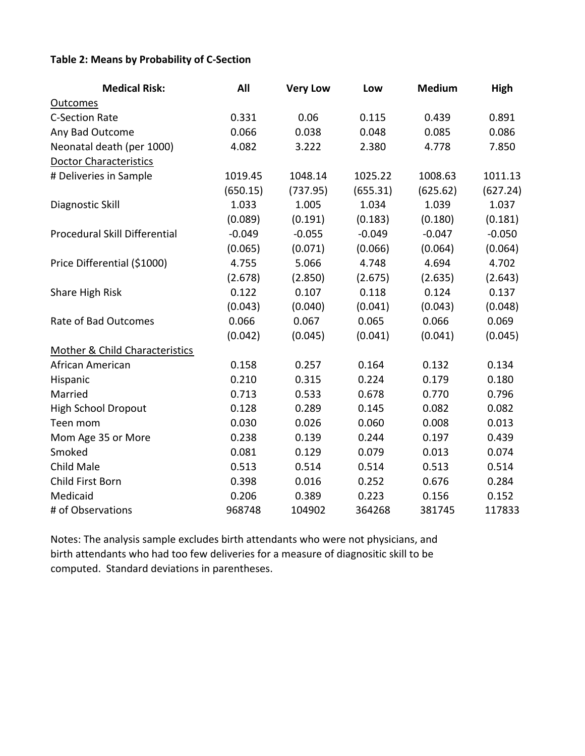**Table 2: Means by Probability of C-Section**

| Medical Risk: | All | Very Low | Low | Medium | High |
|---|---|---|---|---|---|
| Outcomes | | | | | |
| C-Section Rate | 0.331 | 0.06 | 0.115 | 0.439 | 0.891 |
| Any Bad Outcome | 0.066 | 0.038 | 0.048 | 0.085 | 0.086 |
| Neonatal death (per 1000) | 4.082 | 3.222 | 2.380 | 4.778 | 7.850 |
| Doctor Characteristics | | | | | |
| # Deliveries in Sample | 1019.45 | 1048.14 | 1025.22 | 1008.63 | 1011.13 |
| | (650.15) | (737.95) | (655.31) | (625.62) | (627.24) |
| Diagnostic Skill | 1.033 | 1.005 | 1.034 | 1.039 | 1.037 |
| | (0.089) | (0.191) | (0.183) | (0.180) | (0.181) |
| Procedural Skill Differential | -0.049 | -0.055 | -0.049 | -0.047 | -0.050 |
| | (0.065) | (0.071) | (0.066) | (0.064) | (0.064) |
| Price Differential ($1000) | 4.755 | 5.066 | 4.748 | 4.694 | 4.702 |
| | (2.678) | (2.850) | (2.675) | (2.635) | (2.643) |
| Share High Risk | 0.122 | 0.107 | 0.118 | 0.124 | 0.137 |
| | (0.043) | (0.040) | (0.041) | (0.043) | (0.048) |
| Rate of Bad Outcomes | 0.066 | 0.067 | 0.065 | 0.066 | 0.069 |
| | (0.042) | (0.045) | (0.041) | (0.041) | (0.045) |
| Mother & Child Characteristics | | | | | |
| African American | 0.158 | 0.257 | 0.164 | 0.132 | 0.134 |
| Hispanic | 0.210 | 0.315 | 0.224 | 0.179 | 0.180 |
| Married | 0.713 | 0.533 | 0.678 | 0.770 | 0.796 |
| High School Dropout | 0.128 | 0.289 | 0.145 | 0.082 | 0.082 |
| Teen mom | 0.030 | 0.026 | 0.060 | 0.008 | 0.013 |
| Mom Age 35 or More | 0.238 | 0.139 | 0.244 | 0.197 | 0.439 |
| Smoked | 0.081 | 0.129 | 0.079 | 0.013 | 0.074 |
| Child Male | 0.513 | 0.514 | 0.514 | 0.513 | 0.514 |
| Child First Born | 0.398 | 0.016 | 0.252 | 0.676 | 0.284 |
| Medicaid | 0.206 | 0.389 | 0.223 | 0.156 | 0.152 |
| # of Observations | 968748 | 104902 | 364268 | 381745 | 117833 |

Notes: The analysis sample excludes birth attendants who were not physicians, and birth attendants who had too few deliveries for a measure of diagnositic skill to be computed. Standard deviations in parentheses.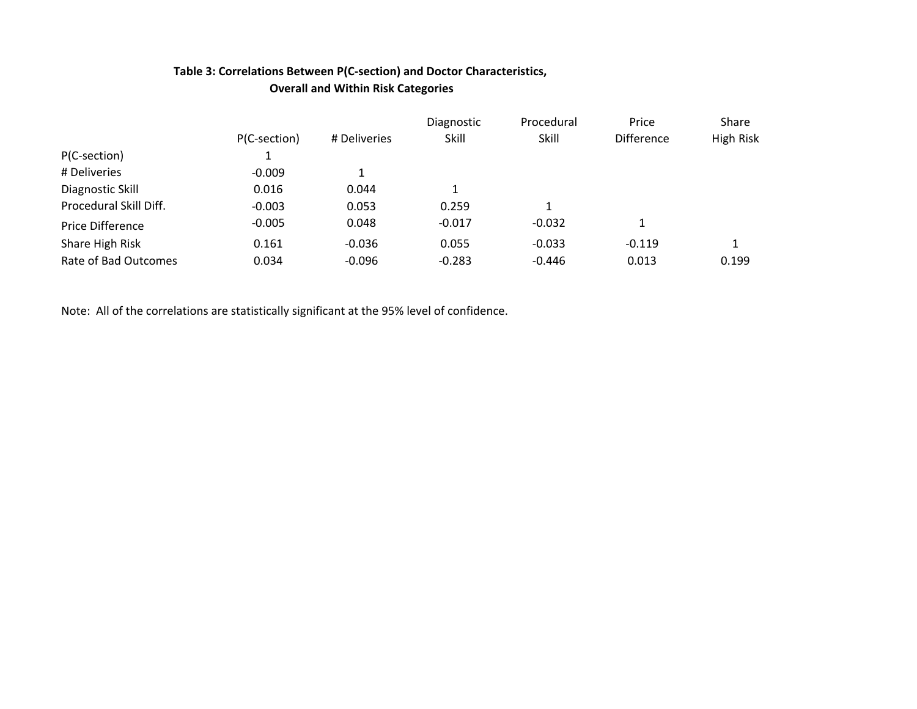**Table 3: Correlations Between P(C-section) and Doctor Characteristics, Overall and Within Risk Categories**

| | P(C-section) | # Deliveries | Diagnostic Skill | Procedural Skill | Price Difference | Share High Risk |
|---|---|---|---|---|---|---|
| P(C-section) | 1 | | | | | |
| # Deliveries | -0.009 | 1 | | | | |
| Diagnostic Skill | 0.016 | 0.044 | 1 | | | |
| Procedural Skill Diff. | -0.003 | 0.053 | 0.259 | 1 | | |
| Price Difference | -0.005 | 0.048 | -0.017 | -0.032 | 1 | |
| Share High Risk | 0.161 | -0.036 | 0.055 | -0.033 | -0.119 | 1 |
| Rate of Bad Outcomes | 0.034 | -0.096 | -0.283 | -0.446 | 0.013 | 0.199 |

Note: All of the correlations are statistically significant at the 95% level of confidence.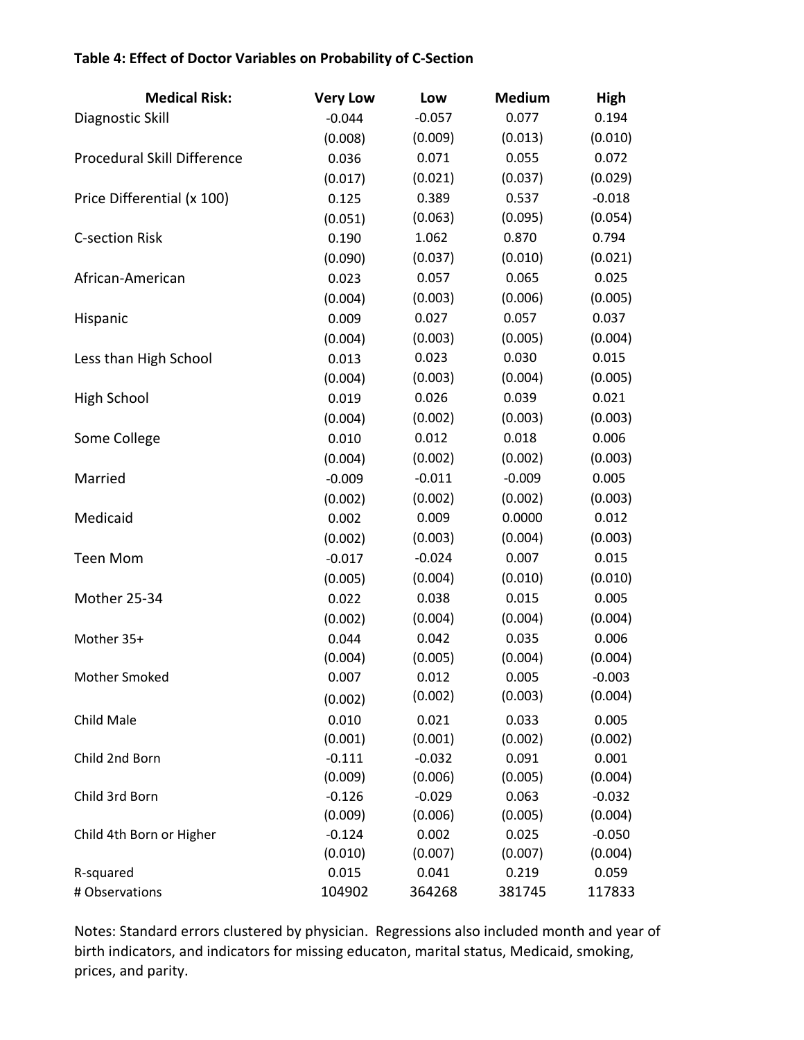**Table 4: Effect of Doctor Variables on Probability of C-Section**

| Medical Risk: | Very Low | Low | Medium | High |
|---|---|---|---|---|
| Diagnostic Skill | -0.044 | -0.057 | 0.077 | 0.194 |
| | (0.008) | (0.009) | (0.013) | (0.010) |
| Procedural Skill Difference | 0.036 | 0.071 | 0.055 | 0.072 |
| | (0.017) | (0.021) | (0.037) | (0.029) |
| Price Differential (x 100) | 0.125 | 0.389 | 0.537 | -0.018 |
| | (0.051) | (0.063) | (0.095) | (0.054) |
| C-section Risk | 0.190 | 1.062 | 0.870 | 0.794 |
| | (0.090) | (0.037) | (0.010) | (0.021) |
| African-American | 0.023 | 0.057 | 0.065 | 0.025 |
| | (0.004) | (0.003) | (0.006) | (0.005) |
| Hispanic | 0.009 | 0.027 | 0.057 | 0.037 |
| | (0.004) | (0.003) | (0.005) | (0.004) |
| Less than High School | 0.013 | 0.023 | 0.030 | 0.015 |
| | (0.004) | (0.003) | (0.004) | (0.005) |
| High School | 0.019 | 0.026 | 0.039 | 0.021 |
| | (0.004) | (0.002) | (0.003) | (0.003) |
| Some College | 0.010 | 0.012 | 0.018 | 0.006 |
| | (0.004) | (0.002) | (0.002) | (0.003) |
| Married | -0.009 | -0.011 | -0.009 | 0.005 |
| | (0.002) | (0.002) | (0.002) | (0.003) |
| Medicaid | 0.002 | 0.009 | 0.0000 | 0.012 |
| | (0.002) | (0.003) | (0.004) | (0.003) |
| Teen Mom | -0.017 | -0.024 | 0.007 | 0.015 |
| | (0.005) | (0.004) | (0.010) | (0.010) |
| Mother 25-34 | 0.022 | 0.038 | 0.015 | 0.005 |
| | (0.002) | (0.004) | (0.004) | (0.004) |
| Mother 35+ | 0.044 | 0.042 | 0.035 | 0.006 |
| | (0.004) | (0.005) | (0.004) | (0.004) |
| Mother Smoked | 0.007 | 0.012 | 0.005 | -0.003 |
| | (0.002) | (0.002) | (0.003) | (0.004) |
| Child Male | 0.010 | 0.021 | 0.033 | 0.005 |
| | (0.001) | (0.001) | (0.002) | (0.002) |
| Child 2nd Born | -0.111 | -0.032 | 0.091 | 0.001 |
| | (0.009) | (0.006) | (0.005) | (0.004) |
| Child 3rd Born | -0.126 | -0.029 | 0.063 | -0.032 |
| | (0.009) | (0.006) | (0.005) | (0.004) |
| Child 4th Born or Higher | -0.124 | 0.002 | 0.025 | -0.050 |
| | (0.010) | (0.007) | (0.007) | (0.004) |
| R-squared | 0.015 | 0.041 | 0.219 | 0.059 |
| # Observations | 104902 | 364268 | 381745 | 117833 |

Notes: Standard errors clustered by physician. Regressions also included month and year of birth indicators, and indicators for missing educaton, marital status, Medicaid, smoking, prices, and parity.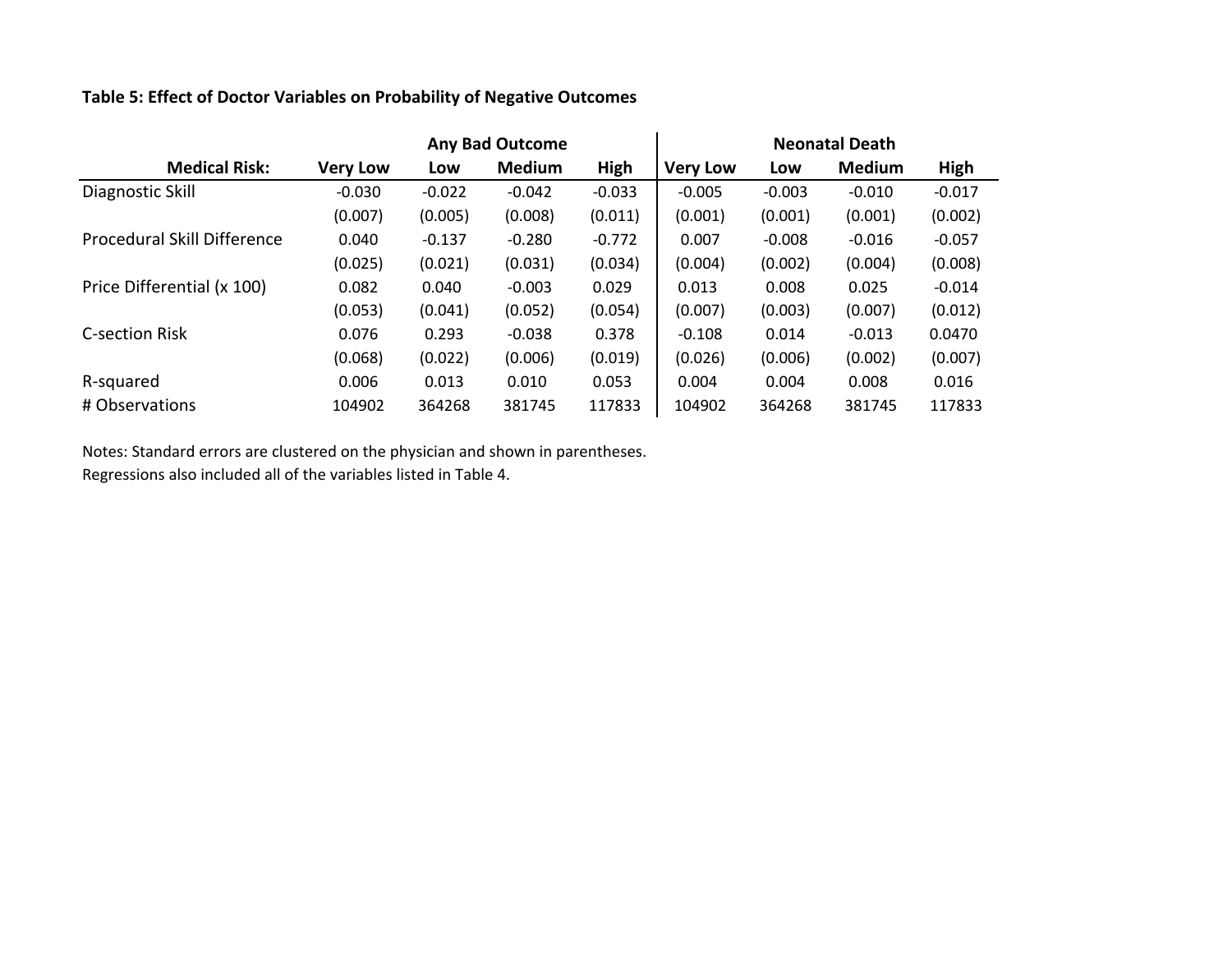**Table 5: Effect of Doctor Variables on Probability of Negative Outcomes**

| | Any Bad Outcome | | | | Neonatal Death | | | |
|---|---|---|---|---|---|---|---|---|
| **Medical Risk:** | **Very Low** | **Low** | **Medium** | **High** | **Very Low** | **Low** | **Medium** | **High** |
| Diagnostic Skill | -0.030 | -0.022 | -0.042 | -0.033 | -0.005 | -0.003 | -0.010 | -0.017 |
| | (0.007) | (0.005) | (0.008) | (0.011) | (0.001) | (0.001) | (0.001) | (0.002) |
| Procedural Skill Difference | 0.040 | -0.137 | -0.280 | -0.772 | 0.007 | -0.008 | -0.016 | -0.057 |
| | (0.025) | (0.021) | (0.031) | (0.034) | (0.004) | (0.002) | (0.004) | (0.008) |
| Price Differential (x 100) | 0.082 | 0.040 | -0.003 | 0.029 | 0.013 | 0.008 | 0.025 | -0.014 |
| | (0.053) | (0.041) | (0.052) | (0.054) | (0.007) | (0.003) | (0.007) | (0.012) |
| C-section Risk | 0.076 | 0.293 | -0.038 | 0.378 | -0.108 | 0.014 | -0.013 | 0.0470 |
| | (0.068) | (0.022) | (0.006) | (0.019) | (0.026) | (0.006) | (0.002) | (0.007) |
| R-squared | 0.006 | 0.013 | 0.010 | 0.053 | 0.004 | 0.004 | 0.008 | 0.016 |
| # Observations | 104902 | 364268 | 381745 | 117833 | 104902 | 364268 | 381745 | 117833 |

Notes: Standard errors are clustered on the physician and shown in parentheses.
Regressions also included all of the variables listed in Table 4.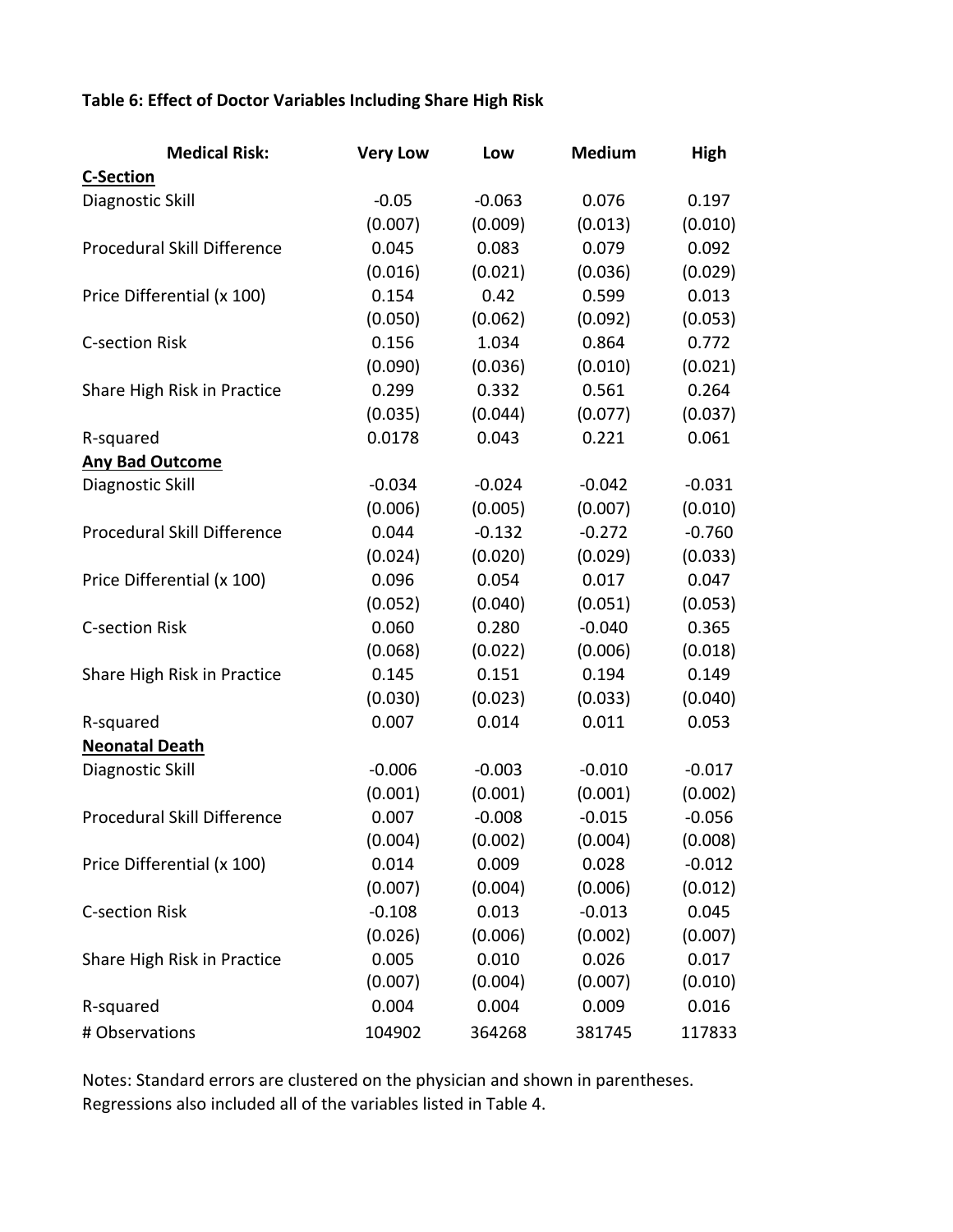**Table 6: Effect of Doctor Variables Including Share High Risk**

| Medical Risk: | Very Low | Low | Medium | High |
|---|---|---|---|---|
| **C-Section** | | | | |
| Diagnostic Skill | -0.05 | -0.063 | 0.076 | 0.197 |
| | (0.007) | (0.009) | (0.013) | (0.010) |
| Procedural Skill Difference | 0.045 | 0.083 | 0.079 | 0.092 |
| | (0.016) | (0.021) | (0.036) | (0.029) |
| Price Differential (x 100) | 0.154 | 0.42 | 0.599 | 0.013 |
| | (0.050) | (0.062) | (0.092) | (0.053) |
| C-section Risk | 0.156 | 1.034 | 0.864 | 0.772 |
| | (0.090) | (0.036) | (0.010) | (0.021) |
| Share High Risk in Practice | 0.299 | 0.332 | 0.561 | 0.264 |
| | (0.035) | (0.044) | (0.077) | (0.037) |
| R-squared | 0.0178 | 0.043 | 0.221 | 0.061 |
| **Any Bad Outcome** | | | | |
| Diagnostic Skill | -0.034 | -0.024 | -0.042 | -0.031 |
| | (0.006) | (0.005) | (0.007) | (0.010) |
| Procedural Skill Difference | 0.044 | -0.132 | -0.272 | -0.760 |
| | (0.024) | (0.020) | (0.029) | (0.033) |
| Price Differential (x 100) | 0.096 | 0.054 | 0.017 | 0.047 |
| | (0.052) | (0.040) | (0.051) | (0.053) |
| C-section Risk | 0.060 | 0.280 | -0.040 | 0.365 |
| | (0.068) | (0.022) | (0.006) | (0.018) |
| Share High Risk in Practice | 0.145 | 0.151 | 0.194 | 0.149 |
| | (0.030) | (0.023) | (0.033) | (0.040) |
| R-squared | 0.007 | 0.014 | 0.011 | 0.053 |
| **Neonatal Death** | | | | |
| Diagnostic Skill | -0.006 | -0.003 | -0.010 | -0.017 |
| | (0.001) | (0.001) | (0.001) | (0.002) |
| Procedural Skill Difference | 0.007 | -0.008 | -0.015 | -0.056 |
| | (0.004) | (0.002) | (0.004) | (0.008) |
| Price Differential (x 100) | 0.014 | 0.009 | 0.028 | -0.012 |
| | (0.007) | (0.004) | (0.006) | (0.012) |
| C-section Risk | -0.108 | 0.013 | -0.013 | 0.045 |
| | (0.026) | (0.006) | (0.002) | (0.007) |
| Share High Risk in Practice | 0.005 | 0.010 | 0.026 | 0.017 |
| | (0.007) | (0.004) | (0.007) | (0.010) |
| R-squared | 0.004 | 0.004 | 0.009 | 0.016 |
| # Observations | 104902 | 364268 | 381745 | 117833 |

Notes: Standard errors are clustered on the physician and shown in parentheses. Regressions also included all of the variables listed in Table 4.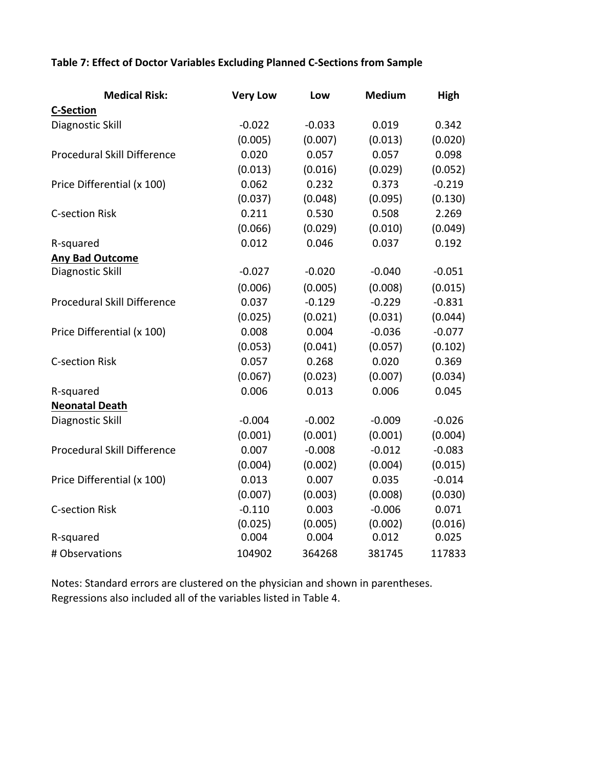**Table 7: Effect of Doctor Variables Excluding Planned C-Sections from Sample**

| Medical Risk: | Very Low | Low | Medium | High |
|---|---|---|---|---|
| **C-Section** | | | | |
| Diagnostic Skill | -0.022 | -0.033 | 0.019 | 0.342 |
| | (0.005) | (0.007) | (0.013) | (0.020) |
| Procedural Skill Difference | 0.020 | 0.057 | 0.057 | 0.098 |
| | (0.013) | (0.016) | (0.029) | (0.052) |
| Price Differential (x 100) | 0.062 | 0.232 | 0.373 | -0.219 |
| | (0.037) | (0.048) | (0.095) | (0.130) |
| C-section Risk | 0.211 | 0.530 | 0.508 | 2.269 |
| | (0.066) | (0.029) | (0.010) | (0.049) |
| R-squared | 0.012 | 0.046 | 0.037 | 0.192 |
| **Any Bad Outcome** | | | | |
| Diagnostic Skill | -0.027 | -0.020 | -0.040 | -0.051 |
| | (0.006) | (0.005) | (0.008) | (0.015) |
| Procedural Skill Difference | 0.037 | -0.129 | -0.229 | -0.831 |
| | (0.025) | (0.021) | (0.031) | (0.044) |
| Price Differential (x 100) | 0.008 | 0.004 | -0.036 | -0.077 |
| | (0.053) | (0.041) | (0.057) | (0.102) |
| C-section Risk | 0.057 | 0.268 | 0.020 | 0.369 |
| | (0.067) | (0.023) | (0.007) | (0.034) |
| R-squared | 0.006 | 0.013 | 0.006 | 0.045 |
| **Neonatal Death** | | | | |
| Diagnostic Skill | -0.004 | -0.002 | -0.009 | -0.026 |
| | (0.001) | (0.001) | (0.001) | (0.004) |
| Procedural Skill Difference | 0.007 | -0.008 | -0.012 | -0.083 |
| | (0.004) | (0.002) | (0.004) | (0.015) |
| Price Differential (x 100) | 0.013 | 0.007 | 0.035 | -0.014 |
| | (0.007) | (0.003) | (0.008) | (0.030) |
| C-section Risk | -0.110 | 0.003 | -0.006 | 0.071 |
| | (0.025) | (0.005) | (0.002) | (0.016) |
| R-squared | 0.004 | 0.004 | 0.012 | 0.025 |
| # Observations | 104902 | 364268 | 381745 | 117833 |

Notes: Standard errors are clustered on the physician and shown in parentheses. Regressions also included all of the variables listed in Table 4.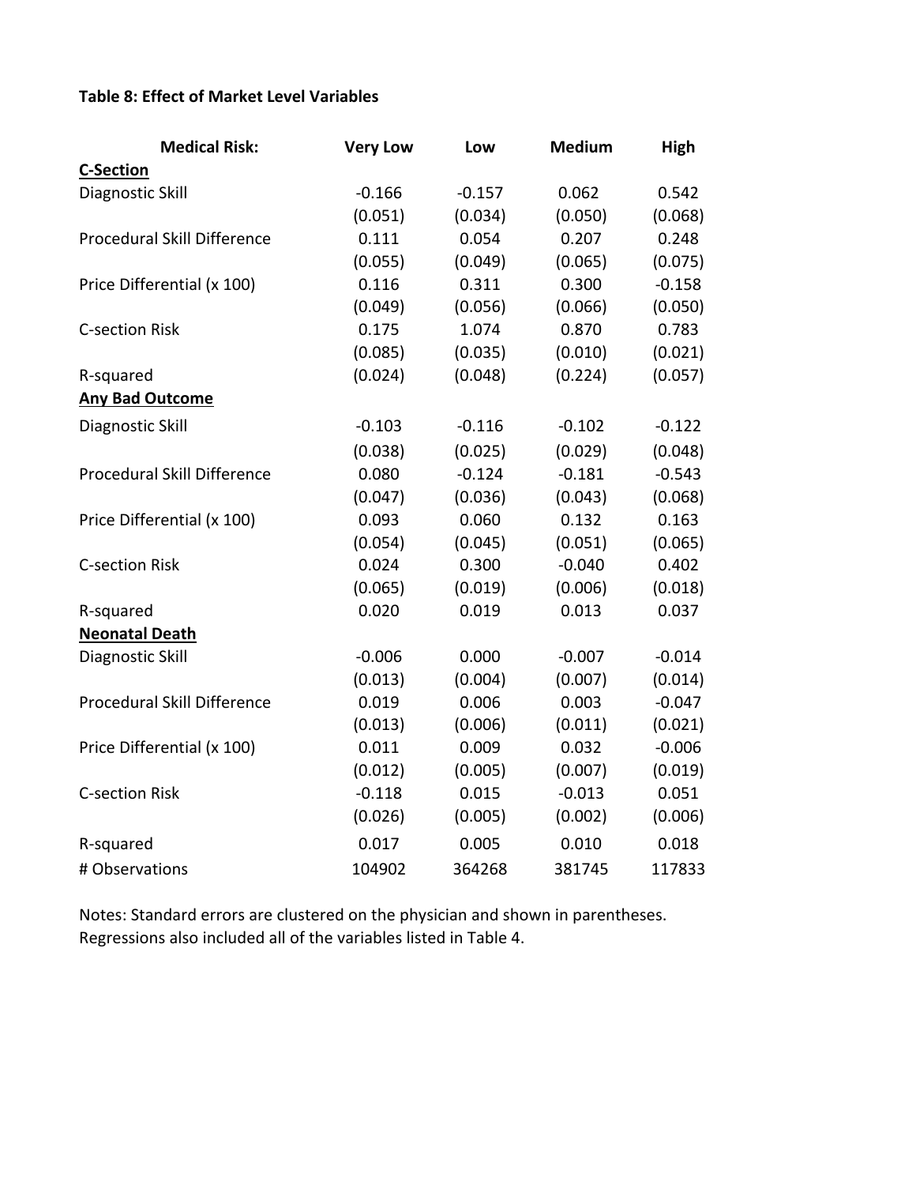**Table 8: Effect of Market Level Variables**

| Medical Risk: | Very Low | Low | Medium | High |
|---|---|---|---|---|
| **C-Section** | | | | |
| Diagnostic Skill | -0.166 | -0.157 | 0.062 | 0.542 |
| | (0.051) | (0.034) | (0.050) | (0.068) |
| Procedural Skill Difference | 0.111 | 0.054 | 0.207 | 0.248 |
| | (0.055) | (0.049) | (0.065) | (0.075) |
| Price Differential (x 100) | 0.116 | 0.311 | 0.300 | -0.158 |
| | (0.049) | (0.056) | (0.066) | (0.050) |
| C-section Risk | 0.175 | 1.074 | 0.870 | 0.783 |
| | (0.085) | (0.035) | (0.010) | (0.021) |
| R-squared | (0.024) | (0.048) | (0.224) | (0.057) |
| **Any Bad Outcome** | | | | |
| Diagnostic Skill | -0.103 | -0.116 | -0.102 | -0.122 |
| | (0.038) | (0.025) | (0.029) | (0.048) |
| Procedural Skill Difference | 0.080 | -0.124 | -0.181 | -0.543 |
| | (0.047) | (0.036) | (0.043) | (0.068) |
| Price Differential (x 100) | 0.093 | 0.060 | 0.132 | 0.163 |
| | (0.054) | (0.045) | (0.051) | (0.065) |
| C-section Risk | 0.024 | 0.300 | -0.040 | 0.402 |
| | (0.065) | (0.019) | (0.006) | (0.018) |
| R-squared | 0.020 | 0.019 | 0.013 | 0.037 |
| **Neonatal Death** | | | | |
| Diagnostic Skill | -0.006 | 0.000 | -0.007 | -0.014 |
| | (0.013) | (0.004) | (0.007) | (0.014) |
| Procedural Skill Difference | 0.019 | 0.006 | 0.003 | -0.047 |
| | (0.013) | (0.006) | (0.011) | (0.021) |
| Price Differential (x 100) | 0.011 | 0.009 | 0.032 | -0.006 |
| | (0.012) | (0.005) | (0.007) | (0.019) |
| C-section Risk | -0.118 | 0.015 | -0.013 | 0.051 |
| | (0.026) | (0.005) | (0.002) | (0.006) |
| R-squared | 0.017 | 0.005 | 0.010 | 0.018 |
| # Observations | 104902 | 364268 | 381745 | 117833 |

Notes: Standard errors are clustered on the physician and shown in parentheses. Regressions also included all of the variables listed in Table 4.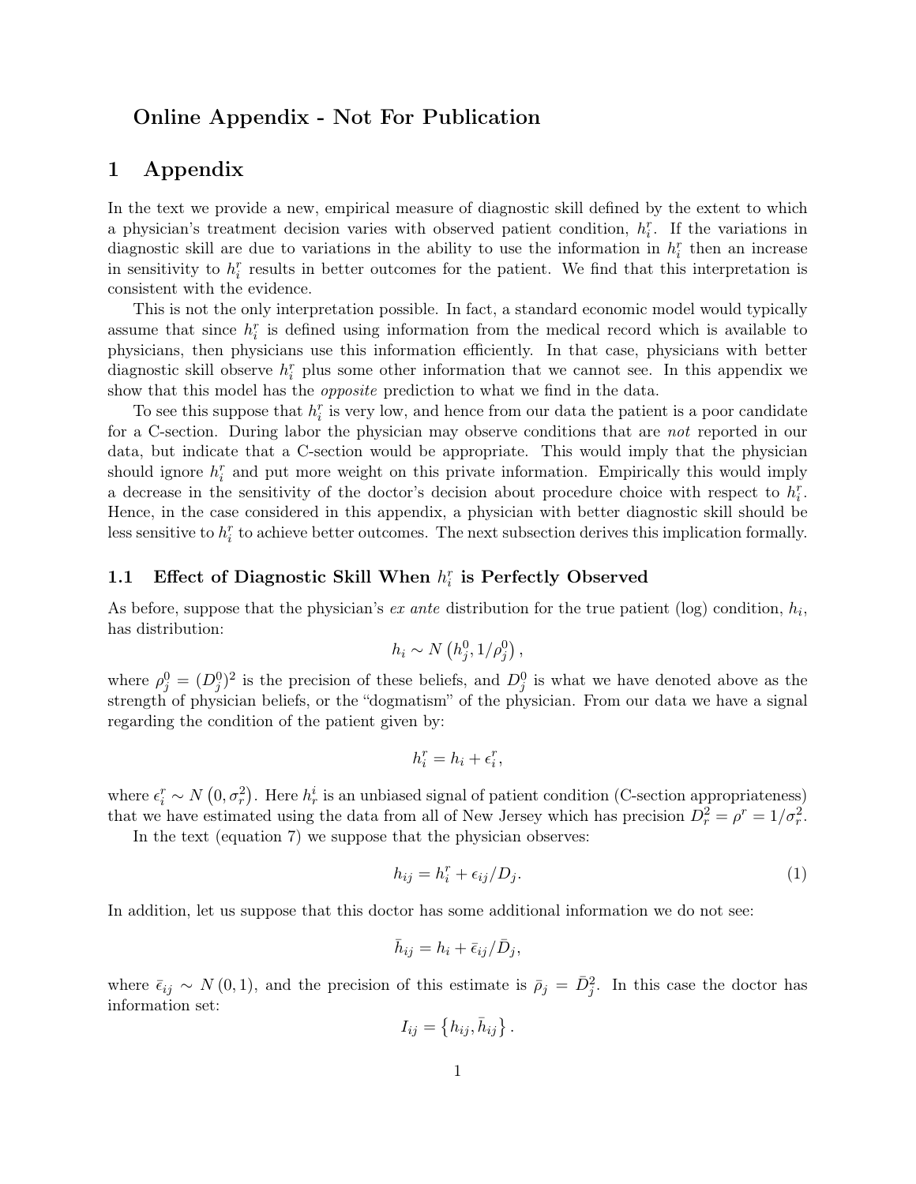# Online Appendix - Not For Publication

# 1 Appendix

In the text we provide a new, empirical measure of diagnostic skill defined by the extent to which a physician's treatment decision varies with observed patient condition, $h_i^r$. If the variations in diagnostic skill are due to variations in the ability to use the information in $h_i^r$ then an increase in sensitivity to $h_i^r$ results in better outcomes for the patient. We find that this interpretation is consistent with the evidence.

This is not the only interpretation possible. In fact, a standard economic model would typically assume that since $h_i^r$ is defined using information from the medical record which is available to physicians, then physicians use this information efficiently. In that case, physicians with better diagnostic skill observe $h_i^r$ plus some other information that we cannot see. In this appendix we show that this model has the *opposite* prediction to what we find in the data.

To see this suppose that $h_i^r$ is very low, and hence from our data the patient is a poor candidate for a C-section. During labor the physician may observe conditions that are *not* reported in our data, but indicate that a C-section would be appropriate. This would imply that the physician should ignore $h_i^r$ and put more weight on this private information. Empirically this would imply a decrease in the sensitivity of the doctor's decision about procedure choice with respect to $h_i^r$. Hence, in the case considered in this appendix, a physician with better diagnostic skill should be less sensitive to $h_i^r$ to achieve better outcomes. The next subsection derives this implication formally.

## 1.1 Effect of Diagnostic Skill When $h_i^r$ is Perfectly Observed

As before, suppose that the physician's *ex ante* distribution for the true patient (log) condition, $h_i$, has distribution:

$$h_i \sim N\left(h_j^0, 1/\rho_j^0\right),$$

where $\rho_j^0 = (D_j^0)^2$ is the precision of these beliefs, and $D_j^0$ is what we have denoted above as the strength of physician beliefs, or the "dogmatism" of the physician. From our data we have a signal regarding the condition of the patient given by:

$$h_i^r = h_i + \epsilon_i^r,$$

where $\epsilon_i^r \sim N\left(0, \sigma_r^2\right)$. Here $h_r^i$ is an unbiased signal of patient condition (C-section appropriateness) that we have estimated using the data from all of New Jersey which has precision $D_r^2 = \rho^r = 1/\sigma_r^2$.

In the text (equation 7) we suppose that the physician observes:

$$h_{ij} = h_i^r + \epsilon_{ij}/D_j. \tag{1}$$

In addition, let us suppose that this doctor has some additional information we do not see:

$$\bar{h}_{ij} = h_i + \bar{\epsilon}_{ij}/\bar{D}_j,$$

where $\bar{\epsilon}_{ij} \sim N(0,1)$, and the precision of this estimate is $\bar{\rho}_j = \bar{D}_j^2$. In this case the doctor has information set:

$$I_{ij} = \left\{h_{ij}, \bar{h}_{ij}\right\}.$$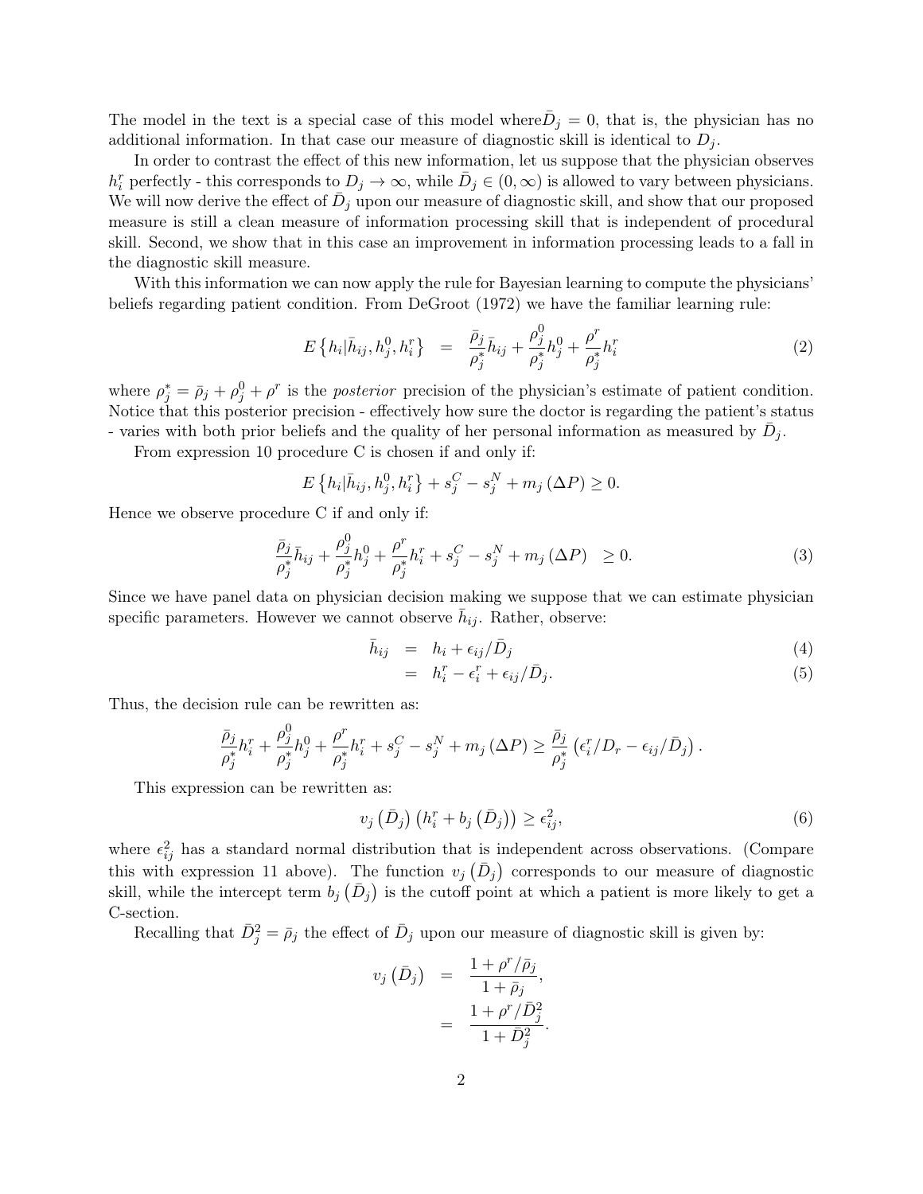The model in the text is a special case of this model where$\bar{D}_j = 0$, that is, the physician has no additional information. In that case our measure of diagnostic skill is identical to $D_j$.

In order to contrast the effect of this new information, let us suppose that the physician observes $h_i^r$ perfectly - this corresponds to $D_j \to \infty$, while $\bar{D}_j \in (0, \infty)$ is allowed to vary between physicians. We will now derive the effect of $\bar{D}_j$ upon our measure of diagnostic skill, and show that our proposed measure is still a clean measure of information processing skill that is independent of procedural skill. Second, we show that in this case an improvement in information processing leads to a fall in the diagnostic skill measure.

With this information we can now apply the rule for Bayesian learning to compute the physicians' beliefs regarding patient condition. From DeGroot (1972) we have the familiar learning rule:

$$E\left\{h_i | \bar{h}_{ij}, h_j^0, h_i^r\right\} = \frac{\bar{\rho}_j}{\rho_j^*}\bar{h}_{ij} + \frac{\rho_j^0}{\rho_j^*}h_j^0 + \frac{\rho^r}{\rho_j^*}h_i^r \tag{2}$$

where $\rho_j^* = \bar{\rho}_j + \rho_j^0 + \rho^r$ is the *posterior* precision of the physician's estimate of patient condition. Notice that this posterior precision - effectively how sure the doctor is regarding the patient's status - varies with both prior beliefs and the quality of her personal information as measured by $\bar{D}_j$.

From expression 10 procedure C is chosen if and only if:

$$E\left\{h_i | \bar{h}_{ij}, h_j^0, h_i^r\right\} + s_j^C - s_j^N + m_j\left(\Delta P\right) \geq 0.$$

Hence we observe procedure C if and only if:

$$\frac{\bar{\rho}_j}{\rho_j^*}\bar{h}_{ij} + \frac{\rho_j^0}{\rho_j^*}h_j^0 + \frac{\rho^r}{\rho_j^*}h_i^r + s_j^C - s_j^N + m_j\left(\Delta P\right) \geq 0. \tag{3}$$

Since we have panel data on physician decision making we suppose that we can estimate physician specific parameters. However we cannot observe $\bar{h}_{ij}$. Rather, observe:

$$\begin{aligned} \bar{h}_{ij} &= h_i + \epsilon_{ij}/\bar{D}_j & (4) \\ &= h_i^r - \epsilon_i^r + \epsilon_{ij}/\bar{D}_j. & (5) \end{aligned}$$

Thus, the decision rule can be rewritten as:

$$\frac{\bar{\rho}_j}{\rho_j^*}h_i^r + \frac{\rho_j^0}{\rho_j^*}h_j^0 + \frac{\rho^r}{\rho_j^*}h_i^r + s_j^C - s_j^N + m_j\left(\Delta P\right) \geq \frac{\bar{\rho}_j}{\rho_j^*}\left(\epsilon_i^r/D_r - \epsilon_{ij}/\bar{D}_j\right).$$

This expression can be rewritten as:

$$v_j\left(\bar{D}_j\right)\left(h_i^r + b_j\left(\bar{D}_j\right)\right) \geq \epsilon_{ij}^2, \tag{6}$$

where $\epsilon_{ij}^2$ has a standard normal distribution that is independent across observations. (Compare this with expression 11 above). The function $v_j\left(\bar{D}_j\right)$ corresponds to our measure of diagnostic skill, while the intercept term $b_j\left(\bar{D}_j\right)$ is the cutoff point at which a patient is more likely to get a C-section.

Recalling that $\bar{D}_j^2 = \bar{\rho}_j$ the effect of $\bar{D}_j$ upon our measure of diagnostic skill is given by:

$$\begin{aligned} v_j\left(\bar{D}_j\right) &= \frac{1 + \rho^r/\bar{\rho}_j}{1 + \bar{\rho}_j}, \\ &= \frac{1 + \rho^r/\bar{D}_j^2}{1 + \bar{D}_j^2}. \end{aligned}$$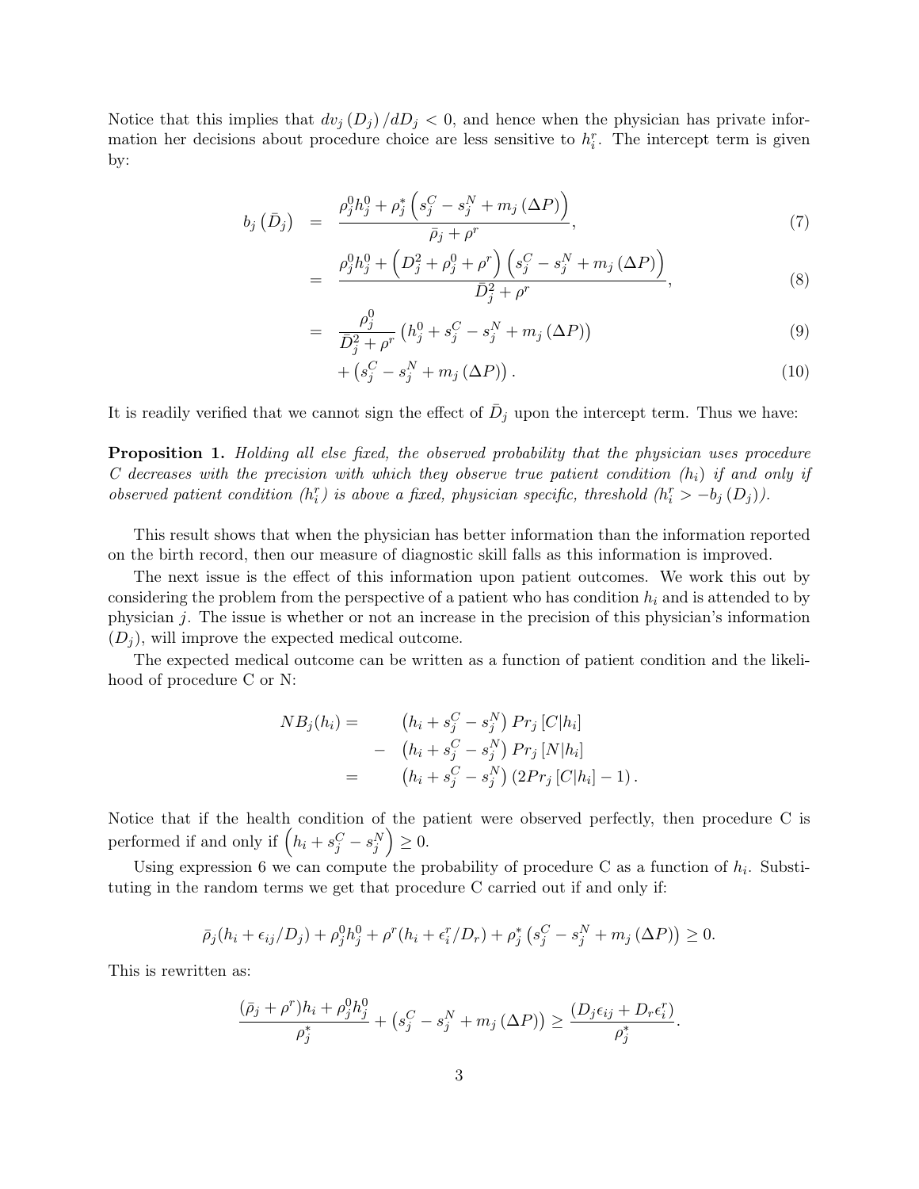Notice that this implies that $dv_j(D_j)/dD_j < 0$, and hence when the physician has private information her decisions about procedure choice are less sensitive to $h_i^r$. The intercept term is given by:

$$
\begin{aligned}
b_j\left(\bar{D}_j\right) &= \frac{\rho_j^0 h_j^0 + \rho_j^*\left(s_j^C - s_j^N + m_j\left(\Delta P\right)\right)}{\bar{\rho}_j + \rho^r}, & (7)\\
&= \frac{\rho_j^0 h_j^0 + \left(D_j^2 + \rho_j^0 + \rho^r\right)\left(s_j^C - s_j^N + m_j\left(\Delta P\right)\right)}{\bar{D}_j^2 + \rho^r}, & (8)\\
&= \frac{\rho_j^0}{\bar{D}_j^2 + \rho^r}\left(h_j^0 + s_j^C - s_j^N + m_j\left(\Delta P\right)\right) & (9)\\
&\quad + \left(s_j^C - s_j^N + m_j\left(\Delta P\right)\right). & (10)
\end{aligned}
$$

It is readily verified that we cannot sign the effect of $\bar{D}_j$ upon the intercept term. Thus we have:

**Proposition 1.** *Holding all else fixed, the observed probability that the physician uses procedure C decreases with the precision with which they observe true patient condition ($h_i$) if and only if observed patient condition ($h_i^r$) is above a fixed, physician specific, threshold ($h_i^r > -b_j(D_j)$).*

This result shows that when the physician has better information than the information reported on the birth record, then our measure of diagnostic skill falls as this information is improved.

The next issue is the effect of this information upon patient outcomes. We work this out by considering the problem from the perspective of a patient who has condition $h_i$ and is attended to by physician $j$. The issue is whether or not an increase in the precision of this physician's information ($D_j$), will improve the expected medical outcome.

The expected medical outcome can be written as a function of patient condition and the likelihood of procedure C or N:

$$
\begin{aligned}
NB_j(h_i) = &\quad \left(h_i + s_j^C - s_j^N\right) Pr_j\left[C|h_i\right] \\
&- \left(h_i + s_j^C - s_j^N\right) Pr_j\left[N|h_i\right] \\
= &\quad \left(h_i + s_j^C - s_j^N\right)\left(2Pr_j\left[C|h_i\right] - 1\right).
\end{aligned}
$$

Notice that if the health condition of the patient were observed perfectly, then procedure C is performed if and only if $\left(h_i + s_j^C - s_j^N\right) \geq 0$.

Using expression 6 we can compute the probability of procedure C as a function of $h_i$. Substituting in the random terms we get that procedure C carried out if and only if:

$$
\bar{\rho}_j(h_i + \epsilon_{ij}/D_j) + \rho_j^0 h_j^0 + \rho^r(h_i + \epsilon_i^r/D_r) + \rho_j^*\left(s_j^C - s_j^N + m_j\left(\Delta P\right)\right) \geq 0.
$$

This is rewritten as:

$$
\frac{(\bar{\rho}_j + \rho^r)h_i + \rho_j^0 h_j^0}{\rho_j^*} + \left(s_j^C - s_j^N + m_j\left(\Delta P\right)\right) \geq \frac{(D_j\epsilon_{ij} + D_r\epsilon_i^r)}{\rho_j^*}.
$$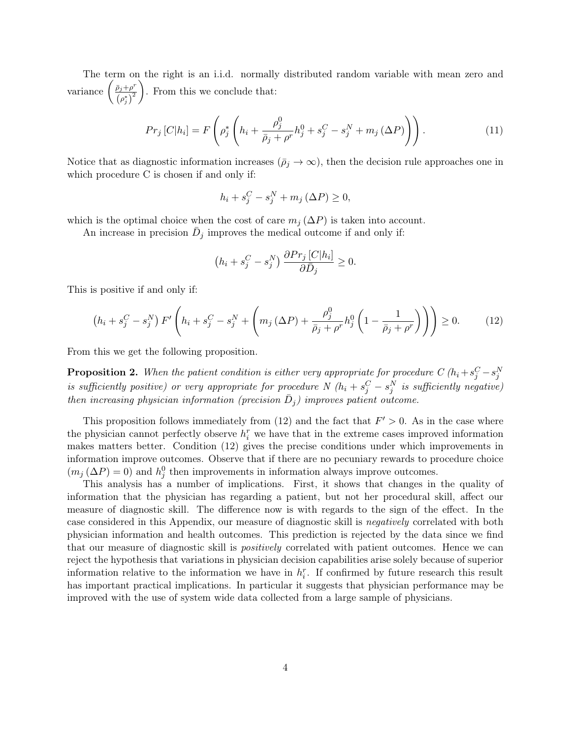The term on the right is an i.i.d. normally distributed random variable with mean zero and variance $\left(\frac{\bar{\rho}_j+\rho^r}{(\rho_j^*)^2}\right)$. From this we conclude that:

$$Pr_j\left[C|h_i\right] = F\left(\rho_j^*\left(h_i + \frac{\rho_j^0}{\bar{\rho}_j+\rho^r}h_j^0 + s_j^C - s_j^N + m_j\left(\Delta P\right)\right)\right). \tag{11}$$

Notice that as diagnostic information increases ($\bar{\rho}_j \to \infty$), then the decision rule approaches one in which procedure C is chosen if and only if:

$$h_i + s_j^C - s_j^N + m_j\left(\Delta P\right) \geq 0,$$

which is the optimal choice when the cost of care $m_j\left(\Delta P\right)$ is taken into account.

An increase in precision $\bar{D}_j$ improves the medical outcome if and only if:

$$\left(h_i + s_j^C - s_j^N\right)\frac{\partial Pr_j\left[C|h_i\right]}{\partial \bar{D}_j} \geq 0.$$

This is positive if and only if:

$$\left(h_i + s_j^C - s_j^N\right)F'\left(h_i + s_j^C - s_j^N + \left(m_j\left(\Delta P\right) + \frac{\rho_j^0}{\bar{\rho}_j+\rho^r}h_j^0\left(1 - \frac{1}{\bar{\rho}_j+\rho^r}\right)\right)\right) \geq 0. \tag{12}$$

From this we get the following proposition.

**Proposition 2.** *When the patient condition is either very appropriate for procedure C ($h_i + s_j^C - s_j^N$ is sufficiently positive) or very appropriate for procedure N ($h_i + s_j^C - s_j^N$ is sufficiently negative) then increasing physician information (precision $\bar{D}_j$) improves patient outcome.*

This proposition follows immediately from (12) and the fact that $F' > 0$. As in the case where the physician cannot perfectly observe $h_i^r$ we have that in the extreme cases improved information makes matters better. Condition (12) gives the precise conditions under which improvements in information improve outcomes. Observe that if there are no pecuniary rewards to procedure choice ($m_j\left(\Delta P\right) = 0$) and $h_j^0$ then improvements in information always improve outcomes.

This analysis has a number of implications. First, it shows that changes in the quality of information that the physician has regarding a patient, but not her procedural skill, affect our measure of diagnostic skill. The difference now is with regards to the sign of the effect. In the case considered in this Appendix, our measure of diagnostic skill is *negatively* correlated with both physician information and health outcomes. This prediction is rejected by the data since we find that our measure of diagnostic skill is *positively* correlated with patient outcomes. Hence we can reject the hypothesis that variations in physician decision capabilities arise solely because of superior information relative to the information we have in $h_i^r$. If confirmed by future research this result has important practical implications. In particular it suggests that physician performance may be improved with the use of system wide data collected from a large sample of physicians.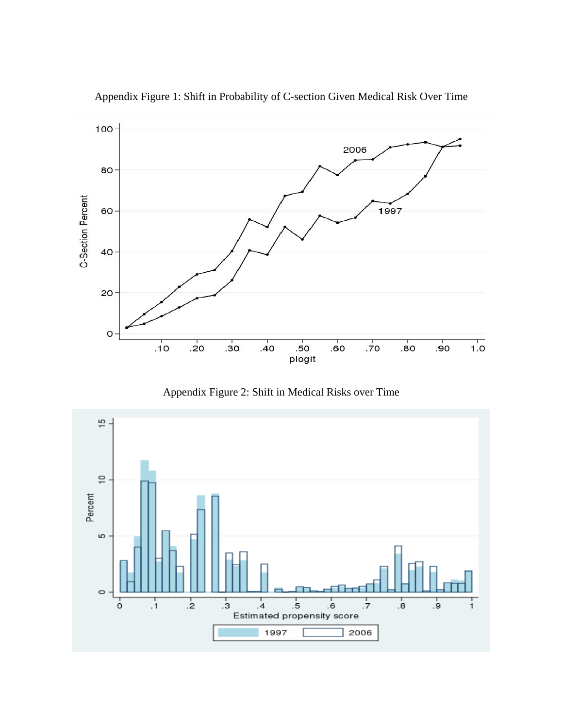Appendix Figure 1: Shift in Probability of C-section Given Medical Risk Over Time

Appendix Figure 2: Shift in Medical Risks over Time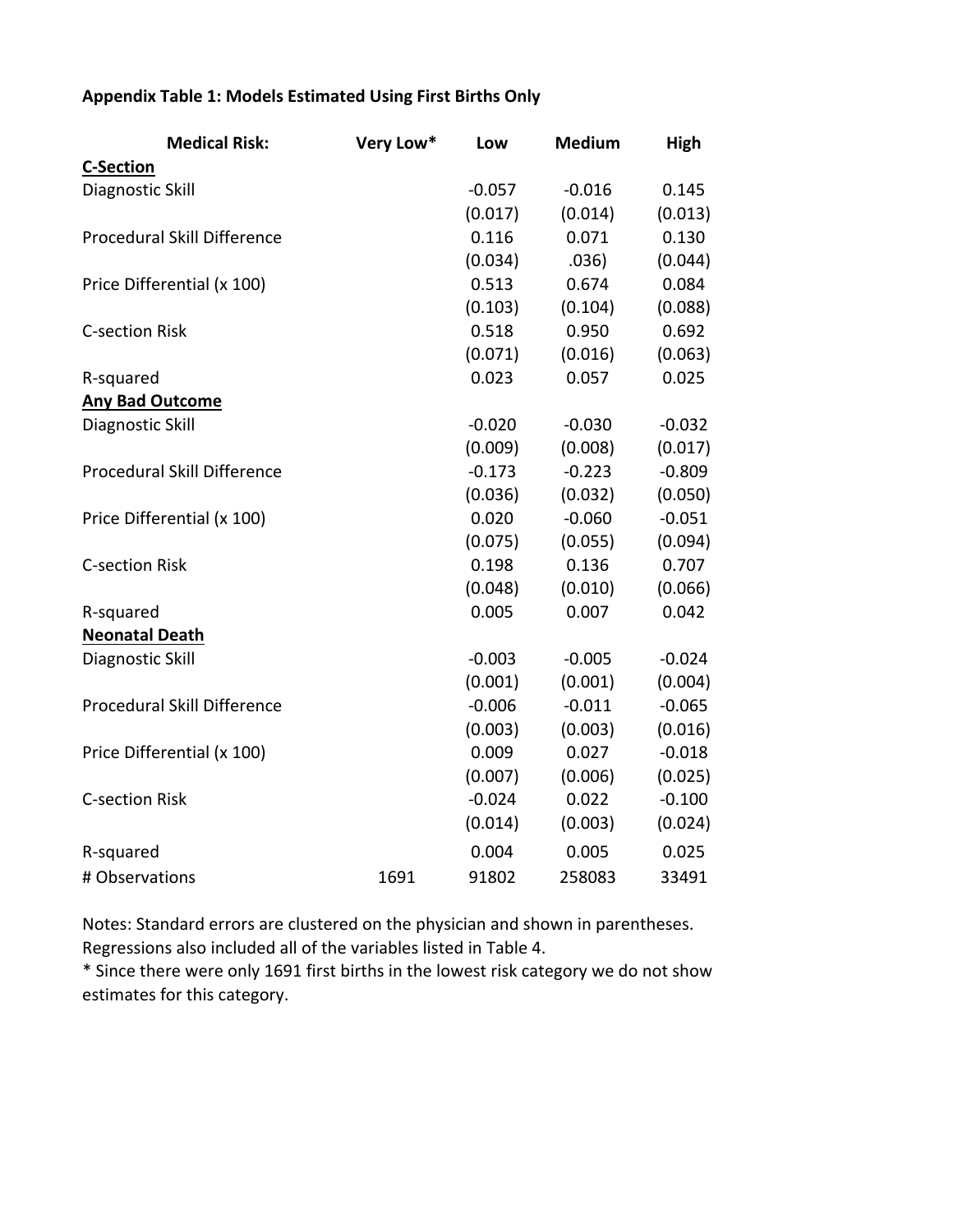**Appendix Table 1: Models Estimated Using First Births Only**

| Medical Risk: | Very Low* | Low | Medium | High |
|---|---|---|---|---|
| **C-Section** | | | | |
| Diagnostic Skill | | -0.057 | -0.016 | 0.145 |
| | | (0.017) | (0.014) | (0.013) |
| Procedural Skill Difference | | 0.116 | 0.071 | 0.130 |
| | | (0.034) | .036) | (0.044) |
| Price Differential (x 100) | | 0.513 | 0.674 | 0.084 |
| | | (0.103) | (0.104) | (0.088) |
| C-section Risk | | 0.518 | 0.950 | 0.692 |
| | | (0.071) | (0.016) | (0.063) |
| R-squared | | 0.023 | 0.057 | 0.025 |
| **Any Bad Outcome** | | | | |
| Diagnostic Skill | | -0.020 | -0.030 | -0.032 |
| | | (0.009) | (0.008) | (0.017) |
| Procedural Skill Difference | | -0.173 | -0.223 | -0.809 |
| | | (0.036) | (0.032) | (0.050) |
| Price Differential (x 100) | | 0.020 | -0.060 | -0.051 |
| | | (0.075) | (0.055) | (0.094) |
| C-section Risk | | 0.198 | 0.136 | 0.707 |
| | | (0.048) | (0.010) | (0.066) |
| R-squared | | 0.005 | 0.007 | 0.042 |
| **Neonatal Death** | | | | |
| Diagnostic Skill | | -0.003 | -0.005 | -0.024 |
| | | (0.001) | (0.001) | (0.004) |
| Procedural Skill Difference | | -0.006 | -0.011 | -0.065 |
| | | (0.003) | (0.003) | (0.016) |
| Price Differential (x 100) | | 0.009 | 0.027 | -0.018 |
| | | (0.007) | (0.006) | (0.025) |
| C-section Risk | | -0.024 | 0.022 | -0.100 |
| | | (0.014) | (0.003) | (0.024) |
| R-squared | | 0.004 | 0.005 | 0.025 |
| # Observations | 1691 | 91802 | 258083 | 33491 |

Notes: Standard errors are clustered on the physician and shown in parentheses. Regressions also included all of the variables listed in Table 4.

* Since there were only 1691 first births in the lowest risk category we do not show estimates for this category.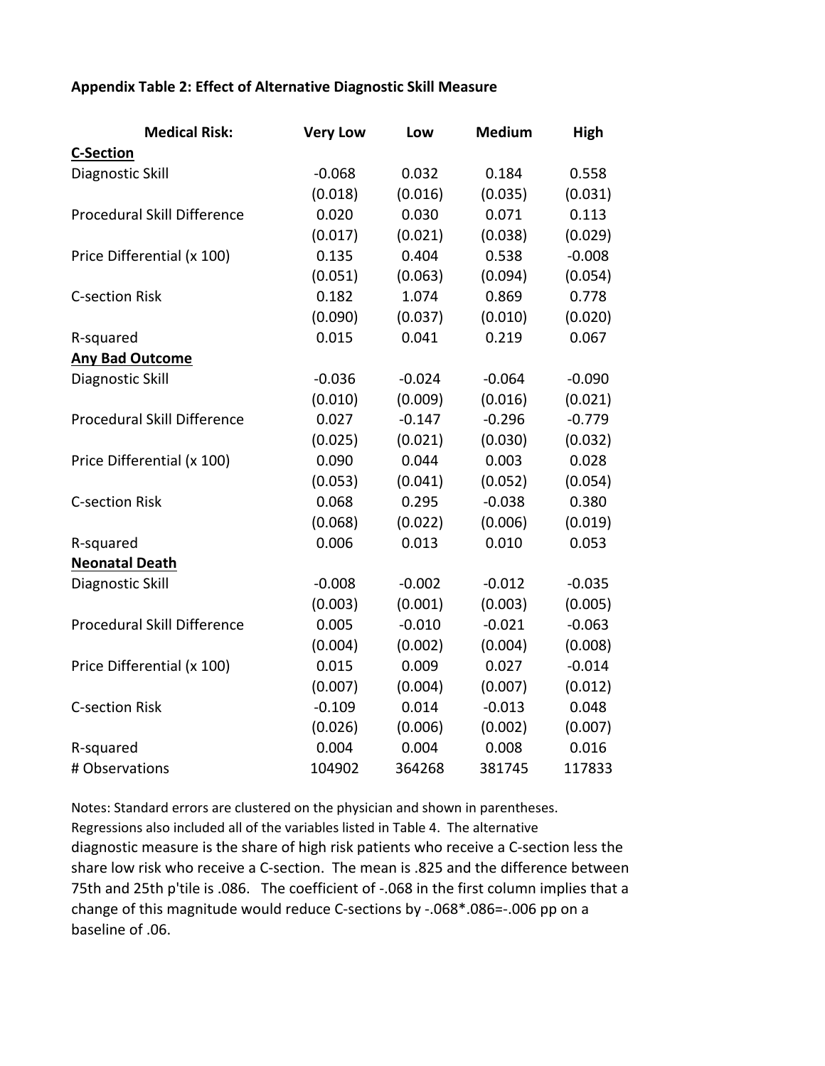**Appendix Table 2: Effect of Alternative Diagnostic Skill Measure**

| Medical Risk: | Very Low | Low | Medium | High |
|---|---|---|---|---|
| **C-Section** | | | | |
| Diagnostic Skill | -0.068 | 0.032 | 0.184 | 0.558 |
| | (0.018) | (0.016) | (0.035) | (0.031) |
| Procedural Skill Difference | 0.020 | 0.030 | 0.071 | 0.113 |
| | (0.017) | (0.021) | (0.038) | (0.029) |
| Price Differential (x 100) | 0.135 | 0.404 | 0.538 | -0.008 |
| | (0.051) | (0.063) | (0.094) | (0.054) |
| C-section Risk | 0.182 | 1.074 | 0.869 | 0.778 |
| | (0.090) | (0.037) | (0.010) | (0.020) |
| R-squared | 0.015 | 0.041 | 0.219 | 0.067 |
| **Any Bad Outcome** | | | | |
| Diagnostic Skill | -0.036 | -0.024 | -0.064 | -0.090 |
| | (0.010) | (0.009) | (0.016) | (0.021) |
| Procedural Skill Difference | 0.027 | -0.147 | -0.296 | -0.779 |
| | (0.025) | (0.021) | (0.030) | (0.032) |
| Price Differential (x 100) | 0.090 | 0.044 | 0.003 | 0.028 |
| | (0.053) | (0.041) | (0.052) | (0.054) |
| C-section Risk | 0.068 | 0.295 | -0.038 | 0.380 |
| | (0.068) | (0.022) | (0.006) | (0.019) |
| R-squared | 0.006 | 0.013 | 0.010 | 0.053 |
| **Neonatal Death** | | | | |
| Diagnostic Skill | -0.008 | -0.002 | -0.012 | -0.035 |
| | (0.003) | (0.001) | (0.003) | (0.005) |
| Procedural Skill Difference | 0.005 | -0.010 | -0.021 | -0.063 |
| | (0.004) | (0.002) | (0.004) | (0.008) |
| Price Differential (x 100) | 0.015 | 0.009 | 0.027 | -0.014 |
| | (0.007) | (0.004) | (0.007) | (0.012) |
| C-section Risk | -0.109 | 0.014 | -0.013 | 0.048 |
| | (0.026) | (0.006) | (0.002) | (0.007) |
| R-squared | 0.004 | 0.004 | 0.008 | 0.016 |
| # Observations | 104902 | 364268 | 381745 | 117833 |

Notes: Standard errors are clustered on the physician and shown in parentheses. Regressions also included all of the variables listed in Table 4. The alternative diagnostic measure is the share of high risk patients who receive a C-section less the share low risk who receive a C-section. The mean is .825 and the difference between 75th and 25th p'tile is .086. The coefficient of -.068 in the first column implies that a change of this magnitude would reduce C-sections by -.068*.086=-.006 pp on a baseline of .06.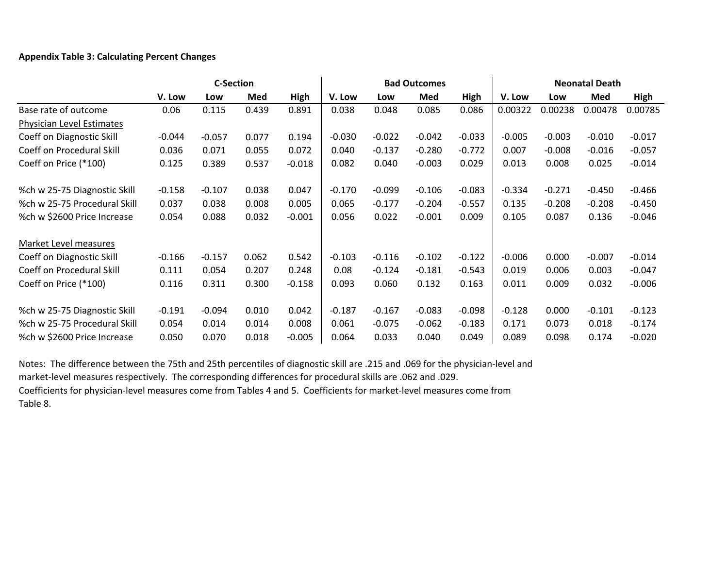**Appendix Table 3: Calculating Percent Changes**

| | C-Section | | | | Bad Outcomes | | | | Neonatal Death | | | |
|---|---|---|---|---|---|---|---|---|---|---|---|---|
| | V. Low | Low | Med | High | V. Low | Low | Med | High | V. Low | Low | Med | High |
| Base rate of outcome | 0.06 | 0.115 | 0.439 | 0.891 | 0.038 | 0.048 | 0.085 | 0.086 | 0.00322 | 0.00238 | 0.00478 | 0.00785 |
| Physician Level Estimates | | | | | | | | | | | | |
| Coeff on Diagnostic Skill | -0.044 | -0.057 | 0.077 | 0.194 | -0.030 | -0.022 | -0.042 | -0.033 | -0.005 | -0.003 | -0.010 | -0.017 |
| Coeff on Procedural Skill | 0.036 | 0.071 | 0.055 | 0.072 | 0.040 | -0.137 | -0.280 | -0.772 | 0.007 | -0.008 | -0.016 | -0.057 |
| Coeff on Price (*100) | 0.125 | 0.389 | 0.537 | -0.018 | 0.082 | 0.040 | -0.003 | 0.029 | 0.013 | 0.008 | 0.025 | -0.014 |
| | | | | | | | | | | | | |
| %ch w 25-75 Diagnostic Skill | -0.158 | -0.107 | 0.038 | 0.047 | -0.170 | -0.099 | -0.106 | -0.083 | -0.334 | -0.271 | -0.450 | -0.466 |
| %ch w 25-75 Procedural Skill | 0.037 | 0.038 | 0.008 | 0.005 | 0.065 | -0.177 | -0.204 | -0.557 | 0.135 | -0.208 | -0.208 | -0.450 |
| %ch w $2600 Price Increase | 0.054 | 0.088 | 0.032 | -0.001 | 0.056 | 0.022 | -0.001 | 0.009 | 0.105 | 0.087 | 0.136 | -0.046 |
| | | | | | | | | | | | | |
| Market Level measures | | | | | | | | | | | | |
| Coeff on Diagnostic Skill | -0.166 | -0.157 | 0.062 | 0.542 | -0.103 | -0.116 | -0.102 | -0.122 | -0.006 | 0.000 | -0.007 | -0.014 |
| Coeff on Procedural Skill | 0.111 | 0.054 | 0.207 | 0.248 | 0.08 | -0.124 | -0.181 | -0.543 | 0.019 | 0.006 | 0.003 | -0.047 |
| Coeff on Price (*100) | 0.116 | 0.311 | 0.300 | -0.158 | 0.093 | 0.060 | 0.132 | 0.163 | 0.011 | 0.009 | 0.032 | -0.006 |
| | | | | | | | | | | | | |
| %ch w 25-75 Diagnostic Skill | -0.191 | -0.094 | 0.010 | 0.042 | -0.187 | -0.167 | -0.083 | -0.098 | -0.128 | 0.000 | -0.101 | -0.123 |
| %ch w 25-75 Procedural Skill | 0.054 | 0.014 | 0.014 | 0.008 | 0.061 | -0.075 | -0.062 | -0.183 | 0.171 | 0.073 | 0.018 | -0.174 |
| %ch w $2600 Price Increase | 0.050 | 0.070 | 0.018 | -0.005 | 0.064 | 0.033 | 0.040 | 0.049 | 0.089 | 0.098 | 0.174 | -0.020 |

Notes: The difference between the 75th and 25th percentiles of diagnostic skill are .215 and .069 for the physician-level and market-level measures respectively. The corresponding differences for procedural skills are .062 and .029. Coefficients for physician-level measures come from Tables 4 and 5. Coefficients for market-level measures come from Table 8.